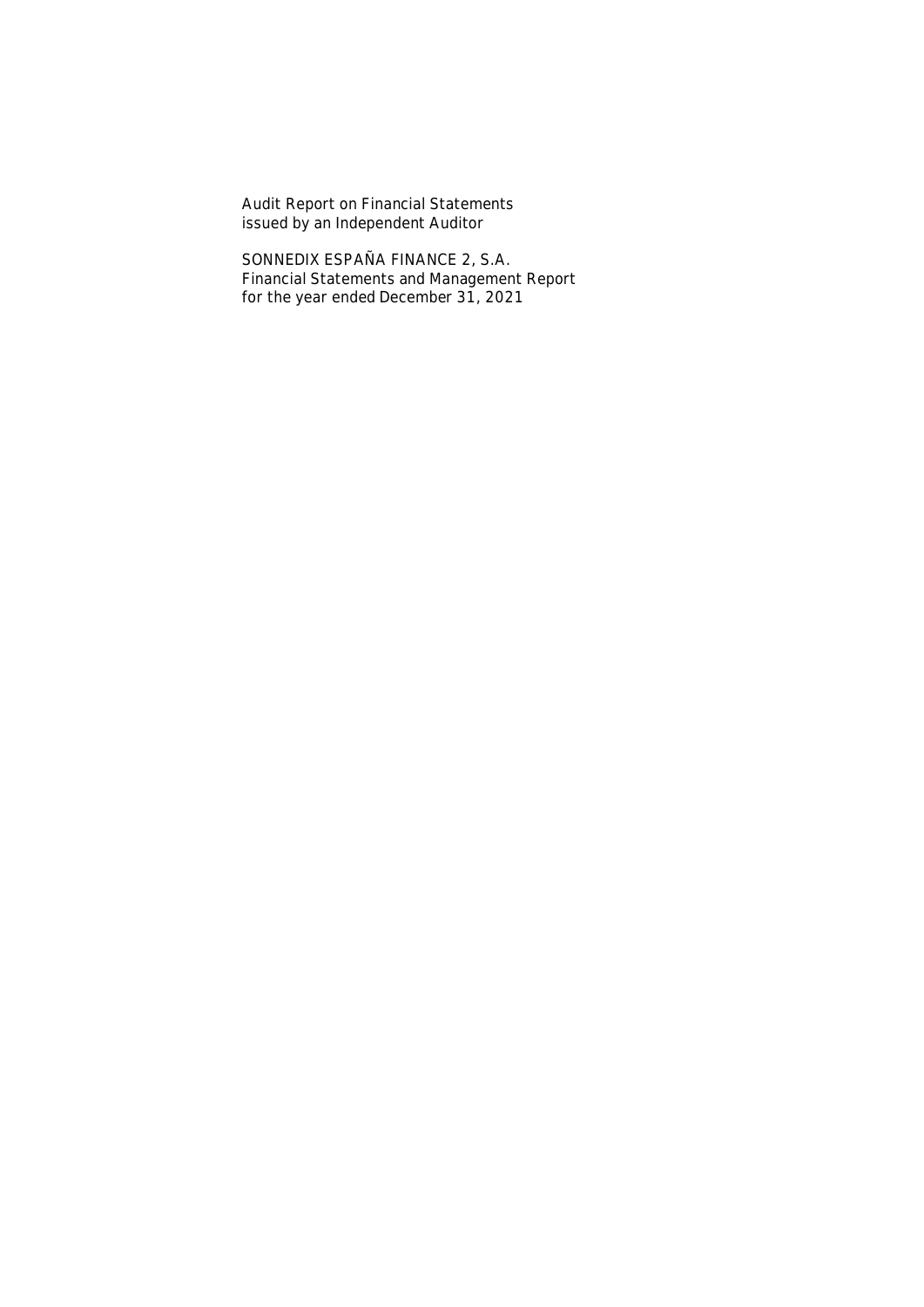Audit Report on Financial Statements
issued by an Independent Auditor

SONNEDIX ESPAÑA FINANCE 2, S.A.
Financial Statements and Management Report
for the year ended December 31, 2021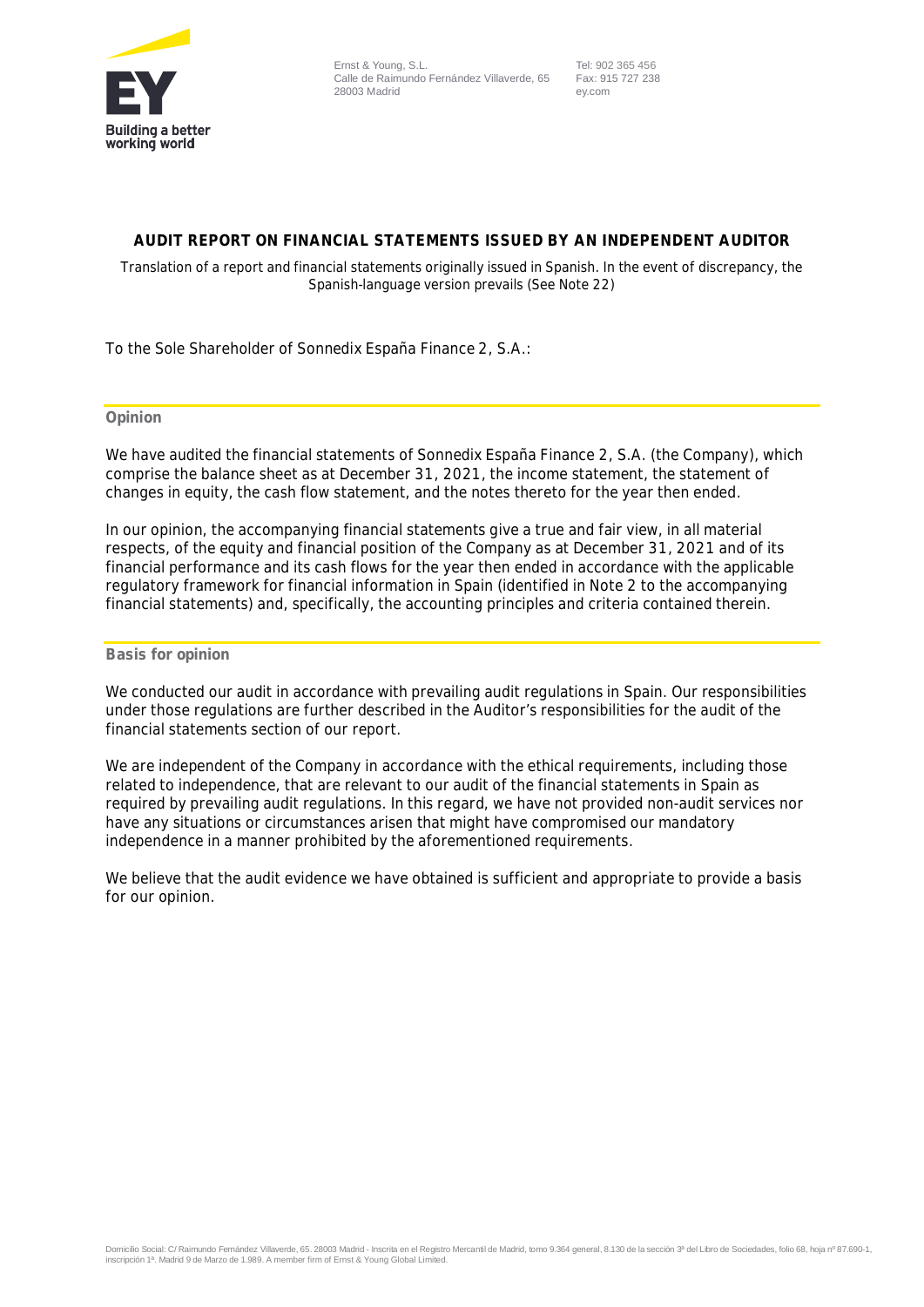Ernst & Young, S.L.
Calle de Raimundo Fernández Villaverde, 65
28003 Madrid

Tel: 902 365 456
Fax: 915 727 238
ey.com

## AUDIT REPORT ON FINANCIAL STATEMENTS ISSUED BY AN INDEPENDENT AUDITOR

Translation of a report and financial statements originally issued in Spanish. In the event of discrepancy, the Spanish-language version prevails (See Note 22)

To the Sole Shareholder of Sonnedix España Finance 2, S.A.:

### Opinion

We have audited the financial statements of Sonnedix España Finance 2, S.A. (the Company), which comprise the balance sheet as at December 31, 2021, the income statement, the statement of changes in equity, the cash flow statement, and the notes thereto for the year then ended.

In our opinion, the accompanying financial statements give a true and fair view, in all material respects, of the equity and financial position of the Company as at December 31, 2021 and of its financial performance and its cash flows for the year then ended in accordance with the applicable regulatory framework for financial information in Spain (identified in Note 2 to the accompanying financial statements) and, specifically, the accounting principles and criteria contained therein.

### Basis for opinion

We conducted our audit in accordance with prevailing audit regulations in Spain. Our responsibilities under those regulations are further described in the Auditor's responsibilities for the audit of the financial statements section of our report.

We are independent of the Company in accordance with the ethical requirements, including those related to independence, that are relevant to our audit of the financial statements in Spain as required by prevailing audit regulations. In this regard, we have not provided non-audit services nor have any situations or circumstances arisen that might have compromised our mandatory independence in a manner prohibited by the aforementioned requirements.

We believe that the audit evidence we have obtained is sufficient and appropriate to provide a basis for our opinion.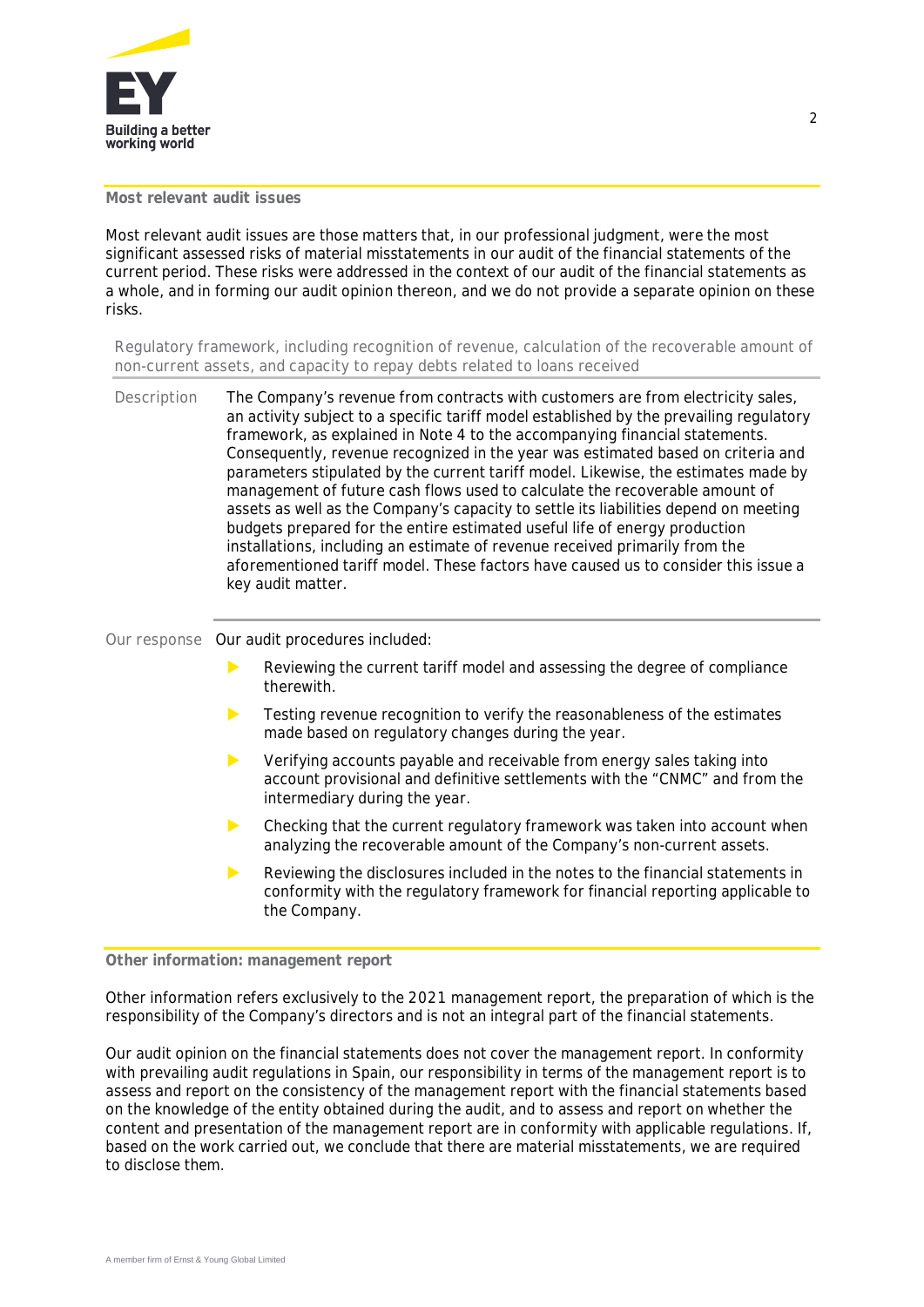## Most relevant audit issues

Most relevant audit issues are those matters that, in our professional judgment, were the most significant assessed risks of material misstatements in our audit of the financial statements of the current period. These risks were addressed in the context of our audit of the financial statements as a whole, and in forming our audit opinion thereon, and we do not provide a separate opinion on these risks.

### Regulatory framework, including recognition of revenue, calculation of the recoverable amount of non-current assets, and capacity to repay debts related to loans received

**Description**

The Company's revenue from contracts with customers are from electricity sales, an activity subject to a specific tariff model established by the prevailing regulatory framework, as explained in Note 4 to the accompanying financial statements. Consequently, revenue recognized in the year was estimated based on criteria and parameters stipulated by the current tariff model. Likewise, the estimates made by management of future cash flows used to calculate the recoverable amount of assets as well as the Company's capacity to settle its liabilities depend on meeting budgets prepared for the entire estimated useful life of energy production installations, including an estimate of revenue received primarily from the aforementioned tariff model. These factors have caused us to consider this issue a key audit matter.

**Our response**

Our audit procedures included:

- Reviewing the current tariff model and assessing the degree of compliance therewith.
- Testing revenue recognition to verify the reasonableness of the estimates made based on regulatory changes during the year.
- Verifying accounts payable and receivable from energy sales taking into account provisional and definitive settlements with the "CNMC" and from the intermediary during the year.
- Checking that the current regulatory framework was taken into account when analyzing the recoverable amount of the Company's non-current assets.
- Reviewing the disclosures included in the notes to the financial statements in conformity with the regulatory framework for financial reporting applicable to the Company.

## Other information: management report

Other information refers exclusively to the 2021 management report, the preparation of which is the responsibility of the Company's directors and is not an integral part of the financial statements.

Our audit opinion on the financial statements does not cover the management report. In conformity with prevailing audit regulations in Spain, our responsibility in terms of the management report is to assess and report on the consistency of the management report with the financial statements based on the knowledge of the entity obtained during the audit, and to assess and report on whether the content and presentation of the management report are in conformity with applicable regulations. If, based on the work carried out, we conclude that there are material misstatements, we are required to disclose them.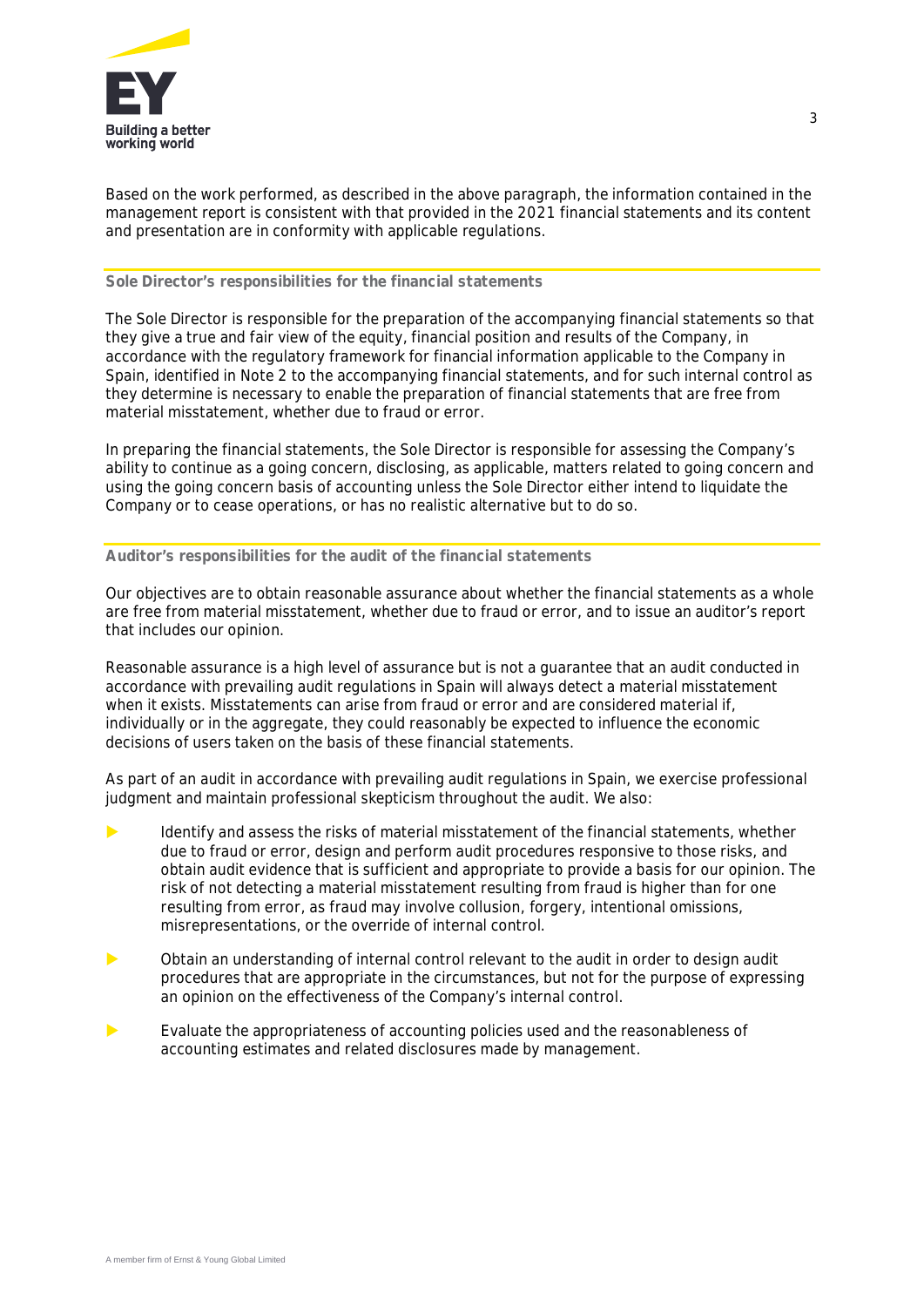Based on the work performed, as described in the above paragraph, the information contained in the management report is consistent with that provided in the 2021 financial statements and its content and presentation are in conformity with applicable regulations.

## Sole Director's responsibilities for the financial statements

The Sole Director is responsible for the preparation of the accompanying financial statements so that they give a true and fair view of the equity, financial position and results of the Company, in accordance with the regulatory framework for financial information applicable to the Company in Spain, identified in Note 2 to the accompanying financial statements, and for such internal control as they determine is necessary to enable the preparation of financial statements that are free from material misstatement, whether due to fraud or error.

In preparing the financial statements, the Sole Director is responsible for assessing the Company's ability to continue as a going concern, disclosing, as applicable, matters related to going concern and using the going concern basis of accounting unless the Sole Director either intend to liquidate the Company or to cease operations, or has no realistic alternative but to do so.

## Auditor's responsibilities for the audit of the financial statements

Our objectives are to obtain reasonable assurance about whether the financial statements as a whole are free from material misstatement, whether due to fraud or error, and to issue an auditor's report that includes our opinion.

Reasonable assurance is a high level of assurance but is not a guarantee that an audit conducted in accordance with prevailing audit regulations in Spain will always detect a material misstatement when it exists. Misstatements can arise from fraud or error and are considered material if, individually or in the aggregate, they could reasonably be expected to influence the economic decisions of users taken on the basis of these financial statements.

As part of an audit in accordance with prevailing audit regulations in Spain, we exercise professional judgment and maintain professional skepticism throughout the audit. We also:

- Identify and assess the risks of material misstatement of the financial statements, whether due to fraud or error, design and perform audit procedures responsive to those risks, and obtain audit evidence that is sufficient and appropriate to provide a basis for our opinion. The risk of not detecting a material misstatement resulting from fraud is higher than for one resulting from error, as fraud may involve collusion, forgery, intentional omissions, misrepresentations, or the override of internal control.
- Obtain an understanding of internal control relevant to the audit in order to design audit procedures that are appropriate in the circumstances, but not for the purpose of expressing an opinion on the effectiveness of the Company's internal control.
- Evaluate the appropriateness of accounting policies used and the reasonableness of accounting estimates and related disclosures made by management.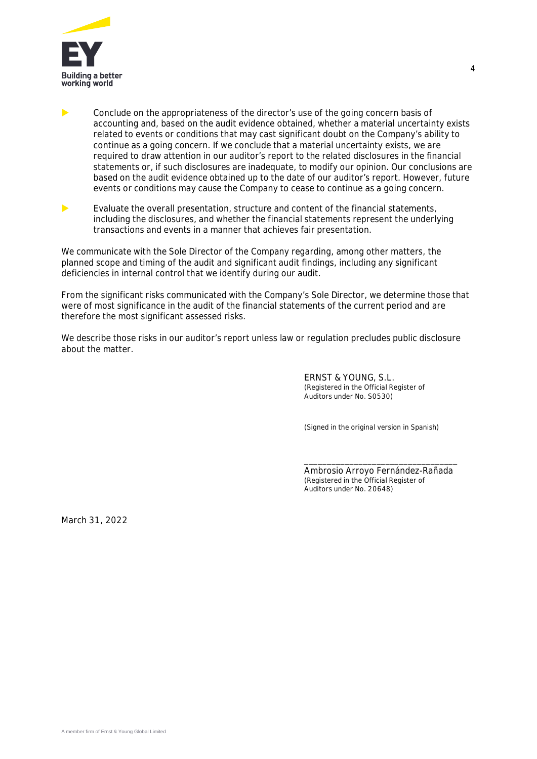- Conclude on the appropriateness of the director's use of the going concern basis of accounting and, based on the audit evidence obtained, whether a material uncertainty exists related to events or conditions that may cast significant doubt on the Company's ability to continue as a going concern. If we conclude that a material uncertainty exists, we are required to draw attention in our auditor's report to the related disclosures in the financial statements or, if such disclosures are inadequate, to modify our opinion. Our conclusions are based on the audit evidence obtained up to the date of our auditor's report. However, future events or conditions may cause the Company to cease to continue as a going concern.

- Evaluate the overall presentation, structure and content of the financial statements, including the disclosures, and whether the financial statements represent the underlying transactions and events in a manner that achieves fair presentation.

We communicate with the Sole Director of the Company regarding, among other matters, the planned scope and timing of the audit and significant audit findings, including any significant deficiencies in internal control that we identify during our audit.

From the significant risks communicated with the Company's Sole Director, we determine those that were of most significance in the audit of the financial statements of the current period and are therefore the most significant assessed risks.

We describe those risks in our auditor's report unless law or regulation precludes public disclosure about the matter.

ERNST & YOUNG, S.L.
(Registered in the Official Register of Auditors under No. S0530)

(Signed in the original version in Spanish)

\_\_\_\_\_\_\_\_\_\_\_\_\_\_\_\_\_\_\_\_\_\_\_\_\_\_\_\_\_\_\_\_\_\_
Ambrosio Arroyo Fernández-Rañada
(Registered in the Official Register of Auditors under No. 20648)

March 31, 2022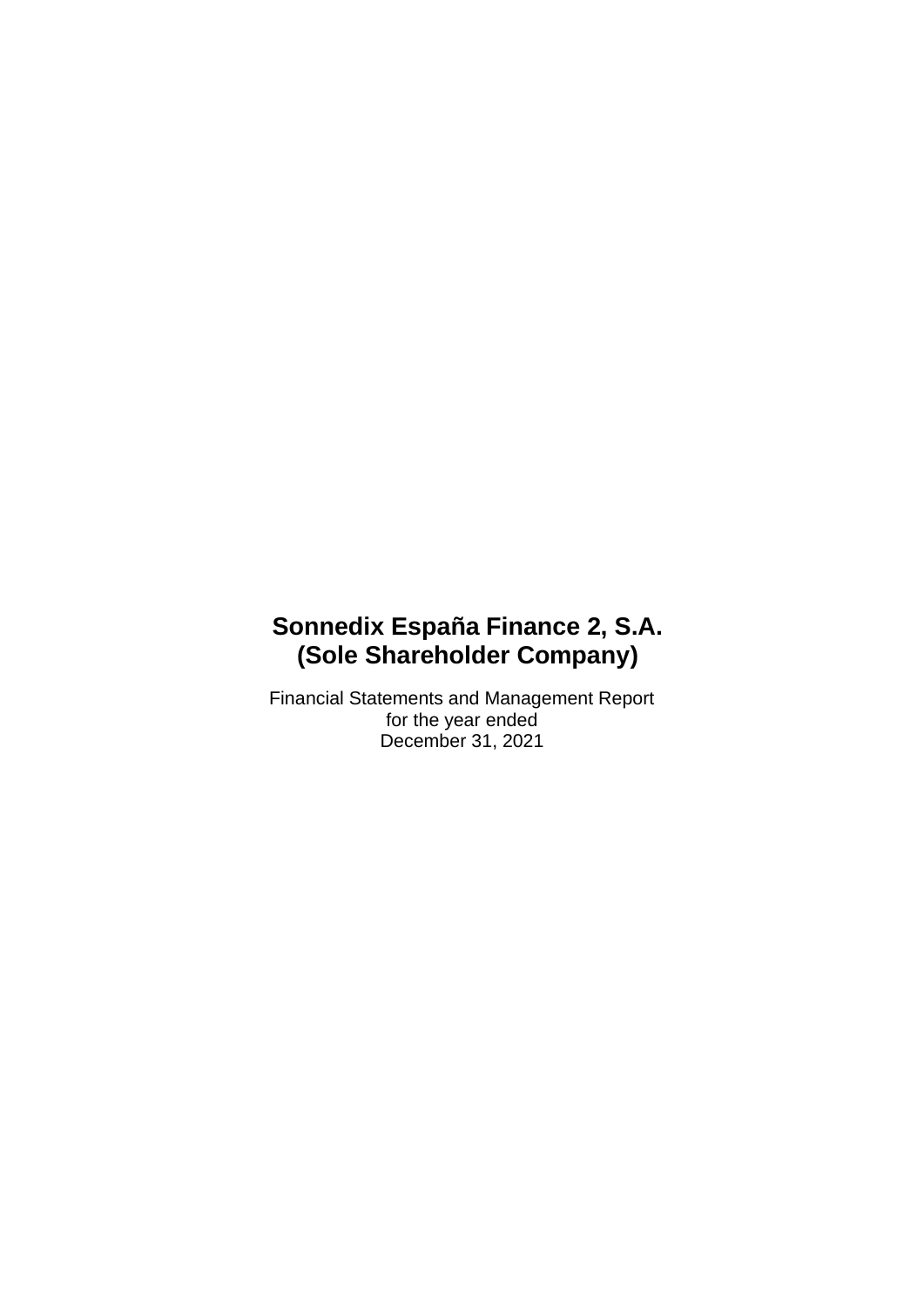# Sonnedix España Finance 2, S.A.
# (Sole Shareholder Company)

Financial Statements and Management Report
for the year ended
December 31, 2021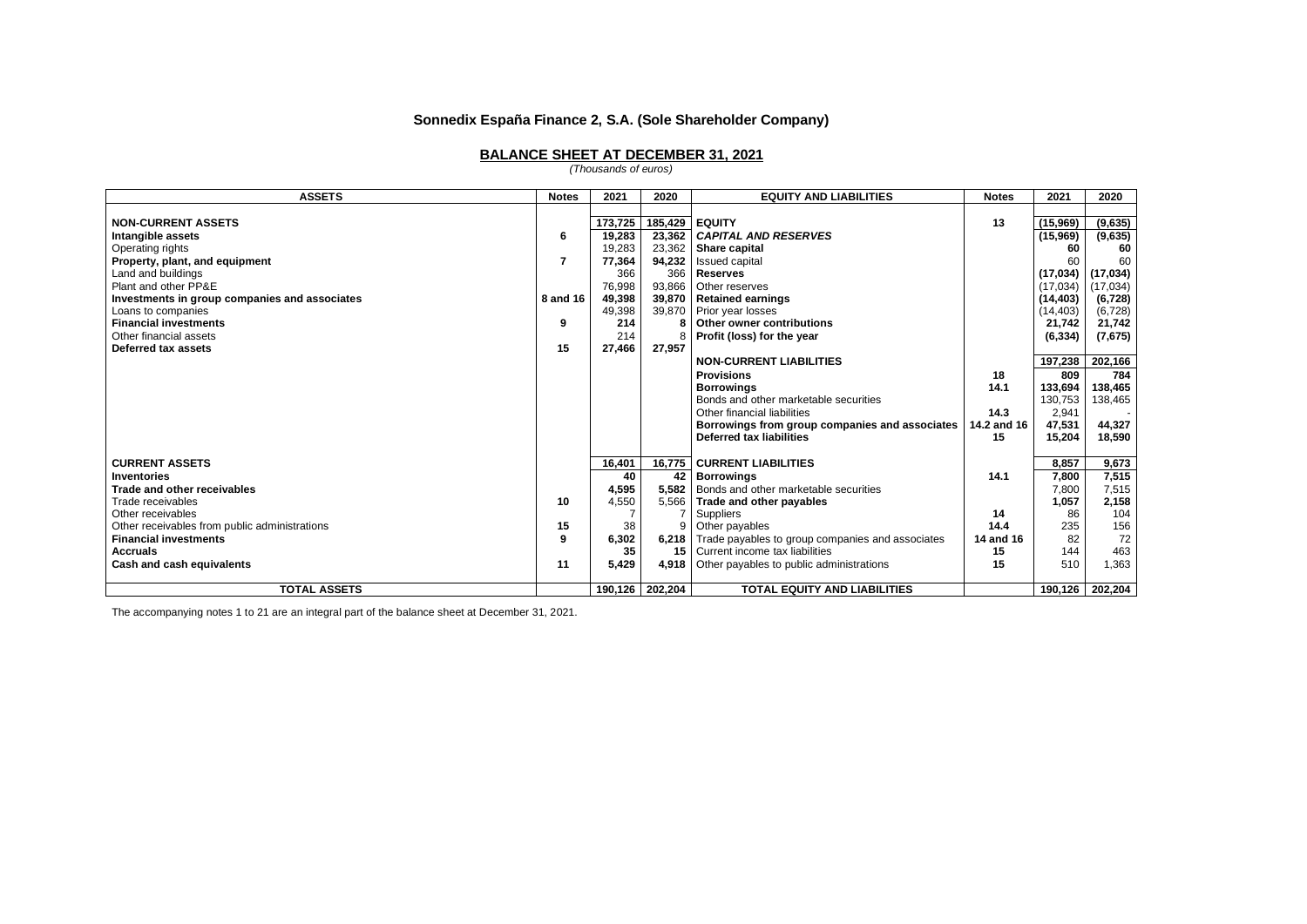**Sonnedix España Finance 2, S.A. (Sole Shareholder Company)**

**BALANCE SHEET AT DECEMBER 31, 2021**

*(Thousands of euros)*

| ASSETS | Notes | 2021 | 2020 | EQUITY AND LIABILITIES | Notes | 2021 | 2020 |
|---|---|---|---|---|---|---|---|
| **NON-CURRENT ASSETS** | | 173,725 | 185,429 | **EQUITY** | 13 | (15,969) | (9,635) |
| **Intangible assets** | 6 | 19,283 | 23,362 | ***CAPITAL AND RESERVES*** | | (15,969) | (9,635) |
| Operating rights | | 19,283 | 23,362 | **Share capital** | | 60 | 60 |
| **Property, plant, and equipment** | 7 | 77,364 | 94,232 | Issued capital | | 60 | 60 |
| Land and buildings | | 366 | 366 | **Reserves** | | (17,034) | (17,034) |
| Plant and other PP&E | | 76,998 | 93,866 | Other reserves | | (17,034) | (17,034) |
| **Investments in group companies and associates** | 8 and 16 | 49,398 | 39,870 | **Retained earnings** | | (14,403) | (6,728) |
| Loans to companies | | 49,398 | 39,870 | Prior year losses | | (14,403) | (6,728) |
| **Financial investments** | 9 | 214 | 8 | **Other owner contributions** | | 21,742 | 21,742 |
| Other financial assets | | 214 | 8 | **Profit (loss) for the year** | | (6,334) | (7,675) |
| **Deferred tax assets** | 15 | 27,466 | 27,957 | | | | |
| | | | | **NON-CURRENT LIABILITIES** | | 197,238 | 202,166 |
| | | | | **Provisions** | 18 | 809 | 784 |
| | | | | **Borrowings** | 14.1 | 133,694 | 138,465 |
| | | | | Bonds and other marketable securities | | 130,753 | 138,465 |
| | | | | Other financial liabilities | 14.3 | 2,941 | - |
| | | | | **Borrowings from group companies and associates** | 14.2 and 16 | 47,531 | 44,327 |
| | | | | **Deferred tax liabilities** | 15 | 15,204 | 18,590 |
| **CURRENT ASSETS** | | 16,401 | 16,775 | **CURRENT LIABILITIES** | | 8,857 | 9,673 |
| **Inventories** | | 40 | 42 | **Borrowings** | 14.1 | 7,800 | 7,515 |
| **Trade and other receivables** | | 4,595 | 5,582 | Bonds and other marketable securities | | 7,800 | 7,515 |
| Trade receivables | 10 | 4,550 | 5,566 | **Trade and other payables** | | 1,057 | 2,158 |
| Other receivables | | 7 | 7 | Suppliers | 14 | 86 | 104 |
| Other receivables from public administrations | 15 | 38 | 9 | Other payables | 14.4 | 235 | 156 |
| **Financial investments** | 9 | 6,302 | 6,218 | Trade payables to group companies and associates | 14 and 16 | 82 | 72 |
| **Accruals** | | 35 | 15 | Current income tax liabilities | 15 | 144 | 463 |
| **Cash and cash equivalents** | 11 | 5,429 | 4,918 | Other payables to public administrations | 15 | 510 | 1,363 |
| **TOTAL ASSETS** | | 190,126 | 202,204 | **TOTAL EQUITY AND LIABILITIES** | | 190,126 | 202,204 |

The accompanying notes 1 to 21 are an integral part of the balance sheet at December 31, 2021.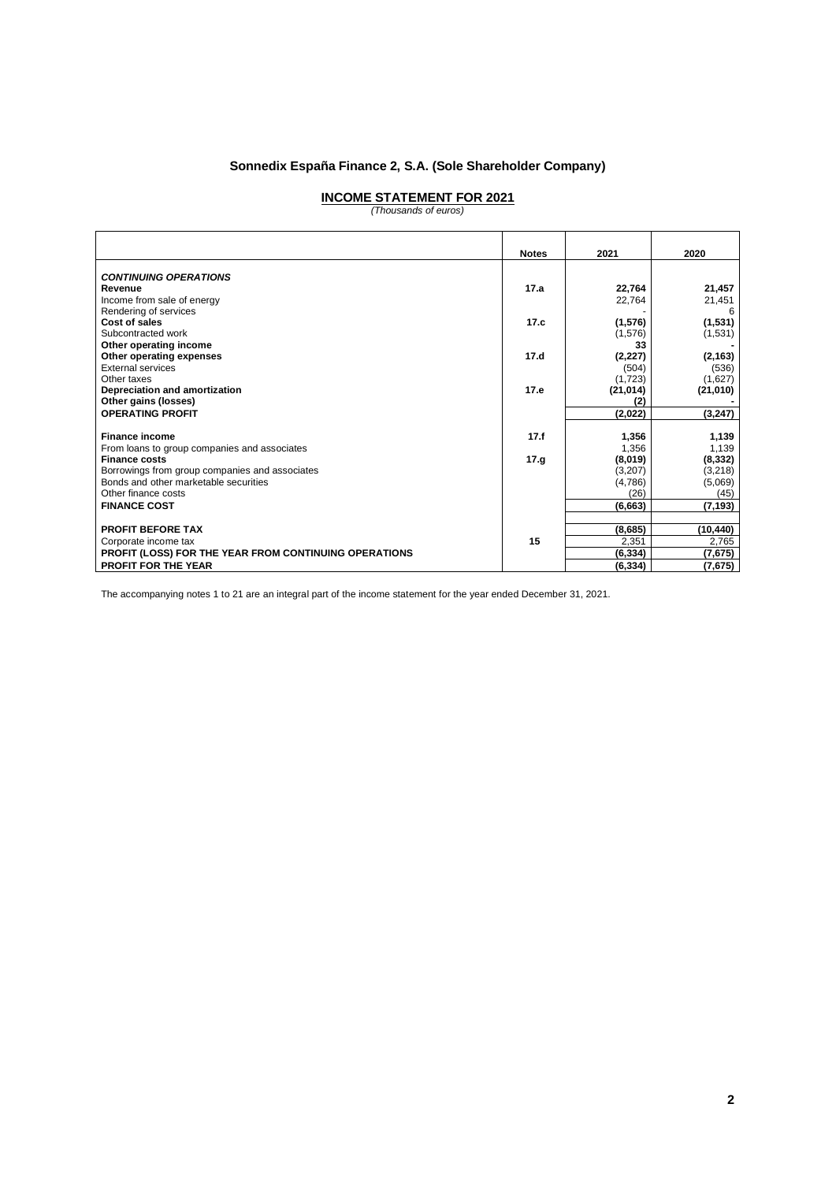# Sonnedix España Finance 2, S.A. (Sole Shareholder Company)

## INCOME STATEMENT FOR 2021

*(Thousands of euros)*

| | Notes | 2021 | 2020 |
|---|---|---|---|
| ***CONTINUING OPERATIONS*** | | | |
| **Revenue** | **17.a** | **22,764** | **21,457** |
| Income from sale of energy | | 22,764 | 21,451 |
| Rendering of services | | - | 6 |
| **Cost of sales** | **17.c** | **(1,576)** | **(1,531)** |
| Subcontracted work | | (1,576) | (1,531) |
| **Other operating income** | | **33** | **-** |
| **Other operating expenses** | **17.d** | **(2,227)** | **(2,163)** |
| External services | | (504) | (536) |
| Other taxes | | (1,723) | (1,627) |
| **Depreciation and amortization** | **17.e** | **(21,014)** | **(21,010)** |
| **Other gains (losses)** | | **(2)** | **-** |
| **OPERATING PROFIT** | | **(2,022)** | **(3,247)** |
| **Finance income** | **17.f** | **1,356** | **1,139** |
| From loans to group companies and associates | | 1,356 | 1,139 |
| **Finance costs** | **17.g** | **(8,019)** | **(8,332)** |
| Borrowings from group companies and associates | | (3,207) | (3,218) |
| Bonds and other marketable securities | | (4,786) | (5,069) |
| Other finance costs | | (26) | (45) |
| **FINANCE COST** | | **(6,663)** | **(7,193)** |
| **PROFIT BEFORE TAX** | | **(8,685)** | **(10,440)** |
| Corporate income tax | **15** | 2,351 | 2,765 |
| **PROFIT (LOSS) FOR THE YEAR FROM CONTINUING OPERATIONS** | | **(6,334)** | **(7,675)** |
| **PROFIT FOR THE YEAR** | | **(6,334)** | **(7,675)** |

The accompanying notes 1 to 21 are an integral part of the income statement for the year ended December 31, 2021.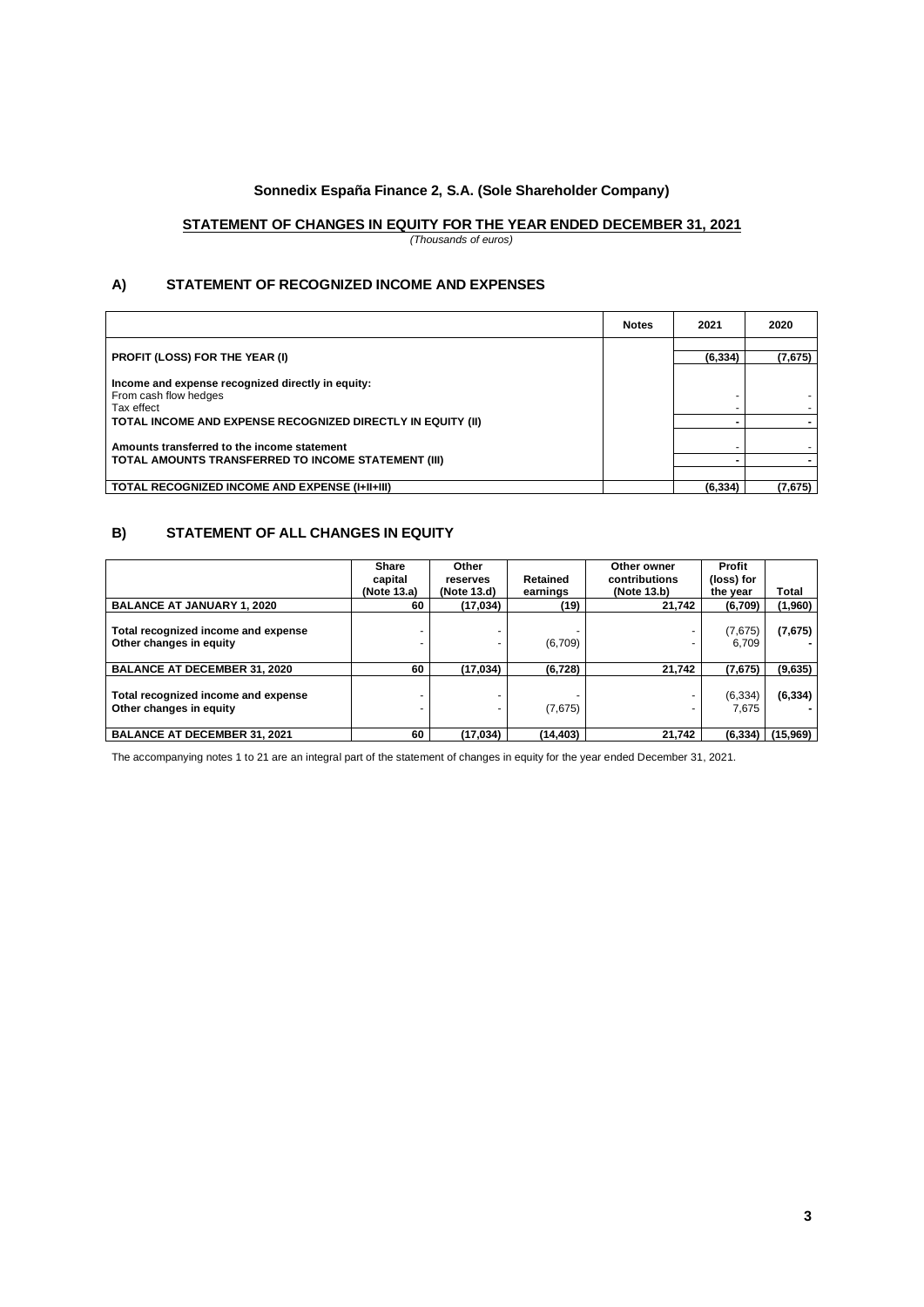## Sonnedix España Finance 2, S.A. (Sole Shareholder Company)

### STATEMENT OF CHANGES IN EQUITY FOR THE YEAR ENDED DECEMBER 31, 2021

*(Thousands of euros)*

### A) STATEMENT OF RECOGNIZED INCOME AND EXPENSES

| | Notes | 2021 | 2020 |
|---|---|---|---|
| **PROFIT (LOSS) FOR THE YEAR (I)** | | **(6,334)** | **(7,675)** |
| **Income and expense recognized directly in equity:** | | | |
| From cash flow hedges | | - | - |
| Tax effect | | - | - |
| **TOTAL INCOME AND EXPENSE RECOGNIZED DIRECTLY IN EQUITY (II)** | | **-** | **-** |
| **Amounts transferred to the income statement** | | - | - |
| **TOTAL AMOUNTS TRANSFERRED TO INCOME STATEMENT (III)** | | **-** | **-** |
| **TOTAL RECOGNIZED INCOME AND EXPENSE (I+II+III)** | | **(6,334)** | **(7,675)** |

### B) STATEMENT OF ALL CHANGES IN EQUITY

| | Share capital (Note 13.a) | Other reserves (Note 13.d) | Retained earnings | Other owner contributions (Note 13.b) | Profit (loss) for the year | Total |
|---|---|---|---|---|---|---|
| **BALANCE AT JANUARY 1, 2020** | **60** | **(17,034)** | **(19)** | **21,742** | **(6,709)** | **(1,960)** |
| **Total recognized income and expense** | - | - | - | - | (7,675) | **(7,675)** |
| **Other changes in equity** | - | - | (6,709) | - | 6,709 | **-** |
| **BALANCE AT DECEMBER 31, 2020** | **60** | **(17,034)** | **(6,728)** | **21,742** | **(7,675)** | **(9,635)** |
| **Total recognized income and expense** | - | - | - | - | (6,334) | **(6,334)** |
| **Other changes in equity** | - | - | (7,675) | - | 7,675 | **-** |
| **BALANCE AT DECEMBER 31, 2021** | **60** | **(17,034)** | **(14,403)** | **21,742** | **(6,334)** | **(15,969)** |

The accompanying notes 1 to 21 are an integral part of the statement of changes in equity for the year ended December 31, 2021.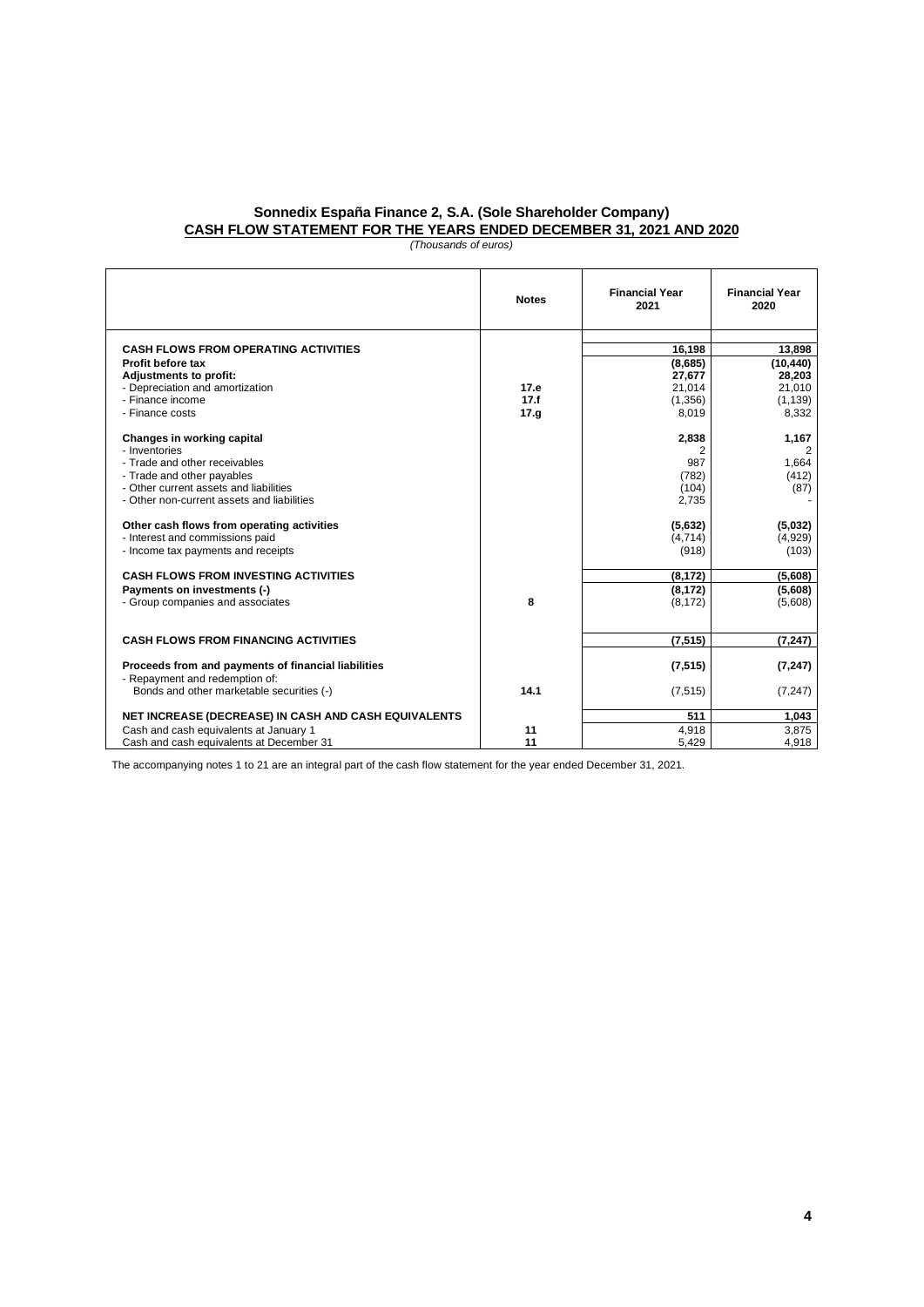# Sonnedix España Finance 2, S.A. (Sole Shareholder Company)

## CASH FLOW STATEMENT FOR THE YEARS ENDED DECEMBER 31, 2021 AND 2020

*(Thousands of euros)*

| | Notes | Financial Year 2021 | Financial Year 2020 |
|---|---|---|---|
| **CASH FLOWS FROM OPERATING ACTIVITIES** | | **16,198** | **13,898** |
| **Profit before tax** | | **(8,685)** | **(10,440)** |
| **Adjustments to profit:** | | **27,677** | **28,203** |
| - Depreciation and amortization | **17.e** | 21,014 | 21,010 |
| - Finance income | **17.f** | (1,356) | (1,139) |
| - Finance costs | **17.g** | 8,019 | 8,332 |
| **Changes in working capital** | | **2,838** | **1,167** |
| - Inventories | | 2 | 2 |
| - Trade and other receivables | | 987 | 1,664 |
| - Trade and other payables | | (782) | (412) |
| - Other current assets and liabilities | | (104) | (87) |
| - Other non-current assets and liabilities | | 2,735 | - |
| **Other cash flows from operating activities** | | **(5,632)** | **(5,032)** |
| - Interest and commissions paid | | (4,714) | (4,929) |
| - Income tax payments and receipts | | (918) | (103) |
| **CASH FLOWS FROM INVESTING ACTIVITIES** | | **(8,172)** | **(5,608)** |
| **Payments on investments (-)** | | **(8,172)** | **(5,608)** |
| - Group companies and associates | **8** | (8,172) | (5,608) |
| **CASH FLOWS FROM FINANCING ACTIVITIES** | | **(7,515)** | **(7,247)** |
| **Proceeds from and payments of financial liabilities** | | **(7,515)** | **(7,247)** |
| - Repayment and redemption of: | | | |
| Bonds and other marketable securities (-) | **14.1** | (7,515) | (7,247) |
| **NET INCREASE (DECREASE) IN CASH AND CASH EQUIVALENTS** | | **511** | **1,043** |
| Cash and cash equivalents at January 1 | **11** | 4,918 | 3,875 |
| Cash and cash equivalents at December 31 | **11** | 5,429 | 4,918 |

The accompanying notes 1 to 21 are an integral part of the cash flow statement for the year ended December 31, 2021.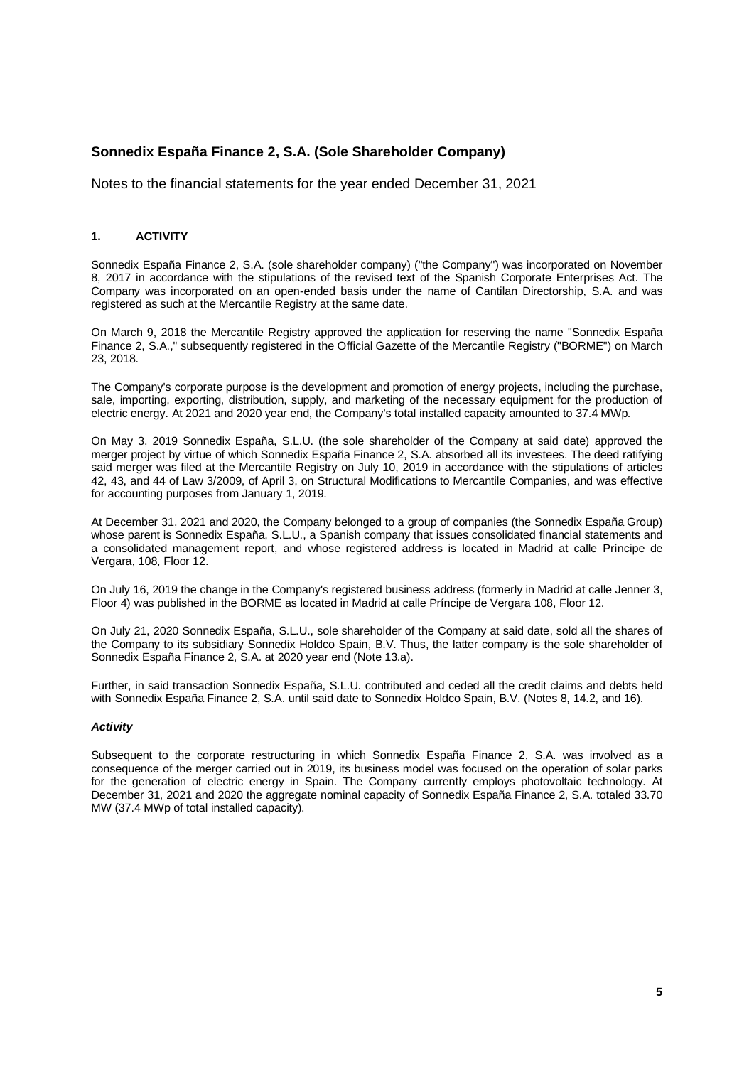# Sonnedix España Finance 2, S.A. (Sole Shareholder Company)

Notes to the financial statements for the year ended December 31, 2021

## 1. ACTIVITY

Sonnedix España Finance 2, S.A. (sole shareholder company) ("the Company") was incorporated on November 8, 2017 in accordance with the stipulations of the revised text of the Spanish Corporate Enterprises Act. The Company was incorporated on an open-ended basis under the name of Cantilan Directorship, S.A. and was registered as such at the Mercantile Registry at the same date.

On March 9, 2018 the Mercantile Registry approved the application for reserving the name "Sonnedix España Finance 2, S.A.," subsequently registered in the Official Gazette of the Mercantile Registry ("BORME") on March 23, 2018.

The Company's corporate purpose is the development and promotion of energy projects, including the purchase, sale, importing, exporting, distribution, supply, and marketing of the necessary equipment for the production of electric energy. At 2021 and 2020 year end, the Company's total installed capacity amounted to 37.4 MWp.

On May 3, 2019 Sonnedix España, S.L.U. (the sole shareholder of the Company at said date) approved the merger project by virtue of which Sonnedix España Finance 2, S.A. absorbed all its investees. The deed ratifying said merger was filed at the Mercantile Registry on July 10, 2019 in accordance with the stipulations of articles 42, 43, and 44 of Law 3/2009, of April 3, on Structural Modifications to Mercantile Companies, and was effective for accounting purposes from January 1, 2019.

At December 31, 2021 and 2020, the Company belonged to a group of companies (the Sonnedix España Group) whose parent is Sonnedix España, S.L.U., a Spanish company that issues consolidated financial statements and a consolidated management report, and whose registered address is located in Madrid at calle Príncipe de Vergara, 108, Floor 12.

On July 16, 2019 the change in the Company's registered business address (formerly in Madrid at calle Jenner 3, Floor 4) was published in the BORME as located in Madrid at calle Príncipe de Vergara 108, Floor 12.

On July 21, 2020 Sonnedix España, S.L.U., sole shareholder of the Company at said date, sold all the shares of the Company to its subsidiary Sonnedix Holdco Spain, B.V. Thus, the latter company is the sole shareholder of Sonnedix España Finance 2, S.A. at 2020 year end (Note 13.a).

Further, in said transaction Sonnedix España, S.L.U. contributed and ceded all the credit claims and debts held with Sonnedix España Finance 2, S.A. until said date to Sonnedix Holdco Spain, B.V. (Notes 8, 14.2, and 16).

### *Activity*

Subsequent to the corporate restructuring in which Sonnedix España Finance 2, S.A. was involved as a consequence of the merger carried out in 2019, its business model was focused on the operation of solar parks for the generation of electric energy in Spain. The Company currently employs photovoltaic technology. At December 31, 2021 and 2020 the aggregate nominal capacity of Sonnedix España Finance 2, S.A. totaled 33.70 MW (37.4 MWp of total installed capacity).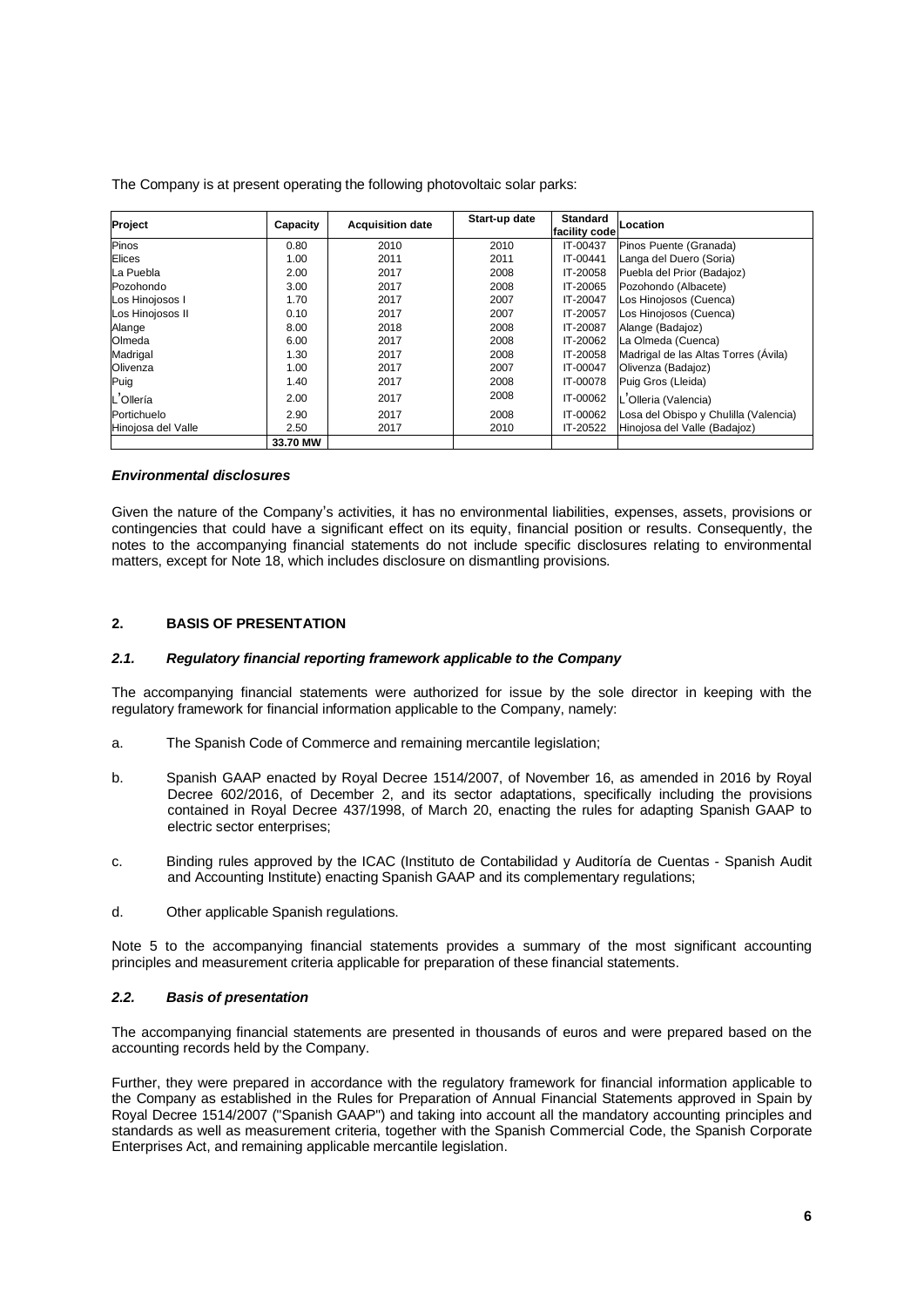The Company is at present operating the following photovoltaic solar parks:

| Project | Capacity | Acquisition date | Start-up date | Standard facility code | Location |
|---|---|---|---|---|---|
| Pinos | 0.80 | 2010 | 2010 | IT-00437 | Pinos Puente (Granada) |
| Elices | 1.00 | 2011 | 2011 | IT-00441 | Langa del Duero (Soria) |
| La Puebla | 2.00 | 2017 | 2008 | IT-20058 | Puebla del Prior (Badajoz) |
| Pozohondo | 3.00 | 2017 | 2008 | IT-20065 | Pozohondo (Albacete) |
| Los Hinojosos I | 1.70 | 2017 | 2007 | IT-20047 | Los Hinojosos (Cuenca) |
| Los Hinojosos II | 0.10 | 2017 | 2007 | IT-20057 | Los Hinojosos (Cuenca) |
| Alange | 8.00 | 2018 | 2008 | IT-20087 | Alange (Badajoz) |
| Olmeda | 6.00 | 2017 | 2008 | IT-20062 | La Olmeda (Cuenca) |
| Madrigal | 1.30 | 2017 | 2008 | IT-20058 | Madrigal de las Altas Torres (Ávila) |
| Olivenza | 1.00 | 2017 | 2007 | IT-00047 | Olivenza (Badajoz) |
| Puig | 1.40 | 2017 | 2008 | IT-00078 | Puig Gros (Lleida) |
| L'Ollería | 2.00 | 2017 | 2008 | IT-00062 | L'Olleria (Valencia) |
| Portichuelo | 2.90 | 2017 | 2008 | IT-00062 | Losa del Obispo y Chulilla (Valencia) |
| Hinojosa del Valle | 2.50 | 2017 | 2010 | IT-20522 | Hinojosa del Valle (Badajoz) |
| | 33.70 MW | | | | |

### *Environmental disclosures*

Given the nature of the Company's activities, it has no environmental liabilities, expenses, assets, provisions or contingencies that could have a significant effect on its equity, financial position or results. Consequently, the notes to the accompanying financial statements do not include specific disclosures relating to environmental matters, except for Note 18, which includes disclosure on dismantling provisions.

## 2. BASIS OF PRESENTATION

### *2.1. Regulatory financial reporting framework applicable to the Company*

The accompanying financial statements were authorized for issue by the sole director in keeping with the regulatory framework for financial information applicable to the Company, namely:

a. The Spanish Code of Commerce and remaining mercantile legislation;

b. Spanish GAAP enacted by Royal Decree 1514/2007, of November 16, as amended in 2016 by Royal Decree 602/2016, of December 2, and its sector adaptations, specifically including the provisions contained in Royal Decree 437/1998, of March 20, enacting the rules for adapting Spanish GAAP to electric sector enterprises;

c. Binding rules approved by the ICAC (Instituto de Contabilidad y Auditoría de Cuentas - Spanish Audit and Accounting Institute) enacting Spanish GAAP and its complementary regulations;

d. Other applicable Spanish regulations.

Note 5 to the accompanying financial statements provides a summary of the most significant accounting principles and measurement criteria applicable for preparation of these financial statements.

### *2.2. Basis of presentation*

The accompanying financial statements are presented in thousands of euros and were prepared based on the accounting records held by the Company.

Further, they were prepared in accordance with the regulatory framework for financial information applicable to the Company as established in the Rules for Preparation of Annual Financial Statements approved in Spain by Royal Decree 1514/2007 ("Spanish GAAP") and taking into account all the mandatory accounting principles and standards as well as measurement criteria, together with the Spanish Commercial Code, the Spanish Corporate Enterprises Act, and remaining applicable mercantile legislation.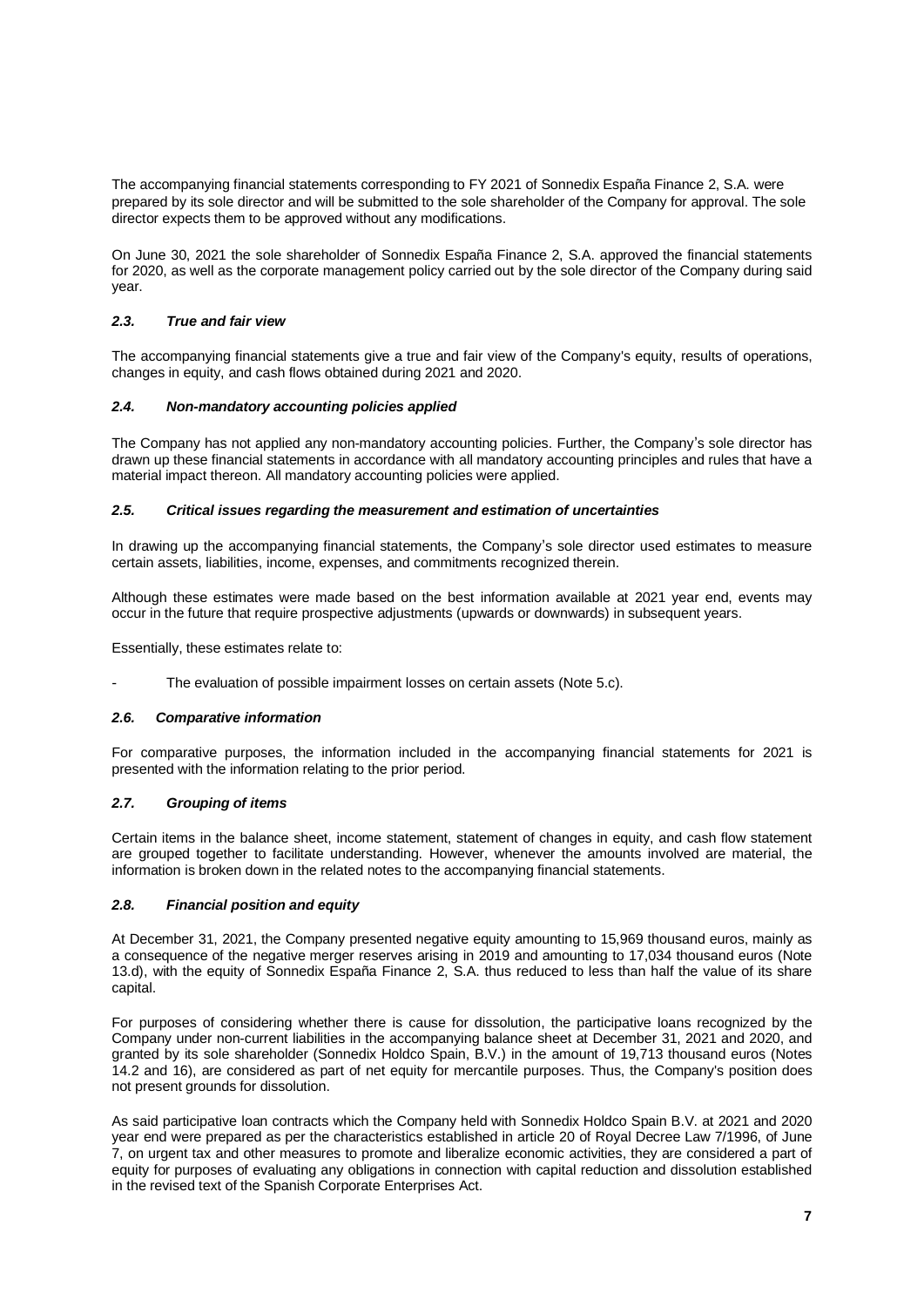The accompanying financial statements corresponding to FY 2021 of Sonnedix España Finance 2, S.A. were prepared by its sole director and will be submitted to the sole shareholder of the Company for approval. The sole director expects them to be approved without any modifications.

On June 30, 2021 the sole shareholder of Sonnedix España Finance 2, S.A. approved the financial statements for 2020, as well as the corporate management policy carried out by the sole director of the Company during said year.

### *2.3. True and fair view*

The accompanying financial statements give a true and fair view of the Company's equity, results of operations, changes in equity, and cash flows obtained during 2021 and 2020.

### *2.4. Non-mandatory accounting policies applied*

The Company has not applied any non-mandatory accounting policies. Further, the Company's sole director has drawn up these financial statements in accordance with all mandatory accounting principles and rules that have a material impact thereon. All mandatory accounting policies were applied.

### *2.5. Critical issues regarding the measurement and estimation of uncertainties*

In drawing up the accompanying financial statements, the Company's sole director used estimates to measure certain assets, liabilities, income, expenses, and commitments recognized therein.

Although these estimates were made based on the best information available at 2021 year end, events may occur in the future that require prospective adjustments (upwards or downwards) in subsequent years.

Essentially, these estimates relate to:

- The evaluation of possible impairment losses on certain assets (Note 5.c).

### *2.6. Comparative information*

For comparative purposes, the information included in the accompanying financial statements for 2021 is presented with the information relating to the prior period.

### *2.7. Grouping of items*

Certain items in the balance sheet, income statement, statement of changes in equity, and cash flow statement are grouped together to facilitate understanding. However, whenever the amounts involved are material, the information is broken down in the related notes to the accompanying financial statements.

### *2.8. Financial position and equity*

At December 31, 2021, the Company presented negative equity amounting to 15,969 thousand euros, mainly as a consequence of the negative merger reserves arising in 2019 and amounting to 17,034 thousand euros (Note 13.d), with the equity of Sonnedix España Finance 2, S.A. thus reduced to less than half the value of its share capital.

For purposes of considering whether there is cause for dissolution, the participative loans recognized by the Company under non-current liabilities in the accompanying balance sheet at December 31, 2021 and 2020, and granted by its sole shareholder (Sonnedix Holdco Spain, B.V.) in the amount of 19,713 thousand euros (Notes 14.2 and 16), are considered as part of net equity for mercantile purposes. Thus, the Company's position does not present grounds for dissolution.

As said participative loan contracts which the Company held with Sonnedix Holdco Spain B.V. at 2021 and 2020 year end were prepared as per the characteristics established in article 20 of Royal Decree Law 7/1996, of June 7, on urgent tax and other measures to promote and liberalize economic activities, they are considered a part of equity for purposes of evaluating any obligations in connection with capital reduction and dissolution established in the revised text of the Spanish Corporate Enterprises Act.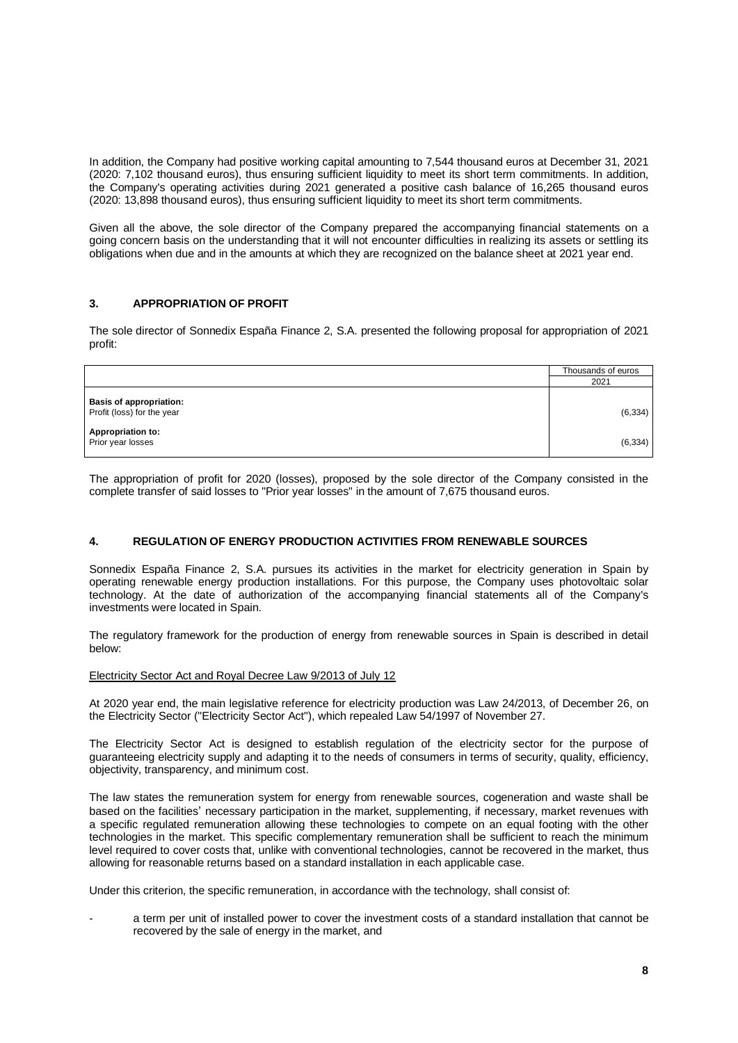In addition, the Company had positive working capital amounting to 7,544 thousand euros at December 31, 2021 (2020: 7,102 thousand euros), thus ensuring sufficient liquidity to meet its short term commitments. In addition, the Company's operating activities during 2021 generated a positive cash balance of 16,265 thousand euros (2020: 13,898 thousand euros), thus ensuring sufficient liquidity to meet its short term commitments.

Given all the above, the sole director of the Company prepared the accompanying financial statements on a going concern basis on the understanding that it will not encounter difficulties in realizing its assets or settling its obligations when due and in the amounts at which they are recognized on the balance sheet at 2021 year end.

## 3. APPROPRIATION OF PROFIT

The sole director of Sonnedix España Finance 2, S.A. presented the following proposal for appropriation of 2021 profit:

| | Thousands of euros |
|---|---|
| | 2021 |
| **Basis of appropriation:** | |
| Profit (loss) for the year | (6,334) |
| **Appropriation to:** | |
| Prior year losses | (6,334) |

The appropriation of profit for 2020 (losses), proposed by the sole director of the Company consisted in the complete transfer of said losses to "Prior year losses" in the amount of 7,675 thousand euros.

## 4. REGULATION OF ENERGY PRODUCTION ACTIVITIES FROM RENEWABLE SOURCES

Sonnedix España Finance 2, S.A. pursues its activities in the market for electricity generation in Spain by operating renewable energy production installations. For this purpose, the Company uses photovoltaic solar technology. At the date of authorization of the accompanying financial statements all of the Company's investments were located in Spain.

The regulatory framework for the production of energy from renewable sources in Spain is described in detail below:

Electricity Sector Act and Royal Decree Law 9/2013 of July 12

At 2020 year end, the main legislative reference for electricity production was Law 24/2013, of December 26, on the Electricity Sector ("Electricity Sector Act"), which repealed Law 54/1997 of November 27.

The Electricity Sector Act is designed to establish regulation of the electricity sector for the purpose of guaranteeing electricity supply and adapting it to the needs of consumers in terms of security, quality, efficiency, objectivity, transparency, and minimum cost.

The law states the remuneration system for energy from renewable sources, cogeneration and waste shall be based on the facilities' necessary participation in the market, supplementing, if necessary, market revenues with a specific regulated remuneration allowing these technologies to compete on an equal footing with the other technologies in the market. This specific complementary remuneration shall be sufficient to reach the minimum level required to cover costs that, unlike with conventional technologies, cannot be recovered in the market, thus allowing for reasonable returns based on a standard installation in each applicable case.

Under this criterion, the specific remuneration, in accordance with the technology, shall consist of:

- a term per unit of installed power to cover the investment costs of a standard installation that cannot be recovered by the sale of energy in the market, and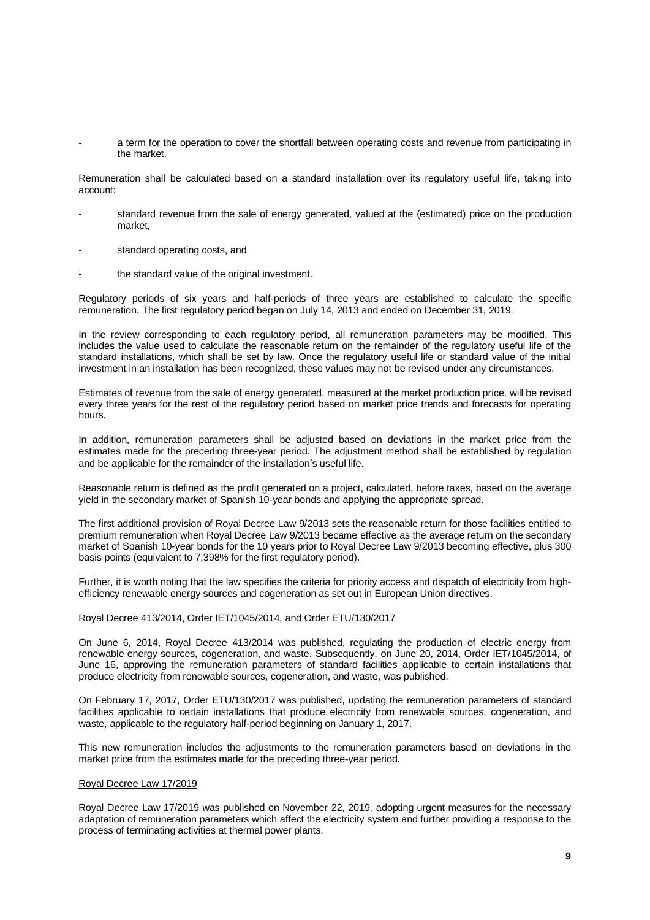- a term for the operation to cover the shortfall between operating costs and revenue from participating in the market.

Remuneration shall be calculated based on a standard installation over its regulatory useful life, taking into account:

- standard revenue from the sale of energy generated, valued at the (estimated) price on the production market,
- standard operating costs, and
- the standard value of the original investment.

Regulatory periods of six years and half-periods of three years are established to calculate the specific remuneration. The first regulatory period began on July 14, 2013 and ended on December 31, 2019.

In the review corresponding to each regulatory period, all remuneration parameters may be modified. This includes the value used to calculate the reasonable return on the remainder of the regulatory useful life of the standard installations, which shall be set by law. Once the regulatory useful life or standard value of the initial investment in an installation has been recognized, these values may not be revised under any circumstances.

Estimates of revenue from the sale of energy generated, measured at the market production price, will be revised every three years for the rest of the regulatory period based on market price trends and forecasts for operating hours.

In addition, remuneration parameters shall be adjusted based on deviations in the market price from the estimates made for the preceding three-year period. The adjustment method shall be established by regulation and be applicable for the remainder of the installation's useful life.

Reasonable return is defined as the profit generated on a project, calculated, before taxes, based on the average yield in the secondary market of Spanish 10-year bonds and applying the appropriate spread.

The first additional provision of Royal Decree Law 9/2013 sets the reasonable return for those facilities entitled to premium remuneration when Royal Decree Law 9/2013 became effective as the average return on the secondary market of Spanish 10-year bonds for the 10 years prior to Royal Decree Law 9/2013 becoming effective, plus 300 basis points (equivalent to 7.398% for the first regulatory period).

Further, it is worth noting that the law specifies the criteria for priority access and dispatch of electricity from high-efficiency renewable energy sources and cogeneration as set out in European Union directives.

Royal Decree 413/2014, Order IET/1045/2014, and Order ETU/130/2017

On June 6, 2014, Royal Decree 413/2014 was published, regulating the production of electric energy from renewable energy sources, cogeneration, and waste. Subsequently, on June 20, 2014, Order IET/1045/2014, of June 16, approving the remuneration parameters of standard facilities applicable to certain installations that produce electricity from renewable sources, cogeneration, and waste, was published.

On February 17, 2017, Order ETU/130/2017 was published, updating the remuneration parameters of standard facilities applicable to certain installations that produce electricity from renewable sources, cogeneration, and waste, applicable to the regulatory half-period beginning on January 1, 2017.

This new remuneration includes the adjustments to the remuneration parameters based on deviations in the market price from the estimates made for the preceding three-year period.

Royal Decree Law 17/2019

Royal Decree Law 17/2019 was published on November 22, 2019, adopting urgent measures for the necessary adaptation of remuneration parameters which affect the electricity system and further providing a response to the process of terminating activities at thermal power plants.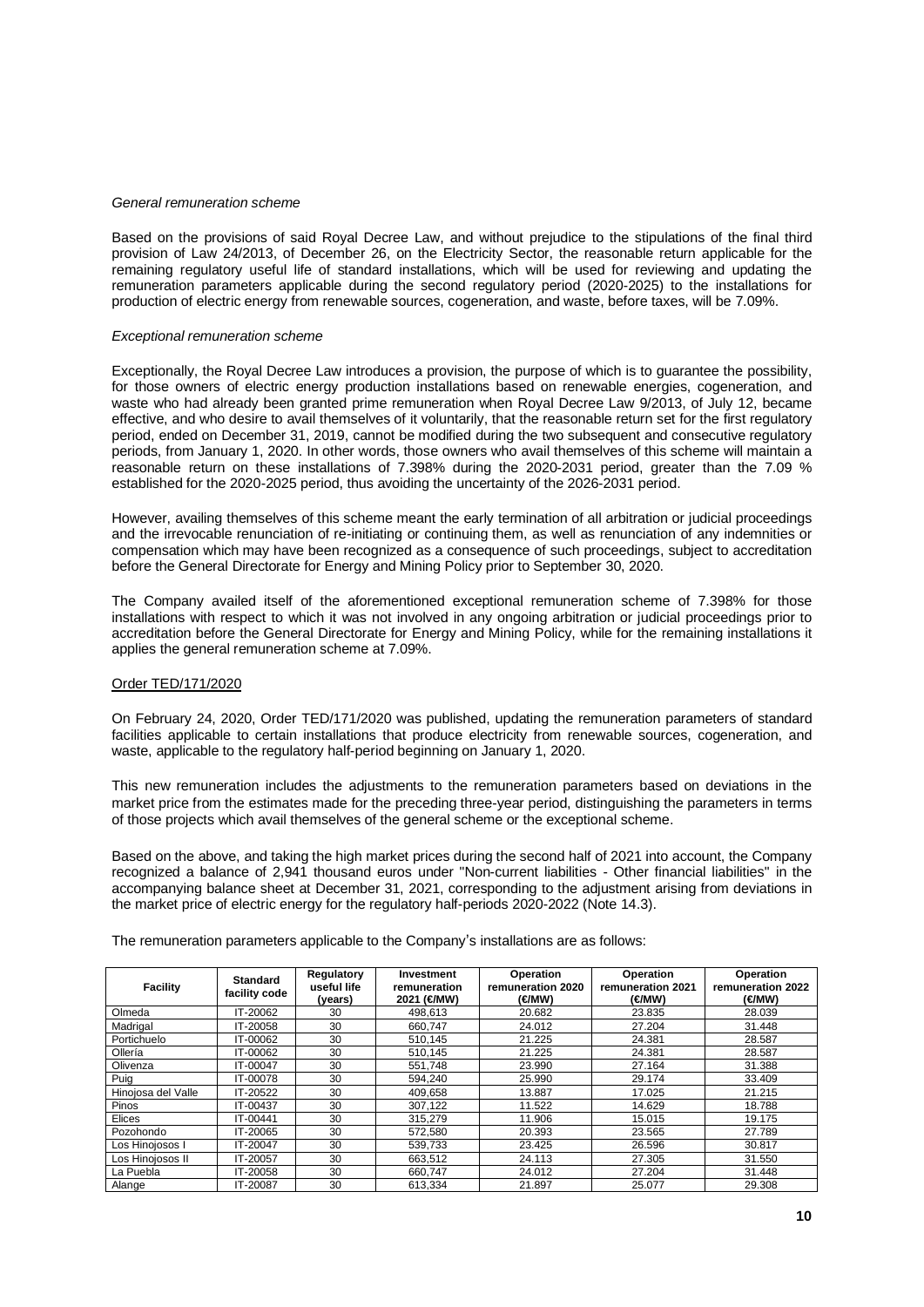*General remuneration scheme*

Based on the provisions of said Royal Decree Law, and without prejudice to the stipulations of the final third provision of Law 24/2013, of December 26, on the Electricity Sector, the reasonable return applicable for the remaining regulatory useful life of standard installations, which will be used for reviewing and updating the remuneration parameters applicable during the second regulatory period (2020-2025) to the installations for production of electric energy from renewable sources, cogeneration, and waste, before taxes, will be 7.09%.

*Exceptional remuneration scheme*

Exceptionally, the Royal Decree Law introduces a provision, the purpose of which is to guarantee the possibility, for those owners of electric energy production installations based on renewable energies, cogeneration, and waste who had already been granted prime remuneration when Royal Decree Law 9/2013, of July 12, became effective, and who desire to avail themselves of it voluntarily, that the reasonable return set for the first regulatory period, ended on December 31, 2019, cannot be modified during the two subsequent and consecutive regulatory periods, from January 1, 2020. In other words, those owners who avail themselves of this scheme will maintain a reasonable return on these installations of 7.398% during the 2020-2031 period, greater than the 7.09 % established for the 2020-2025 period, thus avoiding the uncertainty of the 2026-2031 period.

However, availing themselves of this scheme meant the early termination of all arbitration or judicial proceedings and the irrevocable renunciation of re-initiating or continuing them, as well as renunciation of any indemnities or compensation which may have been recognized as a consequence of such proceedings, subject to accreditation before the General Directorate for Energy and Mining Policy prior to September 30, 2020.

The Company availed itself of the aforementioned exceptional remuneration scheme of 7.398% for those installations with respect to which it was not involved in any ongoing arbitration or judicial proceedings prior to accreditation before the General Directorate for Energy and Mining Policy, while for the remaining installations it applies the general remuneration scheme at 7.09%.

Order TED/171/2020

On February 24, 2020, Order TED/171/2020 was published, updating the remuneration parameters of standard facilities applicable to certain installations that produce electricity from renewable sources, cogeneration, and waste, applicable to the regulatory half-period beginning on January 1, 2020.

This new remuneration includes the adjustments to the remuneration parameters based on deviations in the market price from the estimates made for the preceding three-year period, distinguishing the parameters in terms of those projects which avail themselves of the general scheme or the exceptional scheme.

Based on the above, and taking the high market prices during the second half of 2021 into account, the Company recognized a balance of 2,941 thousand euros under "Non-current liabilities - Other financial liabilities" in the accompanying balance sheet at December 31, 2021, corresponding to the adjustment arising from deviations in the market price of electric energy for the regulatory half-periods 2020-2022 (Note 14.3).

The remuneration parameters applicable to the Company's installations are as follows:

| Facility | Standard facility code | Regulatory useful life (years) | Investment remuneration 2021 (€/MW) | Operation remuneration 2020 (€/MW) | Operation remuneration 2021 (€/MW) | Operation remuneration 2022 (€/MW) |
|---|---|---|---|---|---|---|
| Olmeda | IT-20062 | 30 | 498,613 | 20.682 | 23.835 | 28.039 |
| Madrigal | IT-20058 | 30 | 660,747 | 24.012 | 27.204 | 31.448 |
| Portichuelo | IT-00062 | 30 | 510,145 | 21.225 | 24.381 | 28.587 |
| Ollería | IT-00062 | 30 | 510,145 | 21.225 | 24.381 | 28.587 |
| Olivenza | IT-00047 | 30 | 551,748 | 23.990 | 27.164 | 31.388 |
| Puig | IT-00078 | 30 | 594,240 | 25.990 | 29.174 | 33.409 |
| Hinojosa del Valle | IT-20522 | 30 | 409,658 | 13.887 | 17.025 | 21.215 |
| Pinos | IT-00437 | 30 | 307,122 | 11.522 | 14.629 | 18.788 |
| Elices | IT-00441 | 30 | 315,279 | 11.906 | 15.015 | 19.175 |
| Pozohondo | IT-20065 | 30 | 572,580 | 20.393 | 23.565 | 27.789 |
| Los Hinojosos I | IT-20047 | 30 | 539,733 | 23.425 | 26.596 | 30.817 |
| Los Hinojosos II | IT-20057 | 30 | 663,512 | 24.113 | 27.305 | 31.550 |
| La Puebla | IT-20058 | 30 | 660,747 | 24.012 | 27.204 | 31.448 |
| Alange | IT-20087 | 30 | 613,334 | 21.897 | 25.077 | 29.308 |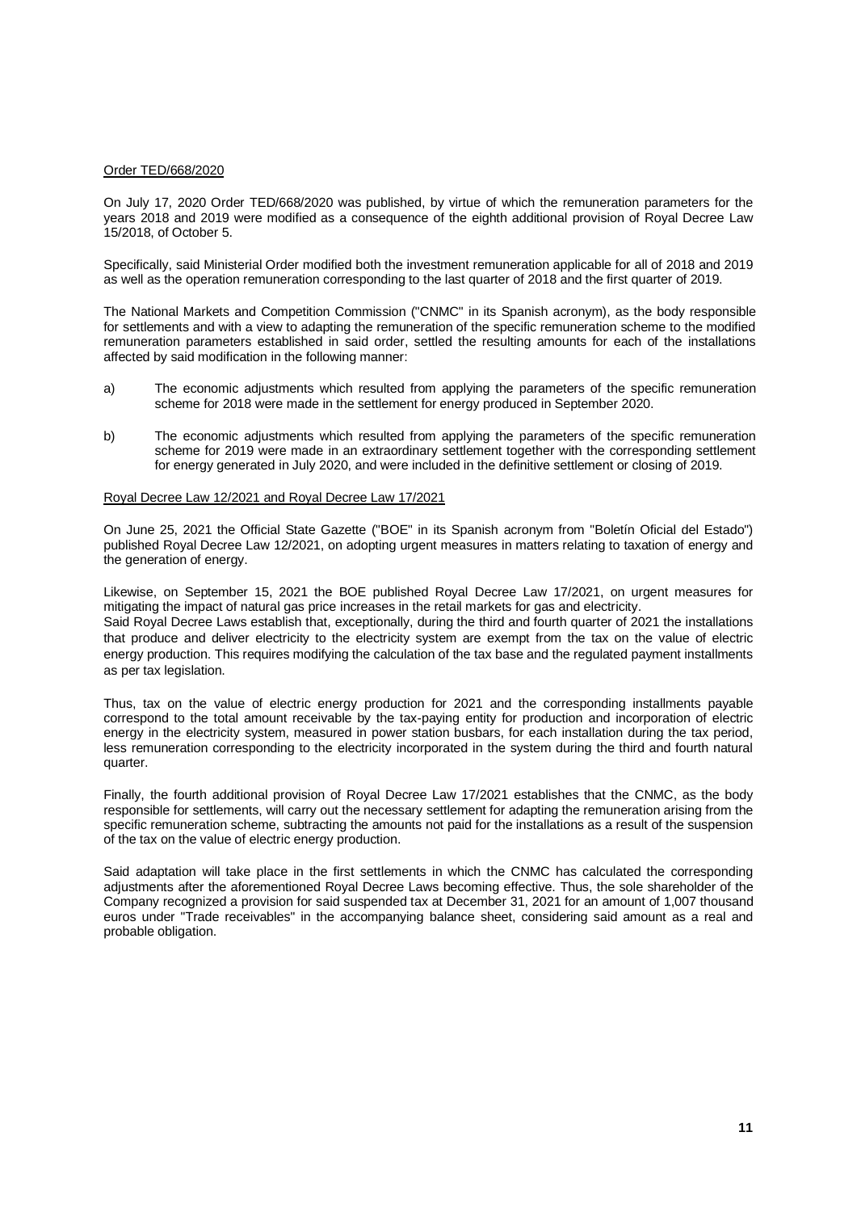Order TED/668/2020

On July 17, 2020 Order TED/668/2020 was published, by virtue of which the remuneration parameters for the years 2018 and 2019 were modified as a consequence of the eighth additional provision of Royal Decree Law 15/2018, of October 5.

Specifically, said Ministerial Order modified both the investment remuneration applicable for all of 2018 and 2019 as well as the operation remuneration corresponding to the last quarter of 2018 and the first quarter of 2019.

The National Markets and Competition Commission ("CNMC" in its Spanish acronym), as the body responsible for settlements and with a view to adapting the remuneration of the specific remuneration scheme to the modified remuneration parameters established in said order, settled the resulting amounts for each of the installations affected by said modification in the following manner:

a) The economic adjustments which resulted from applying the parameters of the specific remuneration scheme for 2018 were made in the settlement for energy produced in September 2020.

b) The economic adjustments which resulted from applying the parameters of the specific remuneration scheme for 2019 were made in an extraordinary settlement together with the corresponding settlement for energy generated in July 2020, and were included in the definitive settlement or closing of 2019.

Royal Decree Law 12/2021 and Royal Decree Law 17/2021

On June 25, 2021 the Official State Gazette ("BOE" in its Spanish acronym from "Boletín Oficial del Estado") published Royal Decree Law 12/2021, on adopting urgent measures in matters relating to taxation of energy and the generation of energy.

Likewise, on September 15, 2021 the BOE published Royal Decree Law 17/2021, on urgent measures for mitigating the impact of natural gas price increases in the retail markets for gas and electricity.
Said Royal Decree Laws establish that, exceptionally, during the third and fourth quarter of 2021 the installations that produce and deliver electricity to the electricity system are exempt from the tax on the value of electric energy production. This requires modifying the calculation of the tax base and the regulated payment installments as per tax legislation.

Thus, tax on the value of electric energy production for 2021 and the corresponding installments payable correspond to the total amount receivable by the tax-paying entity for production and incorporation of electric energy in the electricity system, measured in power station busbars, for each installation during the tax period, less remuneration corresponding to the electricity incorporated in the system during the third and fourth natural quarter.

Finally, the fourth additional provision of Royal Decree Law 17/2021 establishes that the CNMC, as the body responsible for settlements, will carry out the necessary settlement for adapting the remuneration arising from the specific remuneration scheme, subtracting the amounts not paid for the installations as a result of the suspension of the tax on the value of electric energy production.

Said adaptation will take place in the first settlements in which the CNMC has calculated the corresponding adjustments after the aforementioned Royal Decree Laws becoming effective. Thus, the sole shareholder of the Company recognized a provision for said suspended tax at December 31, 2021 for an amount of 1,007 thousand euros under "Trade receivables" in the accompanying balance sheet, considering said amount as a real and probable obligation.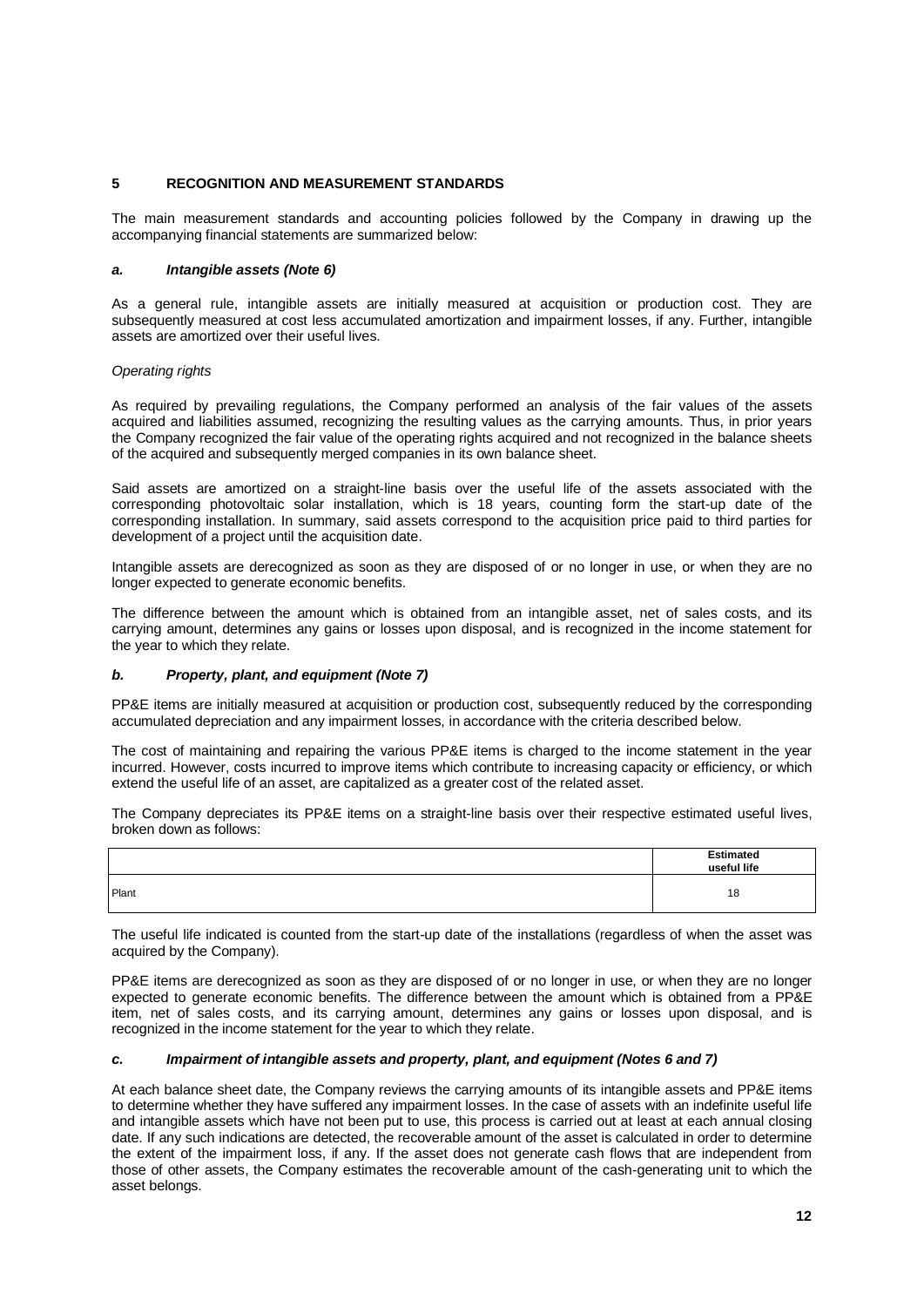## 5 RECOGNITION AND MEASUREMENT STANDARDS

The main measurement standards and accounting policies followed by the Company in drawing up the accompanying financial statements are summarized below:

### *a. Intangible assets (Note 6)*

As a general rule, intangible assets are initially measured at acquisition or production cost. They are subsequently measured at cost less accumulated amortization and impairment losses, if any. Further, intangible assets are amortized over their useful lives.

*Operating rights*

As required by prevailing regulations, the Company performed an analysis of the fair values of the assets acquired and liabilities assumed, recognizing the resulting values as the carrying amounts. Thus, in prior years the Company recognized the fair value of the operating rights acquired and not recognized in the balance sheets of the acquired and subsequently merged companies in its own balance sheet.

Said assets are amortized on a straight-line basis over the useful life of the assets associated with the corresponding photovoltaic solar installation, which is 18 years, counting form the start-up date of the corresponding installation. In summary, said assets correspond to the acquisition price paid to third parties for development of a project until the acquisition date.

Intangible assets are derecognized as soon as they are disposed of or no longer in use, or when they are no longer expected to generate economic benefits.

The difference between the amount which is obtained from an intangible asset, net of sales costs, and its carrying amount, determines any gains or losses upon disposal, and is recognized in the income statement for the year to which they relate.

### *b. Property, plant, and equipment (Note 7)*

PP&E items are initially measured at acquisition or production cost, subsequently reduced by the corresponding accumulated depreciation and any impairment losses, in accordance with the criteria described below.

The cost of maintaining and repairing the various PP&E items is charged to the income statement in the year incurred. However, costs incurred to improve items which contribute to increasing capacity or efficiency, or which extend the useful life of an asset, are capitalized as a greater cost of the related asset.

The Company depreciates its PP&E items on a straight-line basis over their respective estimated useful lives, broken down as follows:

| | Estimated useful life |
|---|---|
| Plant | 18 |

The useful life indicated is counted from the start-up date of the installations (regardless of when the asset was acquired by the Company).

PP&E items are derecognized as soon as they are disposed of or no longer in use, or when they are no longer expected to generate economic benefits. The difference between the amount which is obtained from a PP&E item, net of sales costs, and its carrying amount, determines any gains or losses upon disposal, and is recognized in the income statement for the year to which they relate.

### *c. Impairment of intangible assets and property, plant, and equipment (Notes 6 and 7)*

At each balance sheet date, the Company reviews the carrying amounts of its intangible assets and PP&E items to determine whether they have suffered any impairment losses. In the case of assets with an indefinite useful life and intangible assets which have not been put to use, this process is carried out at least at each annual closing date. If any such indications are detected, the recoverable amount of the asset is calculated in order to determine the extent of the impairment loss, if any. If the asset does not generate cash flows that are independent from those of other assets, the Company estimates the recoverable amount of the cash-generating unit to which the asset belongs.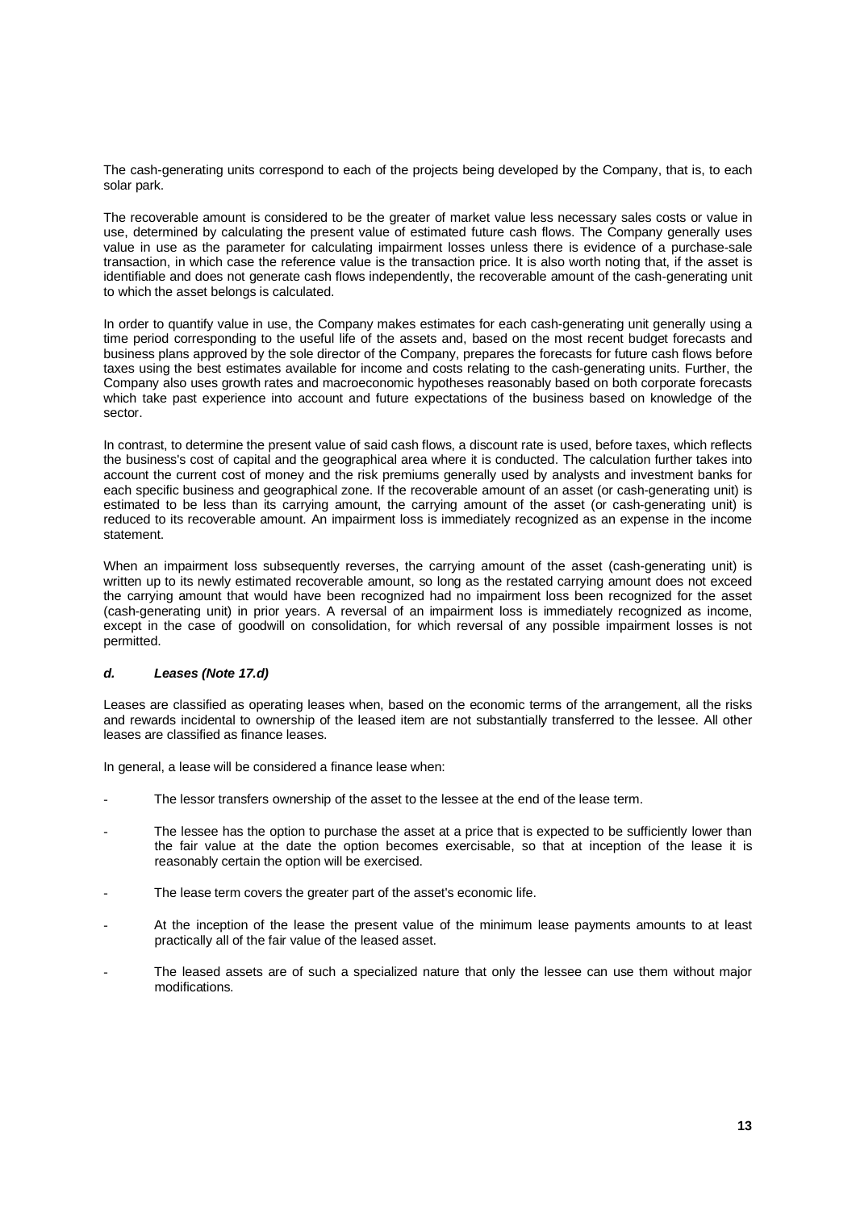The cash-generating units correspond to each of the projects being developed by the Company, that is, to each solar park.

The recoverable amount is considered to be the greater of market value less necessary sales costs or value in use, determined by calculating the present value of estimated future cash flows. The Company generally uses value in use as the parameter for calculating impairment losses unless there is evidence of a purchase-sale transaction, in which case the reference value is the transaction price. It is also worth noting that, if the asset is identifiable and does not generate cash flows independently, the recoverable amount of the cash-generating unit to which the asset belongs is calculated.

In order to quantify value in use, the Company makes estimates for each cash-generating unit generally using a time period corresponding to the useful life of the assets and, based on the most recent budget forecasts and business plans approved by the sole director of the Company, prepares the forecasts for future cash flows before taxes using the best estimates available for income and costs relating to the cash-generating units. Further, the Company also uses growth rates and macroeconomic hypotheses reasonably based on both corporate forecasts which take past experience into account and future expectations of the business based on knowledge of the sector.

In contrast, to determine the present value of said cash flows, a discount rate is used, before taxes, which reflects the business's cost of capital and the geographical area where it is conducted. The calculation further takes into account the current cost of money and the risk premiums generally used by analysts and investment banks for each specific business and geographical zone. If the recoverable amount of an asset (or cash-generating unit) is estimated to be less than its carrying amount, the carrying amount of the asset (or cash-generating unit) is reduced to its recoverable amount. An impairment loss is immediately recognized as an expense in the income statement.

When an impairment loss subsequently reverses, the carrying amount of the asset (cash-generating unit) is written up to its newly estimated recoverable amount, so long as the restated carrying amount does not exceed the carrying amount that would have been recognized had no impairment loss been recognized for the asset (cash-generating unit) in prior years. A reversal of an impairment loss is immediately recognized as income, except in the case of goodwill on consolidation, for which reversal of any possible impairment losses is not permitted.

### *d. Leases (Note 17.d)*

Leases are classified as operating leases when, based on the economic terms of the arrangement, all the risks and rewards incidental to ownership of the leased item are not substantially transferred to the lessee. All other leases are classified as finance leases.

In general, a lease will be considered a finance lease when:

- The lessor transfers ownership of the asset to the lessee at the end of the lease term.
- The lessee has the option to purchase the asset at a price that is expected to be sufficiently lower than the fair value at the date the option becomes exercisable, so that at inception of the lease it is reasonably certain the option will be exercised.
- The lease term covers the greater part of the asset's economic life.
- At the inception of the lease the present value of the minimum lease payments amounts to at least practically all of the fair value of the leased asset.
- The leased assets are of such a specialized nature that only the lessee can use them without major modifications.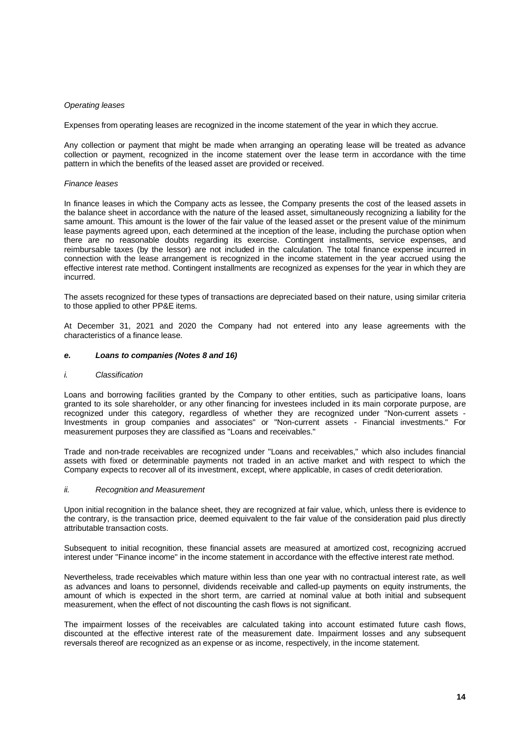*Operating leases*

Expenses from operating leases are recognized in the income statement of the year in which they accrue.

Any collection or payment that might be made when arranging an operating lease will be treated as advance collection or payment, recognized in the income statement over the lease term in accordance with the time pattern in which the benefits of the leased asset are provided or received.

*Finance leases*

In finance leases in which the Company acts as lessee, the Company presents the cost of the leased assets in the balance sheet in accordance with the nature of the leased asset, simultaneously recognizing a liability for the same amount. This amount is the lower of the fair value of the leased asset or the present value of the minimum lease payments agreed upon, each determined at the inception of the lease, including the purchase option when there are no reasonable doubts regarding its exercise. Contingent installments, service expenses, and reimbursable taxes (by the lessor) are not included in the calculation. The total finance expense incurred in connection with the lease arrangement is recognized in the income statement in the year accrued using the effective interest rate method. Contingent installments are recognized as expenses for the year in which they are incurred.

The assets recognized for these types of transactions are depreciated based on their nature, using similar criteria to those applied to other PP&E items.

At December 31, 2021 and 2020 the Company had not entered into any lease agreements with the characteristics of a finance lease.

### *e. Loans to companies (Notes 8 and 16)*

*i. Classification*

Loans and borrowing facilities granted by the Company to other entities, such as participative loans, loans granted to its sole shareholder, or any other financing for investees included in its main corporate purpose, are recognized under this category, regardless of whether they are recognized under "Non-current assets - Investments in group companies and associates" or "Non-current assets - Financial investments." For measurement purposes they are classified as "Loans and receivables."

Trade and non-trade receivables are recognized under "Loans and receivables," which also includes financial assets with fixed or determinable payments not traded in an active market and with respect to which the Company expects to recover all of its investment, except, where applicable, in cases of credit deterioration.

*ii. Recognition and Measurement*

Upon initial recognition in the balance sheet, they are recognized at fair value, which, unless there is evidence to the contrary, is the transaction price, deemed equivalent to the fair value of the consideration paid plus directly attributable transaction costs.

Subsequent to initial recognition, these financial assets are measured at amortized cost, recognizing accrued interest under "Finance income" in the income statement in accordance with the effective interest rate method.

Nevertheless, trade receivables which mature within less than one year with no contractual interest rate, as well as advances and loans to personnel, dividends receivable and called-up payments on equity instruments, the amount of which is expected in the short term, are carried at nominal value at both initial and subsequent measurement, when the effect of not discounting the cash flows is not significant.

The impairment losses of the receivables are calculated taking into account estimated future cash flows, discounted at the effective interest rate of the measurement date. Impairment losses and any subsequent reversals thereof are recognized as an expense or as income, respectively, in the income statement.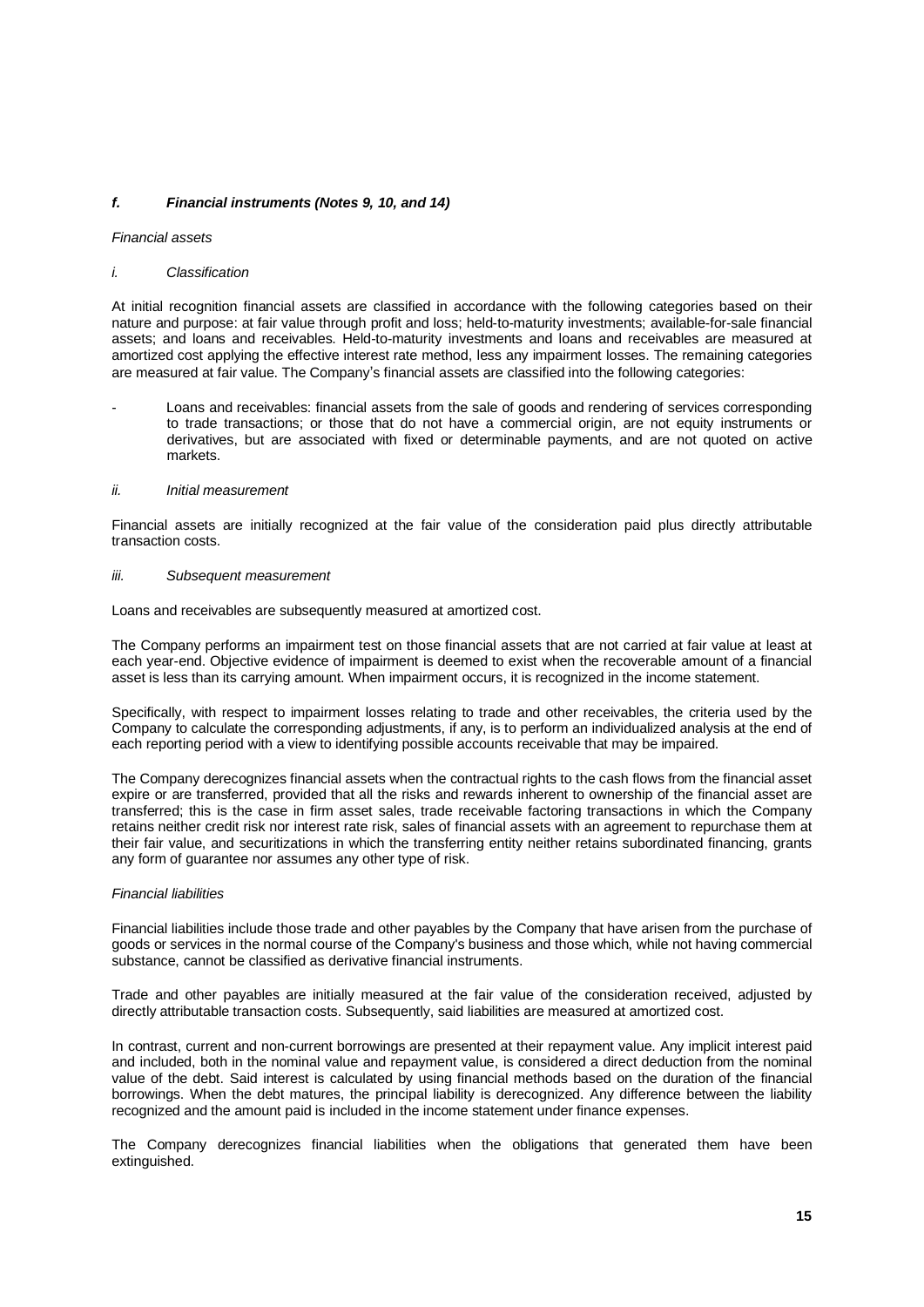### *f. Financial instruments (Notes 9, 10, and 14)*

*Financial assets*

*i. Classification*

At initial recognition financial assets are classified in accordance with the following categories based on their nature and purpose: at fair value through profit and loss; held-to-maturity investments; available-for-sale financial assets; and loans and receivables. Held-to-maturity investments and loans and receivables are measured at amortized cost applying the effective interest rate method, less any impairment losses. The remaining categories are measured at fair value. The Company's financial assets are classified into the following categories:

- Loans and receivables: financial assets from the sale of goods and rendering of services corresponding to trade transactions; or those that do not have a commercial origin, are not equity instruments or derivatives, but are associated with fixed or determinable payments, and are not quoted on active markets.

*ii. Initial measurement*

Financial assets are initially recognized at the fair value of the consideration paid plus directly attributable transaction costs.

*iii. Subsequent measurement*

Loans and receivables are subsequently measured at amortized cost.

The Company performs an impairment test on those financial assets that are not carried at fair value at least at each year-end. Objective evidence of impairment is deemed to exist when the recoverable amount of a financial asset is less than its carrying amount. When impairment occurs, it is recognized in the income statement.

Specifically, with respect to impairment losses relating to trade and other receivables, the criteria used by the Company to calculate the corresponding adjustments, if any, is to perform an individualized analysis at the end of each reporting period with a view to identifying possible accounts receivable that may be impaired.

The Company derecognizes financial assets when the contractual rights to the cash flows from the financial asset expire or are transferred, provided that all the risks and rewards inherent to ownership of the financial asset are transferred; this is the case in firm asset sales, trade receivable factoring transactions in which the Company retains neither credit risk nor interest rate risk, sales of financial assets with an agreement to repurchase them at their fair value, and securitizations in which the transferring entity neither retains subordinated financing, grants any form of guarantee nor assumes any other type of risk.

*Financial liabilities*

Financial liabilities include those trade and other payables by the Company that have arisen from the purchase of goods or services in the normal course of the Company's business and those which, while not having commercial substance, cannot be classified as derivative financial instruments.

Trade and other payables are initially measured at the fair value of the consideration received, adjusted by directly attributable transaction costs. Subsequently, said liabilities are measured at amortized cost.

In contrast, current and non-current borrowings are presented at their repayment value. Any implicit interest paid and included, both in the nominal value and repayment value, is considered a direct deduction from the nominal value of the debt. Said interest is calculated by using financial methods based on the duration of the financial borrowings. When the debt matures, the principal liability is derecognized. Any difference between the liability recognized and the amount paid is included in the income statement under finance expenses.

The Company derecognizes financial liabilities when the obligations that generated them have been extinguished.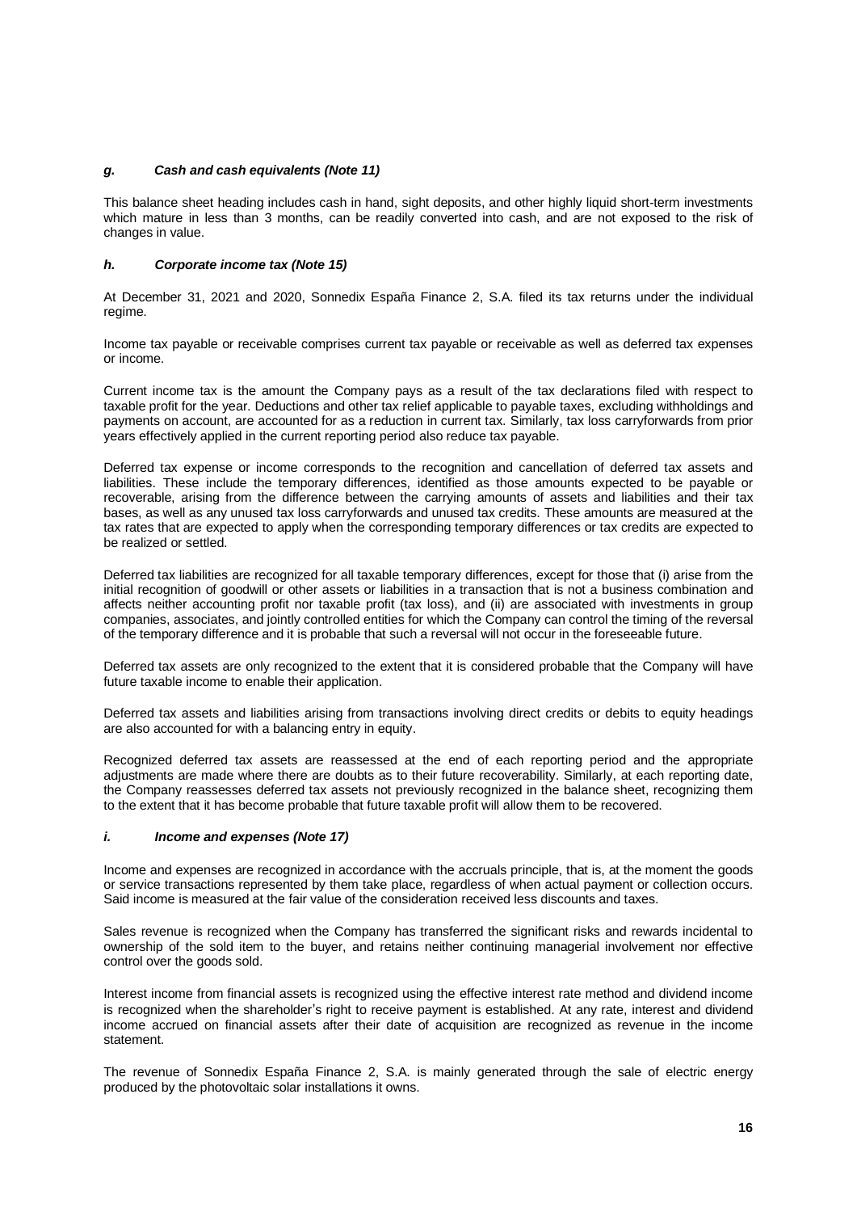### *g. Cash and cash equivalents (Note 11)*

This balance sheet heading includes cash in hand, sight deposits, and other highly liquid short-term investments which mature in less than 3 months, can be readily converted into cash, and are not exposed to the risk of changes in value.

### *h. Corporate income tax (Note 15)*

At December 31, 2021 and 2020, Sonnedix España Finance 2, S.A. filed its tax returns under the individual regime.

Income tax payable or receivable comprises current tax payable or receivable as well as deferred tax expenses or income.

Current income tax is the amount the Company pays as a result of the tax declarations filed with respect to taxable profit for the year. Deductions and other tax relief applicable to payable taxes, excluding withholdings and payments on account, are accounted for as a reduction in current tax. Similarly, tax loss carryforwards from prior years effectively applied in the current reporting period also reduce tax payable.

Deferred tax expense or income corresponds to the recognition and cancellation of deferred tax assets and liabilities. These include the temporary differences, identified as those amounts expected to be payable or recoverable, arising from the difference between the carrying amounts of assets and liabilities and their tax bases, as well as any unused tax loss carryforwards and unused tax credits. These amounts are measured at the tax rates that are expected to apply when the corresponding temporary differences or tax credits are expected to be realized or settled.

Deferred tax liabilities are recognized for all taxable temporary differences, except for those that (i) arise from the initial recognition of goodwill or other assets or liabilities in a transaction that is not a business combination and affects neither accounting profit nor taxable profit (tax loss), and (ii) are associated with investments in group companies, associates, and jointly controlled entities for which the Company can control the timing of the reversal of the temporary difference and it is probable that such a reversal will not occur in the foreseeable future.

Deferred tax assets are only recognized to the extent that it is considered probable that the Company will have future taxable income to enable their application.

Deferred tax assets and liabilities arising from transactions involving direct credits or debits to equity headings are also accounted for with a balancing entry in equity.

Recognized deferred tax assets are reassessed at the end of each reporting period and the appropriate adjustments are made where there are doubts as to their future recoverability. Similarly, at each reporting date, the Company reassesses deferred tax assets not previously recognized in the balance sheet, recognizing them to the extent that it has become probable that future taxable profit will allow them to be recovered.

### *i. Income and expenses (Note 17)*

Income and expenses are recognized in accordance with the accruals principle, that is, at the moment the goods or service transactions represented by them take place, regardless of when actual payment or collection occurs. Said income is measured at the fair value of the consideration received less discounts and taxes.

Sales revenue is recognized when the Company has transferred the significant risks and rewards incidental to ownership of the sold item to the buyer, and retains neither continuing managerial involvement nor effective control over the goods sold.

Interest income from financial assets is recognized using the effective interest rate method and dividend income is recognized when the shareholder's right to receive payment is established. At any rate, interest and dividend income accrued on financial assets after their date of acquisition are recognized as revenue in the income statement.

The revenue of Sonnedix España Finance 2, S.A. is mainly generated through the sale of electric energy produced by the photovoltaic solar installations it owns.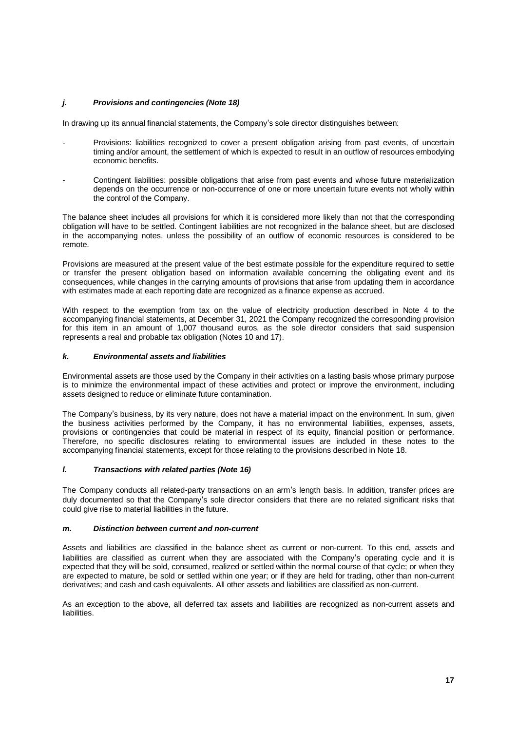### *j. Provisions and contingencies (Note 18)*

In drawing up its annual financial statements, the Company's sole director distinguishes between:

- Provisions: liabilities recognized to cover a present obligation arising from past events, of uncertain timing and/or amount, the settlement of which is expected to result in an outflow of resources embodying economic benefits.

- Contingent liabilities: possible obligations that arise from past events and whose future materialization depends on the occurrence or non-occurrence of one or more uncertain future events not wholly within the control of the Company.

The balance sheet includes all provisions for which it is considered more likely than not that the corresponding obligation will have to be settled. Contingent liabilities are not recognized in the balance sheet, but are disclosed in the accompanying notes, unless the possibility of an outflow of economic resources is considered to be remote.

Provisions are measured at the present value of the best estimate possible for the expenditure required to settle or transfer the present obligation based on information available concerning the obligating event and its consequences, while changes in the carrying amounts of provisions that arise from updating them in accordance with estimates made at each reporting date are recognized as a finance expense as accrued.

With respect to the exemption from tax on the value of electricity production described in Note 4 to the accompanying financial statements, at December 31, 2021 the Company recognized the corresponding provision for this item in an amount of 1,007 thousand euros, as the sole director considers that said suspension represents a real and probable tax obligation (Notes 10 and 17).

### *k. Environmental assets and liabilities*

Environmental assets are those used by the Company in their activities on a lasting basis whose primary purpose is to minimize the environmental impact of these activities and protect or improve the environment, including assets designed to reduce or eliminate future contamination.

The Company's business, by its very nature, does not have a material impact on the environment. In sum, given the business activities performed by the Company, it has no environmental liabilities, expenses, assets, provisions or contingencies that could be material in respect of its equity, financial position or performance. Therefore, no specific disclosures relating to environmental issues are included in these notes to the accompanying financial statements, except for those relating to the provisions described in Note 18.

### *l. Transactions with related parties (Note 16)*

The Company conducts all related-party transactions on an arm's length basis. In addition, transfer prices are duly documented so that the Company's sole director considers that there are no related significant risks that could give rise to material liabilities in the future.

### *m. Distinction between current and non-current*

Assets and liabilities are classified in the balance sheet as current or non-current. To this end, assets and liabilities are classified as current when they are associated with the Company's operating cycle and it is expected that they will be sold, consumed, realized or settled within the normal course of that cycle; or when they are expected to mature, be sold or settled within one year; or if they are held for trading, other than non-current derivatives; and cash and cash equivalents. All other assets and liabilities are classified as non-current.

As an exception to the above, all deferred tax assets and liabilities are recognized as non-current assets and liabilities.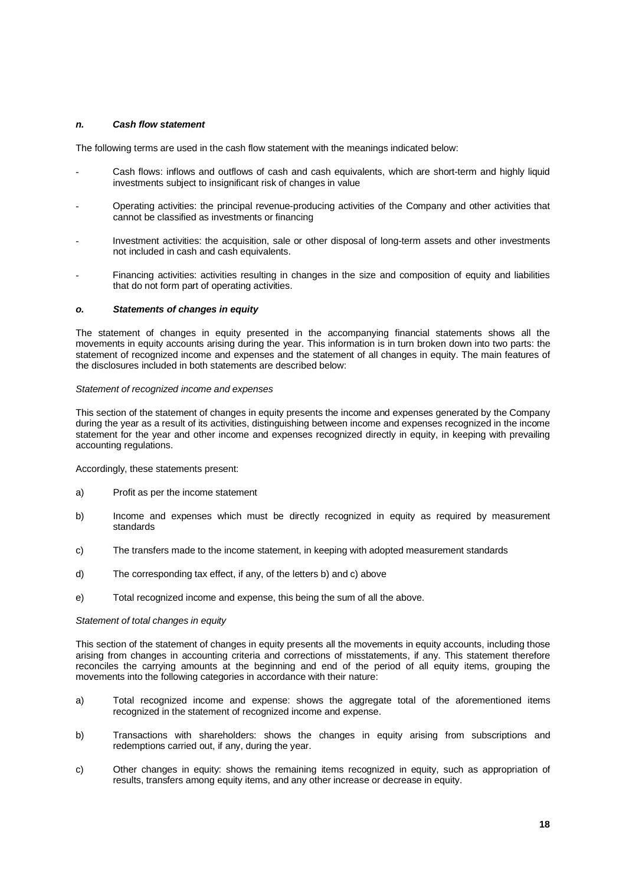#### *n. Cash flow statement*

The following terms are used in the cash flow statement with the meanings indicated below:

- Cash flows: inflows and outflows of cash and cash equivalents, which are short-term and highly liquid investments subject to insignificant risk of changes in value
- Operating activities: the principal revenue-producing activities of the Company and other activities that cannot be classified as investments or financing
- Investment activities: the acquisition, sale or other disposal of long-term assets and other investments not included in cash and cash equivalents.
- Financing activities: activities resulting in changes in the size and composition of equity and liabilities that do not form part of operating activities.

#### *o. Statements of changes in equity*

The statement of changes in equity presented in the accompanying financial statements shows all the movements in equity accounts arising during the year. This information is in turn broken down into two parts: the statement of recognized income and expenses and the statement of all changes in equity. The main features of the disclosures included in both statements are described below:

*Statement of recognized income and expenses*

This section of the statement of changes in equity presents the income and expenses generated by the Company during the year as a result of its activities, distinguishing between income and expenses recognized in the income statement for the year and other income and expenses recognized directly in equity, in keeping with prevailing accounting regulations.

Accordingly, these statements present:

a) Profit as per the income statement

b) Income and expenses which must be directly recognized in equity as required by measurement standards

c) The transfers made to the income statement, in keeping with adopted measurement standards

d) The corresponding tax effect, if any, of the letters b) and c) above

e) Total recognized income and expense, this being the sum of all the above.

*Statement of total changes in equity*

This section of the statement of changes in equity presents all the movements in equity accounts, including those arising from changes in accounting criteria and corrections of misstatements, if any. This statement therefore reconciles the carrying amounts at the beginning and end of the period of all equity items, grouping the movements into the following categories in accordance with their nature:

a) Total recognized income and expense: shows the aggregate total of the aforementioned items recognized in the statement of recognized income and expense.

b) Transactions with shareholders: shows the changes in equity arising from subscriptions and redemptions carried out, if any, during the year.

c) Other changes in equity: shows the remaining items recognized in equity, such as appropriation of results, transfers among equity items, and any other increase or decrease in equity.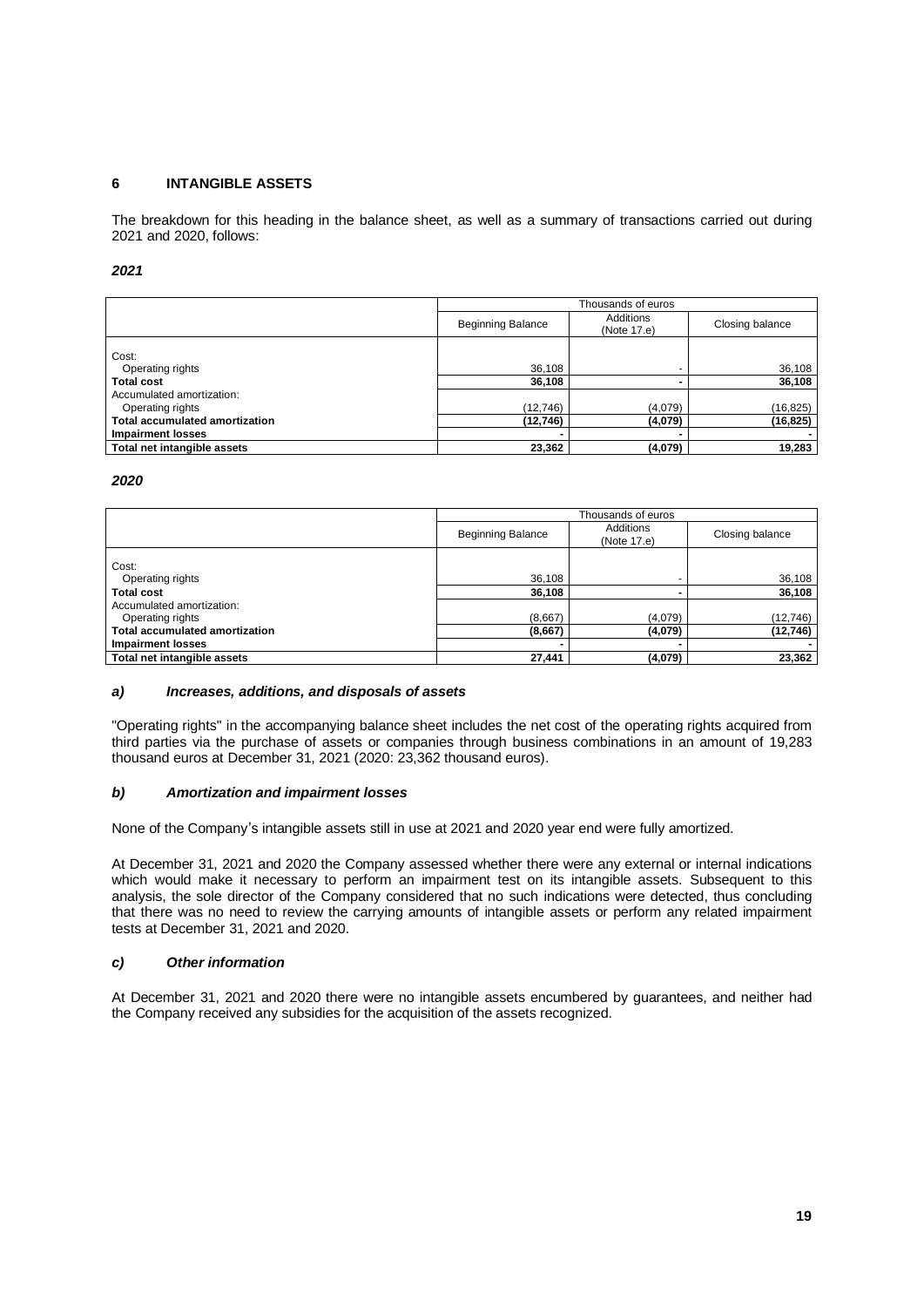## 6 INTANGIBLE ASSETS

The breakdown for this heading in the balance sheet, as well as a summary of transactions carried out during 2021 and 2020, follows:

***2021***

| | Thousands of euros | | |
|---|---|---|---|
| | Beginning Balance | Additions (Note 17.e) | Closing balance |
| Cost: | | | |
| Operating rights | 36,108 | - | 36,108 |
| **Total cost** | **36,108** | **-** | **36,108** |
| Accumulated amortization: | | | |
| Operating rights | (12,746) | (4,079) | (16,825) |
| **Total accumulated amortization** | **(12,746)** | **(4,079)** | **(16,825)** |
| **Impairment losses** | **-** | **-** | **-** |
| **Total net intangible assets** | **23,362** | **(4,079)** | **19,283** |

***2020***

| | Thousands of euros | | |
|---|---|---|---|
| | Beginning Balance | Additions (Note 17.e) | Closing balance |
| Cost: | | | |
| Operating rights | 36,108 | - | 36,108 |
| **Total cost** | **36,108** | **-** | **36,108** |
| Accumulated amortization: | | | |
| Operating rights | (8,667) | (4,079) | (12,746) |
| **Total accumulated amortization** | **(8,667)** | **(4,079)** | **(12,746)** |
| **Impairment losses** | **-** | **-** | **-** |
| **Total net intangible assets** | **27,441** | **(4,079)** | **23,362** |

### *a) Increases, additions, and disposals of assets*

"Operating rights" in the accompanying balance sheet includes the net cost of the operating rights acquired from third parties via the purchase of assets or companies through business combinations in an amount of 19,283 thousand euros at December 31, 2021 (2020: 23,362 thousand euros).

### *b) Amortization and impairment losses*

None of the Company's intangible assets still in use at 2021 and 2020 year end were fully amortized.

At December 31, 2021 and 2020 the Company assessed whether there were any external or internal indications which would make it necessary to perform an impairment test on its intangible assets. Subsequent to this analysis, the sole director of the Company considered that no such indications were detected, thus concluding that there was no need to review the carrying amounts of intangible assets or perform any related impairment tests at December 31, 2021 and 2020.

### *c) Other information*

At December 31, 2021 and 2020 there were no intangible assets encumbered by guarantees, and neither had the Company received any subsidies for the acquisition of the assets recognized.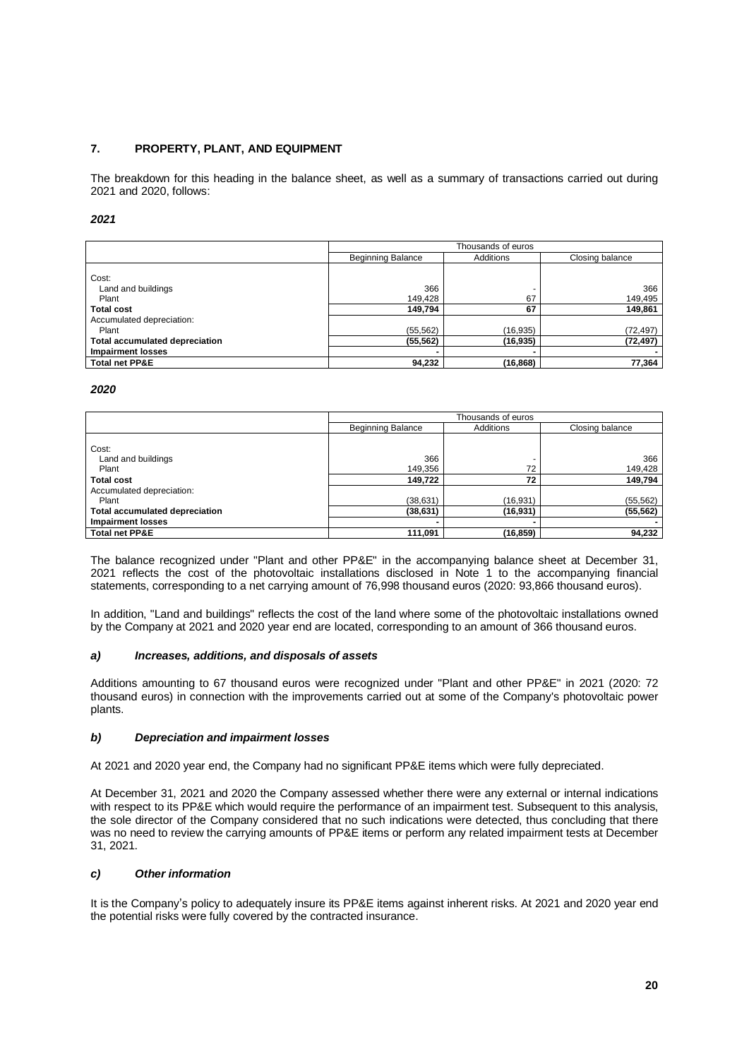## 7. PROPERTY, PLANT, AND EQUIPMENT

The breakdown for this heading in the balance sheet, as well as a summary of transactions carried out during 2021 and 2020, follows:

***2021***

| | Thousands of euros | | |
|---|---|---|---|
| | Beginning Balance | Additions | Closing balance |
| Cost: | | | |
| Land and buildings | 366 | - | 366 |
| Plant | 149,428 | 67 | 149,495 |
| **Total cost** | **149,794** | **67** | **149,861** |
| Accumulated depreciation: | | | |
| Plant | (55,562) | (16,935) | (72,497) |
| **Total accumulated depreciation** | **(55,562)** | **(16,935)** | **(72,497)** |
| **Impairment losses** | **-** | **-** | **-** |
| **Total net PP&E** | **94,232** | **(16,868)** | **77,364** |

***2020***

| | Thousands of euros | | |
|---|---|---|---|
| | Beginning Balance | Additions | Closing balance |
| Cost: | | | |
| Land and buildings | 366 | - | 366 |
| Plant | 149,356 | 72 | 149,428 |
| **Total cost** | **149,722** | **72** | **149,794** |
| Accumulated depreciation: | | | |
| Plant | (38,631) | (16,931) | (55,562) |
| **Total accumulated depreciation** | **(38,631)** | **(16,931)** | **(55,562)** |
| **Impairment losses** | **-** | **-** | **-** |
| **Total net PP&E** | **111,091** | **(16,859)** | **94,232** |

The balance recognized under "Plant and other PP&E" in the accompanying balance sheet at December 31, 2021 reflects the cost of the photovoltaic installations disclosed in Note 1 to the accompanying financial statements, corresponding to a net carrying amount of 76,998 thousand euros (2020: 93,866 thousand euros).

In addition, "Land and buildings" reflects the cost of the land where some of the photovoltaic installations owned by the Company at 2021 and 2020 year end are located, corresponding to an amount of 366 thousand euros.

### *a) Increases, additions, and disposals of assets*

Additions amounting to 67 thousand euros were recognized under "Plant and other PP&E" in 2021 (2020: 72 thousand euros) in connection with the improvements carried out at some of the Company's photovoltaic power plants.

### *b) Depreciation and impairment losses*

At 2021 and 2020 year end, the Company had no significant PP&E items which were fully depreciated.

At December 31, 2021 and 2020 the Company assessed whether there were any external or internal indications with respect to its PP&E which would require the performance of an impairment test. Subsequent to this analysis, the sole director of the Company considered that no such indications were detected, thus concluding that there was no need to review the carrying amounts of PP&E items or perform any related impairment tests at December 31, 2021.

### *c) Other information*

It is the Company's policy to adequately insure its PP&E items against inherent risks. At 2021 and 2020 year end the potential risks were fully covered by the contracted insurance.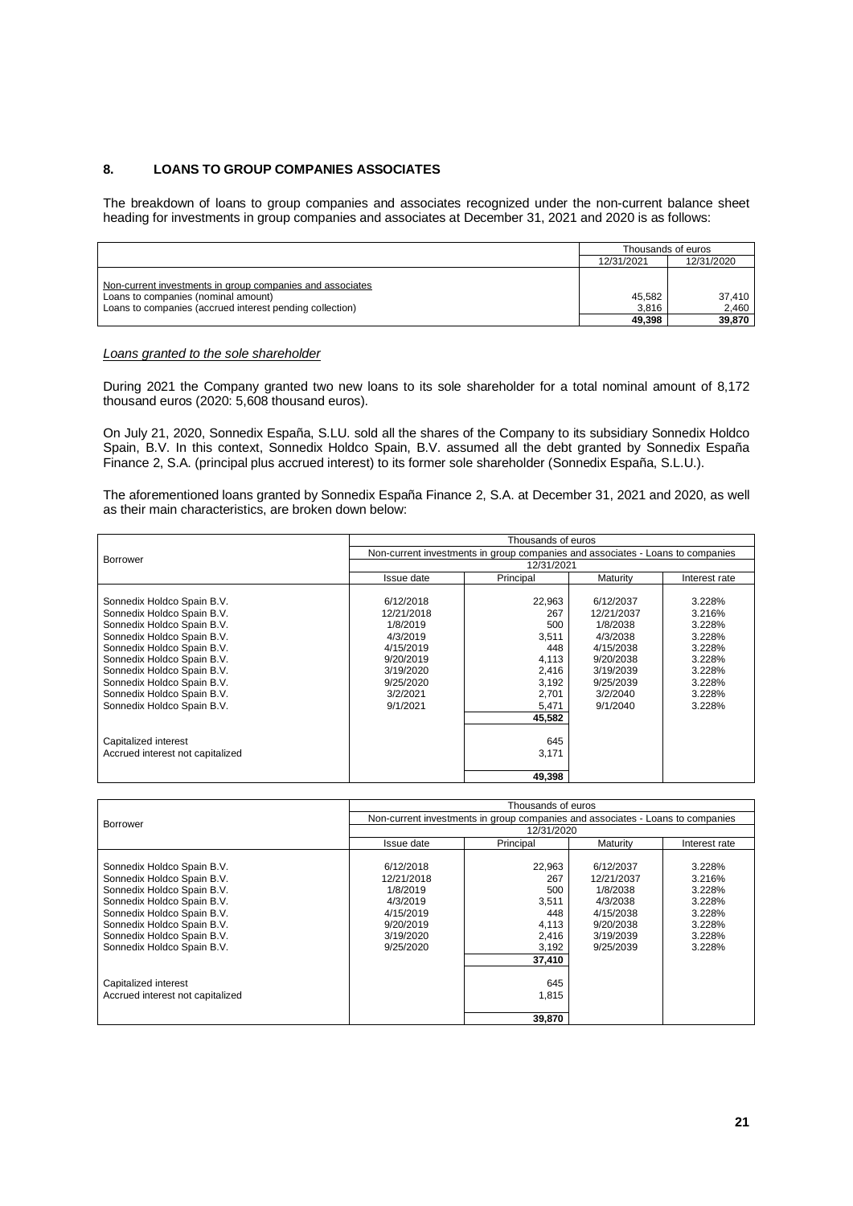## 8. LOANS TO GROUP COMPANIES ASSOCIATES

The breakdown of loans to group companies and associates recognized under the non-current balance sheet heading for investments in group companies and associates at December 31, 2021 and 2020 is as follows:

| | Thousands of euros | |
|---|---|---|
| | 12/31/2021 | 12/31/2020 |
| Non-current investments in group companies and associates | | |
| Loans to companies (nominal amount) | 45,582 | 37,410 |
| Loans to companies (accrued interest pending collection) | 3,816 | 2,460 |
| | **49,398** | **39,870** |

### *Loans granted to the sole shareholder*

During 2021 the Company granted two new loans to its sole shareholder for a total nominal amount of 8,172 thousand euros (2020: 5,608 thousand euros).

On July 21, 2020, Sonnedix España, S.LU. sold all the shares of the Company to its subsidiary Sonnedix Holdco Spain, B.V. In this context, Sonnedix Holdco Spain, B.V. assumed all the debt granted by Sonnedix España Finance 2, S.A. (principal plus accrued interest) to its former sole shareholder (Sonnedix España, S.L.U.).

The aforementioned loans granted by Sonnedix España Finance 2, S.A. at December 31, 2021 and 2020, as well as their main characteristics, are broken down below:

| Borrower | Thousands of euros | | | |
|---|---|---|---|---|
| | Non-current investments in group companies and associates - Loans to companies | | | |
| | 12/31/2021 | | | |
| | Issue date | Principal | Maturity | Interest rate |
| Sonnedix Holdco Spain B.V. | 6/12/2018 | 22,963 | 6/12/2037 | 3.228% |
| Sonnedix Holdco Spain B.V. | 12/21/2018 | 267 | 12/21/2037 | 3.216% |
| Sonnedix Holdco Spain B.V. | 1/8/2019 | 500 | 1/8/2038 | 3.228% |
| Sonnedix Holdco Spain B.V. | 4/3/2019 | 3,511 | 4/3/2038 | 3.228% |
| Sonnedix Holdco Spain B.V. | 4/15/2019 | 448 | 4/15/2038 | 3.228% |
| Sonnedix Holdco Spain B.V. | 9/20/2019 | 4,113 | 9/20/2038 | 3.228% |
| Sonnedix Holdco Spain B.V. | 3/19/2020 | 2,416 | 3/19/2039 | 3.228% |
| Sonnedix Holdco Spain B.V. | 9/25/2020 | 3,192 | 9/25/2039 | 3.228% |
| Sonnedix Holdco Spain B.V. | 3/2/2021 | 2,701 | 3/2/2040 | 3.228% |
| Sonnedix Holdco Spain B.V. | 9/1/2021 | 5,471 | 9/1/2040 | 3.228% |
| | | **45,582** | | |
| Capitalized interest | | 645 | | |
| Accrued interest not capitalized | | 3,171 | | |
| | | **49,398** | | |

| Borrower | Thousands of euros | | | |
|---|---|---|---|---|
| | Non-current investments in group companies and associates - Loans to companies | | | |
| | 12/31/2020 | | | |
| | Issue date | Principal | Maturity | Interest rate |
| Sonnedix Holdco Spain B.V. | 6/12/2018 | 22,963 | 6/12/2037 | 3.228% |
| Sonnedix Holdco Spain B.V. | 12/21/2018 | 267 | 12/21/2037 | 3.216% |
| Sonnedix Holdco Spain B.V. | 1/8/2019 | 500 | 1/8/2038 | 3.228% |
| Sonnedix Holdco Spain B.V. | 4/3/2019 | 3,511 | 4/3/2038 | 3.228% |
| Sonnedix Holdco Spain B.V. | 4/15/2019 | 448 | 4/15/2038 | 3.228% |
| Sonnedix Holdco Spain B.V. | 9/20/2019 | 4,113 | 9/20/2038 | 3.228% |
| Sonnedix Holdco Spain B.V. | 3/19/2020 | 2,416 | 3/19/2039 | 3.228% |
| Sonnedix Holdco Spain B.V. | 9/25/2020 | 3,192 | 9/25/2039 | 3.228% |
| | | **37,410** | | |
| Capitalized interest | | 645 | | |
| Accrued interest not capitalized | | 1,815 | | |
| | | **39,870** | | |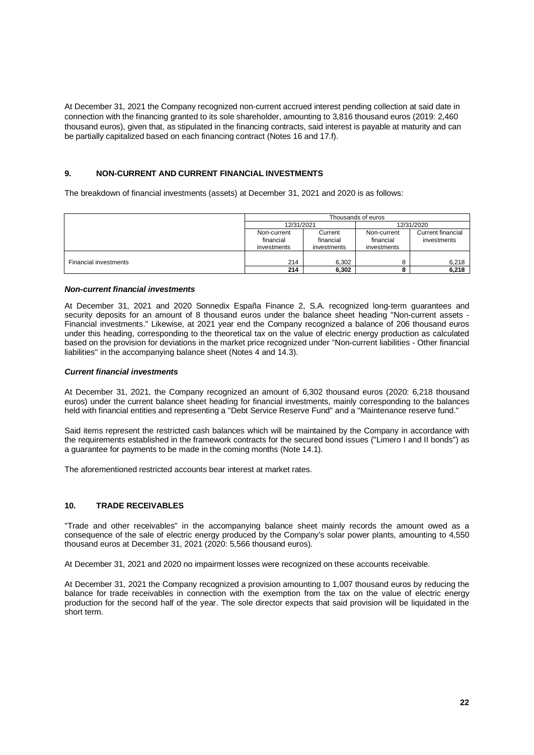At December 31, 2021 the Company recognized non-current accrued interest pending collection at said date in connection with the financing granted to its sole shareholder, amounting to 3,816 thousand euros (2019: 2,460 thousand euros), given that, as stipulated in the financing contracts, said interest is payable at maturity and can be partially capitalized based on each financing contract (Notes 16 and 17.f).

## 9. NON-CURRENT AND CURRENT FINANCIAL INVESTMENTS

The breakdown of financial investments (assets) at December 31, 2021 and 2020 is as follows:

| | Thousands of euros | | | |
|---|---|---|---|---|
| | 12/31/2021 | | 12/31/2020 | |
| | Non-current financial investments | Current financial investments | Non-current financial investments | Current financial investments |
| Financial investments | 214 | 6,302 | 8 | 6,218 |
| | **214** | **6,302** | **8** | **6,218** |

### *Non-current financial investments*

At December 31, 2021 and 2020 Sonnedix España Finance 2, S.A. recognized long-term guarantees and security deposits for an amount of 8 thousand euros under the balance sheet heading "Non-current assets - Financial investments." Likewise, at 2021 year end the Company recognized a balance of 206 thousand euros under this heading, corresponding to the theoretical tax on the value of electric energy production as calculated based on the provision for deviations in the market price recognized under "Non-current liabilities - Other financial liabilities" in the accompanying balance sheet (Notes 4 and 14.3).

### *Current financial investments*

At December 31, 2021, the Company recognized an amount of 6,302 thousand euros (2020: 6,218 thousand euros) under the current balance sheet heading for financial investments, mainly corresponding to the balances held with financial entities and representing a "Debt Service Reserve Fund" and a "Maintenance reserve fund."

Said items represent the restricted cash balances which will be maintained by the Company in accordance with the requirements established in the framework contracts for the secured bond issues ("Limero I and II bonds") as a guarantee for payments to be made in the coming months (Note 14.1).

The aforementioned restricted accounts bear interest at market rates.

## 10. TRADE RECEIVABLES

"Trade and other receivables" in the accompanying balance sheet mainly records the amount owed as a consequence of the sale of electric energy produced by the Company's solar power plants, amounting to 4,550 thousand euros at December 31, 2021 (2020: 5,566 thousand euros).

At December 31, 2021 and 2020 no impairment losses were recognized on these accounts receivable.

At December 31, 2021 the Company recognized a provision amounting to 1,007 thousand euros by reducing the balance for trade receivables in connection with the exemption from the tax on the value of electric energy production for the second half of the year. The sole director expects that said provision will be liquidated in the short term.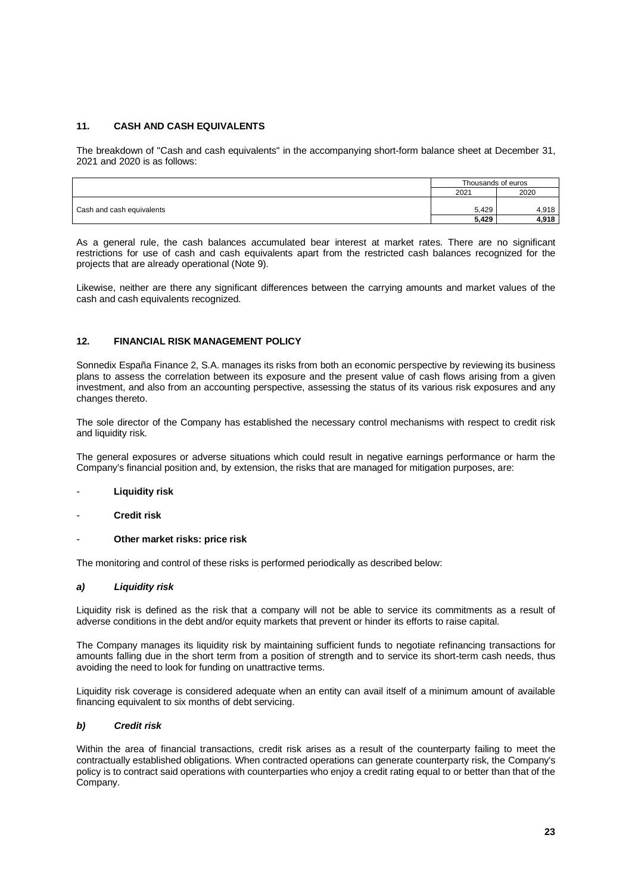## 11. CASH AND CASH EQUIVALENTS

The breakdown of "Cash and cash equivalents" in the accompanying short-form balance sheet at December 31, 2021 and 2020 is as follows:

| | Thousands of euros | |
|---|---|---|
| | 2021 | 2020 |
| Cash and cash equivalents | 5,429 | 4,918 |
| | **5,429** | **4,918** |

As a general rule, the cash balances accumulated bear interest at market rates. There are no significant restrictions for use of cash and cash equivalents apart from the restricted cash balances recognized for the projects that are already operational (Note 9).

Likewise, neither are there any significant differences between the carrying amounts and market values of the cash and cash equivalents recognized.

## 12. FINANCIAL RISK MANAGEMENT POLICY

Sonnedix España Finance 2, S.A. manages its risks from both an economic perspective by reviewing its business plans to assess the correlation between its exposure and the present value of cash flows arising from a given investment, and also from an accounting perspective, assessing the status of its various risk exposures and any changes thereto.

The sole director of the Company has established the necessary control mechanisms with respect to credit risk and liquidity risk.

The general exposures or adverse situations which could result in negative earnings performance or harm the Company's financial position and, by extension, the risks that are managed for mitigation purposes, are:

- **Liquidity risk**
- **Credit risk**
- **Other market risks: price risk**

The monitoring and control of these risks is performed periodically as described below:

### *a) Liquidity risk*

Liquidity risk is defined as the risk that a company will not be able to service its commitments as a result of adverse conditions in the debt and/or equity markets that prevent or hinder its efforts to raise capital.

The Company manages its liquidity risk by maintaining sufficient funds to negotiate refinancing transactions for amounts falling due in the short term from a position of strength and to service its short-term cash needs, thus avoiding the need to look for funding on unattractive terms.

Liquidity risk coverage is considered adequate when an entity can avail itself of a minimum amount of available financing equivalent to six months of debt servicing.

### *b) Credit risk*

Within the area of financial transactions, credit risk arises as a result of the counterparty failing to meet the contractually established obligations. When contracted operations can generate counterparty risk, the Company's policy is to contract said operations with counterparties who enjoy a credit rating equal to or better than that of the Company.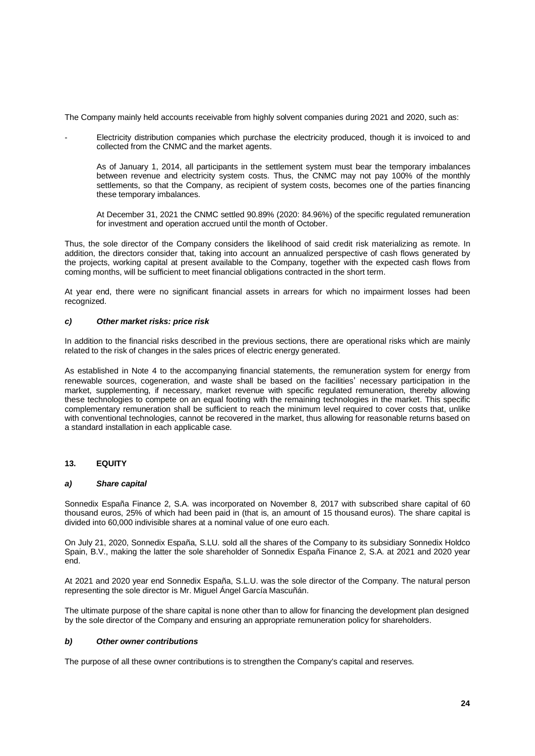The Company mainly held accounts receivable from highly solvent companies during 2021 and 2020, such as:

- Electricity distribution companies which purchase the electricity produced, though it is invoiced to and collected from the CNMC and the market agents.

  As of January 1, 2014, all participants in the settlement system must bear the temporary imbalances between revenue and electricity system costs. Thus, the CNMC may not pay 100% of the monthly settlements, so that the Company, as recipient of system costs, becomes one of the parties financing these temporary imbalances.

  At December 31, 2021 the CNMC settled 90.89% (2020: 84.96%) of the specific regulated remuneration for investment and operation accrued until the month of October.

Thus, the sole director of the Company considers the likelihood of said credit risk materializing as remote. In addition, the directors consider that, taking into account an annualized perspective of cash flows generated by the projects, working capital at present available to the Company, together with the expected cash flows from coming months, will be sufficient to meet financial obligations contracted in the short term.

At year end, there were no significant financial assets in arrears for which no impairment losses had been recognized.

#### *c) Other market risks: price risk*

In addition to the financial risks described in the previous sections, there are operational risks which are mainly related to the risk of changes in the sales prices of electric energy generated.

As established in Note 4 to the accompanying financial statements, the remuneration system for energy from renewable sources, cogeneration, and waste shall be based on the facilities' necessary participation in the market, supplementing, if necessary, market revenue with specific regulated remuneration, thereby allowing these technologies to compete on an equal footing with the remaining technologies in the market. This specific complementary remuneration shall be sufficient to reach the minimum level required to cover costs that, unlike with conventional technologies, cannot be recovered in the market, thus allowing for reasonable returns based on a standard installation in each applicable case.

## 13. EQUITY

#### *a) Share capital*

Sonnedix España Finance 2, S.A. was incorporated on November 8, 2017 with subscribed share capital of 60 thousand euros, 25% of which had been paid in (that is, an amount of 15 thousand euros). The share capital is divided into 60,000 indivisible shares at a nominal value of one euro each.

On July 21, 2020, Sonnedix España, S.LU. sold all the shares of the Company to its subsidiary Sonnedix Holdco Spain, B.V., making the latter the sole shareholder of Sonnedix España Finance 2, S.A. at 2021 and 2020 year end.

At 2021 and 2020 year end Sonnedix España, S.L.U. was the sole director of the Company. The natural person representing the sole director is Mr. Miguel Ángel García Mascuñán.

The ultimate purpose of the share capital is none other than to allow for financing the development plan designed by the sole director of the Company and ensuring an appropriate remuneration policy for shareholders.

#### *b) Other owner contributions*

The purpose of all these owner contributions is to strengthen the Company's capital and reserves.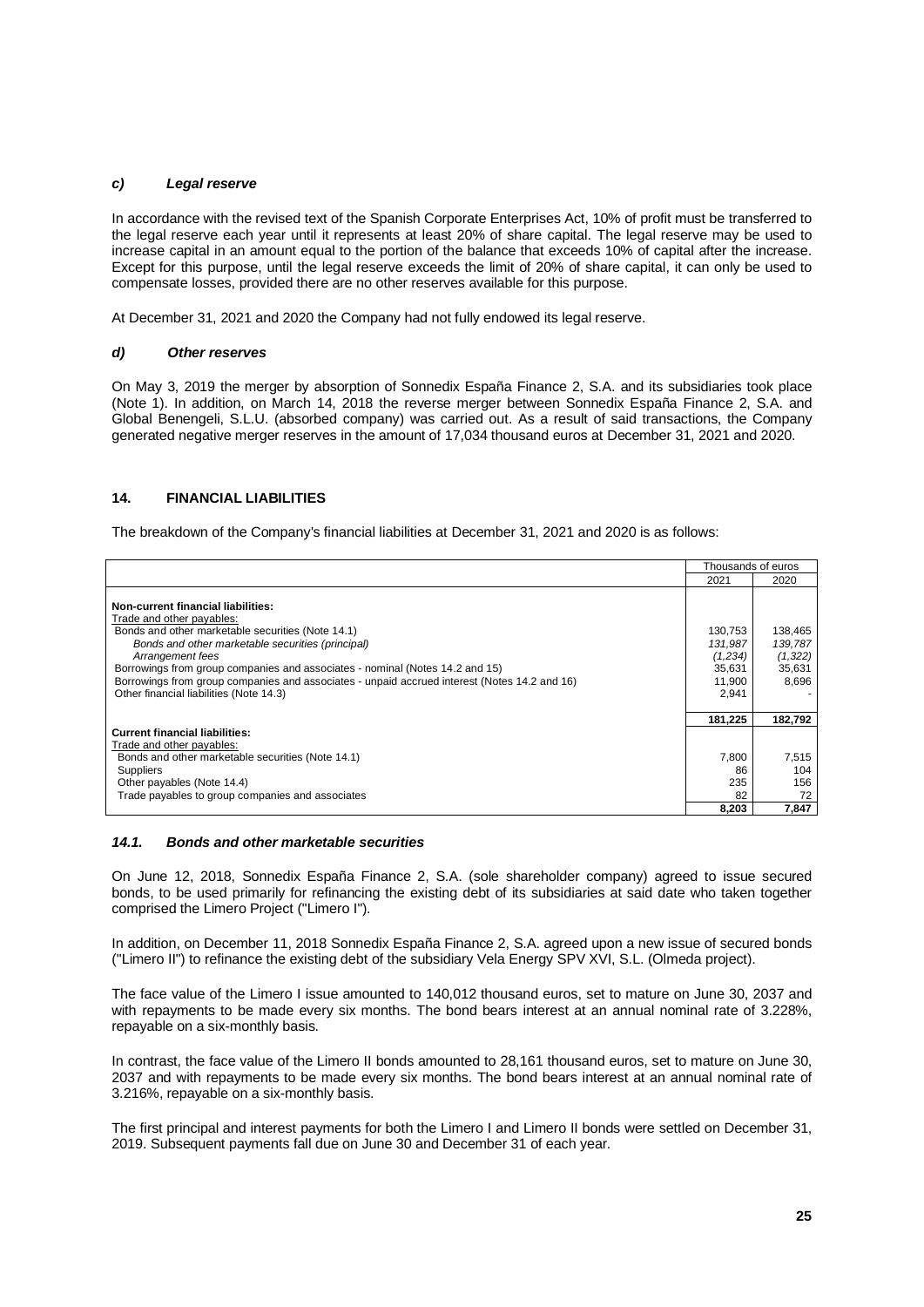### *c) Legal reserve*

In accordance with the revised text of the Spanish Corporate Enterprises Act, 10% of profit must be transferred to the legal reserve each year until it represents at least 20% of share capital. The legal reserve may be used to increase capital in an amount equal to the portion of the balance that exceeds 10% of capital after the increase. Except for this purpose, until the legal reserve exceeds the limit of 20% of share capital, it can only be used to compensate losses, provided there are no other reserves available for this purpose.

At December 31, 2021 and 2020 the Company had not fully endowed its legal reserve.

### *d) Other reserves*

On May 3, 2019 the merger by absorption of Sonnedix España Finance 2, S.A. and its subsidiaries took place (Note 1). In addition, on March 14, 2018 the reverse merger between Sonnedix España Finance 2, S.A. and Global Benengeli, S.L.U. (absorbed company) was carried out. As a result of said transactions, the Company generated negative merger reserves in the amount of 17,034 thousand euros at December 31, 2021 and 2020.

## 14. FINANCIAL LIABILITIES

The breakdown of the Company's financial liabilities at December 31, 2021 and 2020 is as follows:

| | Thousands of euros | |
|---|---|---|
| | 2021 | 2020 |
| **Non-current financial liabilities:** | | |
| Trade and other payables: | | |
| Bonds and other marketable securities (Note 14.1) | 130,753 | 138,465 |
| *Bonds and other marketable securities (principal)* | *131,987* | *139,787* |
| *Arrangement fees* | *(1,234)* | *(1,322)* |
| Borrowings from group companies and associates - nominal (Notes 14.2 and 15) | 35,631 | 35,631 |
| Borrowings from group companies and associates - unpaid accrued interest (Notes 14.2 and 16) | 11,900 | 8,696 |
| Other financial liabilities (Note 14.3) | 2,941 | - |
| | **181,225** | **182,792** |
| **Current financial liabilities:** | | |
| Trade and other payables: | | |
| Bonds and other marketable securities (Note 14.1) | 7,800 | 7,515 |
| Suppliers | 86 | 104 |
| Other payables (Note 14.4) | 235 | 156 |
| Trade payables to group companies and associates | 82 | 72 |
| | **8,203** | **7,847** |

### *14.1. Bonds and other marketable securities*

On June 12, 2018, Sonnedix España Finance 2, S.A. (sole shareholder company) agreed to issue secured bonds, to be used primarily for refinancing the existing debt of its subsidiaries at said date who taken together comprised the Limero Project ("Limero I").

In addition, on December 11, 2018 Sonnedix España Finance 2, S.A. agreed upon a new issue of secured bonds ("Limero II") to refinance the existing debt of the subsidiary Vela Energy SPV XVI, S.L. (Olmeda project).

The face value of the Limero I issue amounted to 140,012 thousand euros, set to mature on June 30, 2037 and with repayments to be made every six months. The bond bears interest at an annual nominal rate of 3.228%, repayable on a six-monthly basis.

In contrast, the face value of the Limero II bonds amounted to 28,161 thousand euros, set to mature on June 30, 2037 and with repayments to be made every six months. The bond bears interest at an annual nominal rate of 3.216%, repayable on a six-monthly basis.

The first principal and interest payments for both the Limero I and Limero II bonds were settled on December 31, 2019. Subsequent payments fall due on June 30 and December 31 of each year.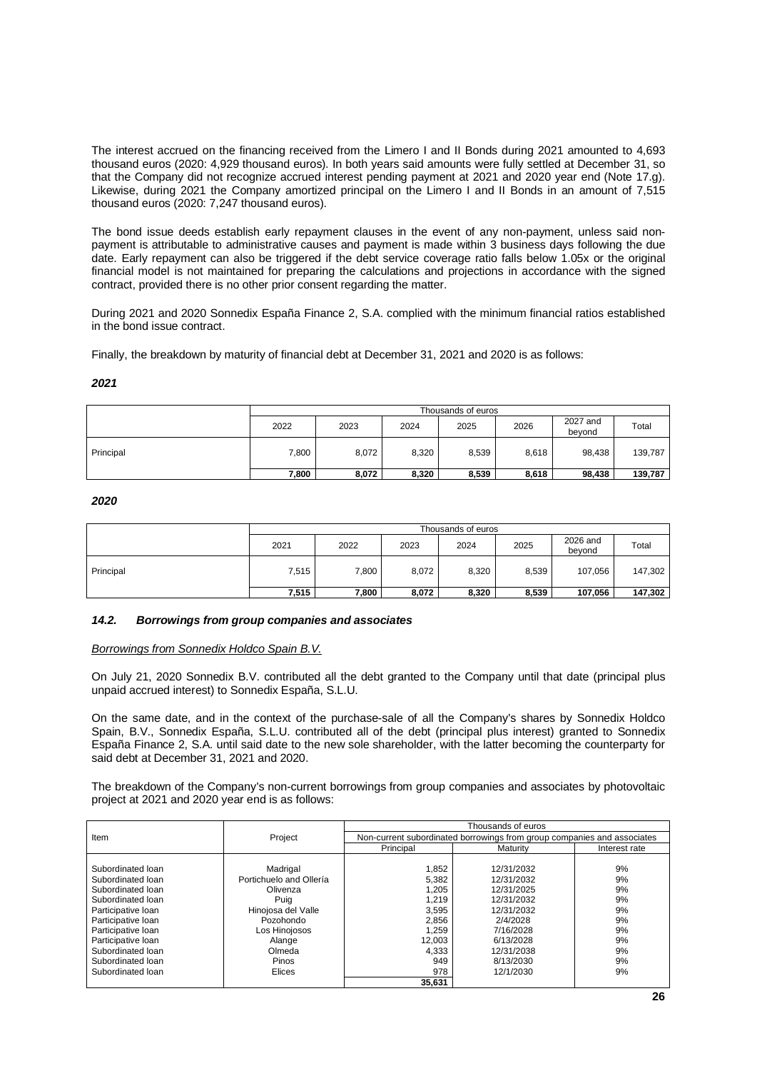The interest accrued on the financing received from the Limero I and II Bonds during 2021 amounted to 4,693 thousand euros (2020: 4,929 thousand euros). In both years said amounts were fully settled at December 31, so that the Company did not recognize accrued interest pending payment at 2021 and 2020 year end (Note 17.g). Likewise, during 2021 the Company amortized principal on the Limero I and II Bonds in an amount of 7,515 thousand euros (2020: 7,247 thousand euros).

The bond issue deeds establish early repayment clauses in the event of any non-payment, unless said non-payment is attributable to administrative causes and payment is made within 3 business days following the due date. Early repayment can also be triggered if the debt service coverage ratio falls below 1.05x or the original financial model is not maintained for preparing the calculations and projections in accordance with the signed contract, provided there is no other prior consent regarding the matter.

During 2021 and 2020 Sonnedix España Finance 2, S.A. complied with the minimum financial ratios established in the bond issue contract.

Finally, the breakdown by maturity of financial debt at December 31, 2021 and 2020 is as follows:

***2021***

| | Thousands of euros | | | | | | |
|---|---|---|---|---|---|---|---|
| | 2022 | 2023 | 2024 | 2025 | 2026 | 2027 and beyond | Total |
| Principal | 7,800 | 8,072 | 8,320 | 8,539 | 8,618 | 98,438 | 139,787 |
| | **7,800** | **8,072** | **8,320** | **8,539** | **8,618** | **98,438** | **139,787** |

***2020***

| | Thousands of euros | | | | | | |
|---|---|---|---|---|---|---|---|
| | 2021 | 2022 | 2023 | 2024 | 2025 | 2026 and beyond | Total |
| Principal | 7,515 | 7,800 | 8,072 | 8,320 | 8,539 | 107,056 | 147,302 |
| | **7,515** | **7,800** | **8,072** | **8,320** | **8,539** | **107,056** | **147,302** |

### *14.2. Borrowings from group companies and associates*

*Borrowings from Sonnedix Holdco Spain B.V.*

On July 21, 2020 Sonnedix B.V. contributed all the debt granted to the Company until that date (principal plus unpaid accrued interest) to Sonnedix España, S.L.U.

On the same date, and in the context of the purchase-sale of all the Company's shares by Sonnedix Holdco Spain, B.V., Sonnedix España, S.L.U. contributed all of the debt (principal plus interest) granted to Sonnedix España Finance 2, S.A. until said date to the new sole shareholder, with the latter becoming the counterparty for said debt at December 31, 2021 and 2020.

The breakdown of the Company's non-current borrowings from group companies and associates by photovoltaic project at 2021 and 2020 year end is as follows:

| Item | Project | Thousands of euros | | |
|---|---|---|---|---|
| | | Non-current subordinated borrowings from group companies and associates | | |
| | | Principal | Maturity | Interest rate |
| Subordinated loan | Madrigal | 1,852 | 12/31/2032 | 9% |
| Subordinated loan | Portichuelo and Ollería | 5,382 | 12/31/2032 | 9% |
| Subordinated loan | Olivenza | 1,205 | 12/31/2025 | 9% |
| Subordinated loan | Puig | 1,219 | 12/31/2032 | 9% |
| Participative loan | Hinojosa del Valle | 3,595 | 12/31/2032 | 9% |
| Participative loan | Pozohondo | 2,856 | 2/4/2028 | 9% |
| Participative loan | Los Hinojosos | 1,259 | 7/16/2028 | 9% |
| Participative loan | Alange | 12,003 | 6/13/2028 | 9% |
| Subordinated loan | Olmeda | 4,333 | 12/31/2038 | 9% |
| Subordinated loan | Pinos | 949 | 8/13/2030 | 9% |
| Subordinated loan | Elices | 978 | 12/1/2030 | 9% |
| | | **35,631** | | |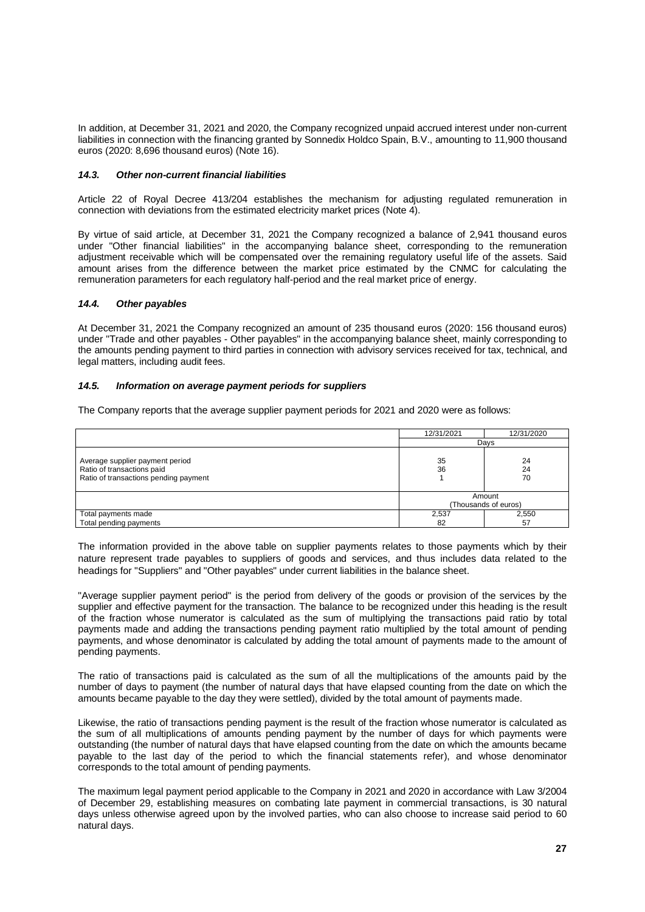In addition, at December 31, 2021 and 2020, the Company recognized unpaid accrued interest under non-current liabilities in connection with the financing granted by Sonnedix Holdco Spain, B.V., amounting to 11,900 thousand euros (2020: 8,696 thousand euros) (Note 16).

### *14.3. Other non-current financial liabilities*

Article 22 of Royal Decree 413/204 establishes the mechanism for adjusting regulated remuneration in connection with deviations from the estimated electricity market prices (Note 4).

By virtue of said article, at December 31, 2021 the Company recognized a balance of 2,941 thousand euros under "Other financial liabilities" in the accompanying balance sheet, corresponding to the remuneration adjustment receivable which will be compensated over the remaining regulatory useful life of the assets. Said amount arises from the difference between the market price estimated by the CNMC for calculating the remuneration parameters for each regulatory half-period and the real market price of energy.

### *14.4. Other payables*

At December 31, 2021 the Company recognized an amount of 235 thousand euros (2020: 156 thousand euros) under "Trade and other payables - Other payables" in the accompanying balance sheet, mainly corresponding to the amounts pending payment to third parties in connection with advisory services received for tax, technical, and legal matters, including audit fees.

### *14.5. Information on average payment periods for suppliers*

The Company reports that the average supplier payment periods for 2021 and 2020 were as follows:

| | 12/31/2021 | 12/31/2020 |
|---|---|---|
| | Days | |
| Average supplier payment period | 35 | 24 |
| Ratio of transactions paid | 36 | 24 |
| Ratio of transactions pending payment | 1 | 70 |
| | Amount (Thousands of euros) | |
| Total payments made | 2,537 | 2,550 |
| Total pending payments | 82 | 57 |

The information provided in the above table on supplier payments relates to those payments which by their nature represent trade payables to suppliers of goods and services, and thus includes data related to the headings for "Suppliers" and "Other payables" under current liabilities in the balance sheet.

"Average supplier payment period" is the period from delivery of the goods or provision of the services by the supplier and effective payment for the transaction. The balance to be recognized under this heading is the result of the fraction whose numerator is calculated as the sum of multiplying the transactions paid ratio by total payments made and adding the transactions pending payment ratio multiplied by the total amount of pending payments, and whose denominator is calculated by adding the total amount of payments made to the amount of pending payments.

The ratio of transactions paid is calculated as the sum of all the multiplications of the amounts paid by the number of days to payment (the number of natural days that have elapsed counting from the date on which the amounts became payable to the day they were settled), divided by the total amount of payments made.

Likewise, the ratio of transactions pending payment is the result of the fraction whose numerator is calculated as the sum of all multiplications of amounts pending payment by the number of days for which payments were outstanding (the number of natural days that have elapsed counting from the date on which the amounts became payable to the last day of the period to which the financial statements refer), and whose denominator corresponds to the total amount of pending payments.

The maximum legal payment period applicable to the Company in 2021 and 2020 in accordance with Law 3/2004 of December 29, establishing measures on combating late payment in commercial transactions, is 30 natural days unless otherwise agreed upon by the involved parties, who can also choose to increase said period to 60 natural days.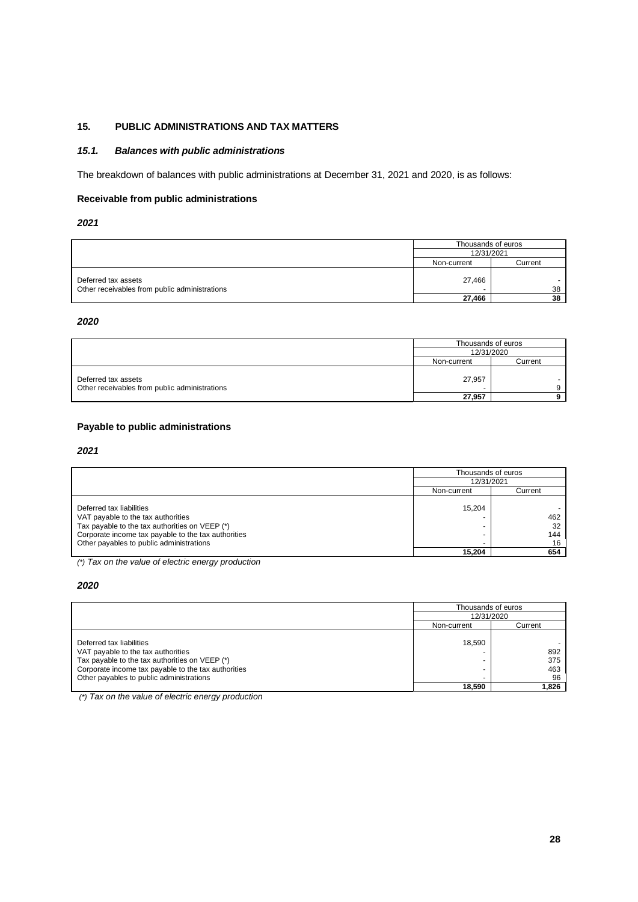## 15. PUBLIC ADMINISTRATIONS AND TAX MATTERS

### *15.1. Balances with public administrations*

The breakdown of balances with public administrations at December 31, 2021 and 2020, is as follows:

**Receivable from public administrations**

***2021***

| | Thousands of euros | |
|---|---|---|
| | 12/31/2021 | |
| | Non-current | Current |
| Deferred tax assets | 27,466 | - |
| Other receivables from public administrations | - | 38 |
| | **27,466** | **38** |

***2020***

| | Thousands of euros | |
|---|---|---|
| | 12/31/2020 | |
| | Non-current | Current |
| Deferred tax assets | 27,957 | - |
| Other receivables from public administrations | - | 9 |
| | **27,957** | **9** |

**Payable to public administrations**

***2021***

| | Thousands of euros | |
|---|---|---|
| | 12/31/2021 | |
| | Non-current | Current |
| Deferred tax liabilities | 15,204 | - |
| VAT payable to the tax authorities | - | 462 |
| Tax payable to the tax authorities on VEEP (*) | - | 32 |
| Corporate income tax payable to the tax authorities | - | 144 |
| Other payables to public administrations | - | 16 |
| | **15,204** | **654** |

*(*) Tax on the value of electric energy production*

***2020***

| | Thousands of euros | |
|---|---|---|
| | 12/31/2020 | |
| | Non-current | Current |
| Deferred tax liabilities | 18,590 | - |
| VAT payable to the tax authorities | - | 892 |
| Tax payable to the tax authorities on VEEP (*) | - | 375 |
| Corporate income tax payable to the tax authorities | - | 463 |
| Other payables to public administrations | - | 96 |
| | **18,590** | **1,826** |

*(*) Tax on the value of electric energy production*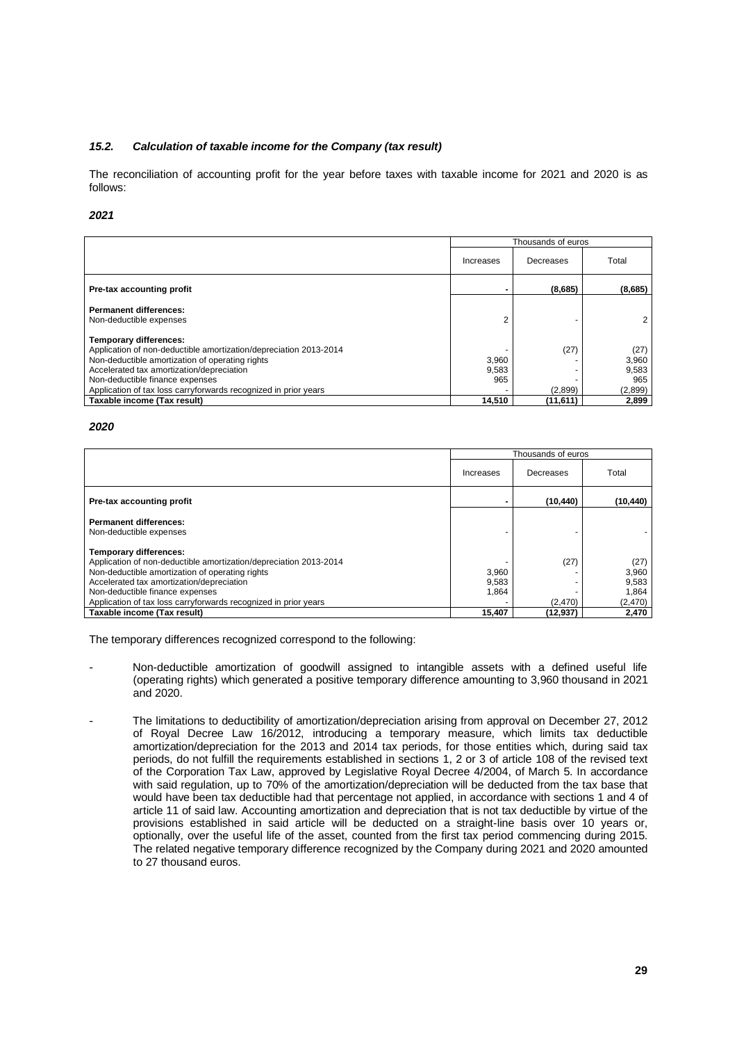### *15.2. Calculation of taxable income for the Company (tax result)*

The reconciliation of accounting profit for the year before taxes with taxable income for 2021 and 2020 is as follows:

***2021***

| | Thousands of euros | | |
|---|---|---|---|
| | Increases | Decreases | Total |
| **Pre-tax accounting profit** | - | (8,685) | (8,685) |
| **Permanent differences:** | | | |
| Non-deductible expenses | 2 | - | 2 |
| **Temporary differences:** | | | |
| Application of non-deductible amortization/depreciation 2013-2014 | - | (27) | (27) |
| Non-deductible amortization of operating rights | 3,960 | - | 3,960 |
| Accelerated tax amortization/depreciation | 9,583 | - | 9,583 |
| Non-deductible finance expenses | 965 | - | 965 |
| Application of tax loss carryforwards recognized in prior years | - | (2,899) | (2,899) |
| **Taxable income (Tax result)** | **14,510** | **(11,611)** | **2,899** |

***2020***

| | Thousands of euros | | |
|---|---|---|---|
| | Increases | Decreases | Total |
| **Pre-tax accounting profit** | - | (10,440) | (10,440) |
| **Permanent differences:** | | | |
| Non-deductible expenses | - | - | - |
| **Temporary differences:** | | | |
| Application of non-deductible amortization/depreciation 2013-2014 | - | (27) | (27) |
| Non-deductible amortization of operating rights | 3,960 | - | 3,960 |
| Accelerated tax amortization/depreciation | 9,583 | - | 9,583 |
| Non-deductible finance expenses | 1,864 | - | 1,864 |
| Application of tax loss carryforwards recognized in prior years | - | (2,470) | (2,470) |
| **Taxable income (Tax result)** | **15,407** | **(12,937)** | **2,470** |

The temporary differences recognized correspond to the following:

- Non-deductible amortization of goodwill assigned to intangible assets with a defined useful life (operating rights) which generated a positive temporary difference amounting to 3,960 thousand in 2021 and 2020.

- The limitations to deductibility of amortization/depreciation arising from approval on December 27, 2012 of Royal Decree Law 16/2012, introducing a temporary measure, which limits tax deductible amortization/depreciation for the 2013 and 2014 tax periods, for those entities which, during said tax periods, do not fulfill the requirements established in sections 1, 2 or 3 of article 108 of the revised text of the Corporation Tax Law, approved by Legislative Royal Decree 4/2004, of March 5. In accordance with said regulation, up to 70% of the amortization/depreciation will be deducted from the tax base that would have been tax deductible had that percentage not applied, in accordance with sections 1 and 4 of article 11 of said law. Accounting amortization and depreciation that is not tax deductible by virtue of the provisions established in said article will be deducted on a straight-line basis over 10 years or, optionally, over the useful life of the asset, counted from the first tax period commencing during 2015. The related negative temporary difference recognized by the Company during 2021 and 2020 amounted to 27 thousand euros.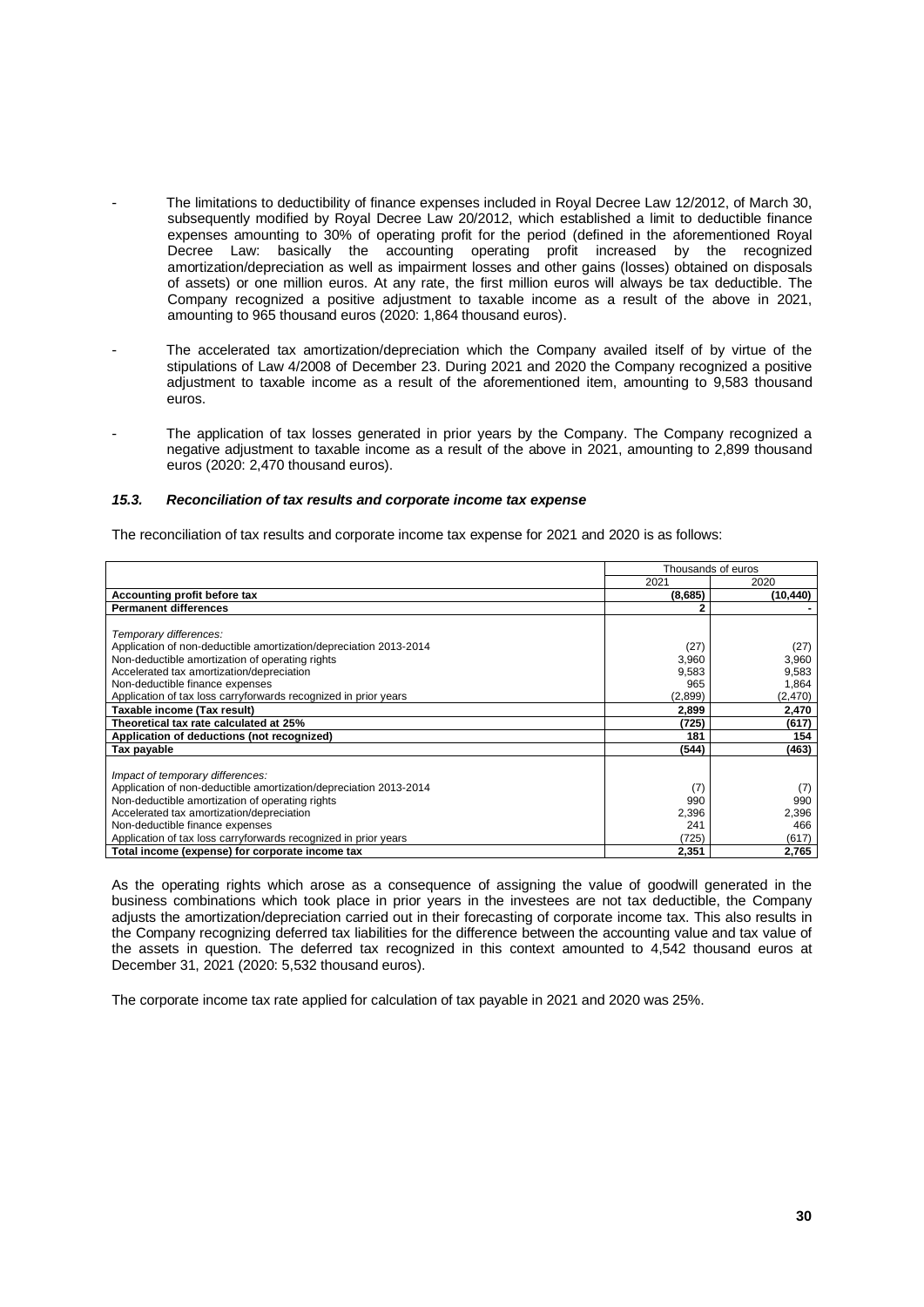- The limitations to deductibility of finance expenses included in Royal Decree Law 12/2012, of March 30, subsequently modified by Royal Decree Law 20/2012, which established a limit to deductible finance expenses amounting to 30% of operating profit for the period (defined in the aforementioned Royal Decree Law: basically the accounting operating profit increased by the recognized amortization/depreciation as well as impairment losses and other gains (losses) obtained on disposals of assets) or one million euros. At any rate, the first million euros will always be tax deductible. The Company recognized a positive adjustment to taxable income as a result of the above in 2021, amounting to 965 thousand euros (2020: 1,864 thousand euros).

- The accelerated tax amortization/depreciation which the Company availed itself of by virtue of the stipulations of Law 4/2008 of December 23. During 2021 and 2020 the Company recognized a positive adjustment to taxable income as a result of the aforementioned item, amounting to 9,583 thousand euros.

- The application of tax losses generated in prior years by the Company. The Company recognized a negative adjustment to taxable income as a result of the above in 2021, amounting to 2,899 thousand euros (2020: 2,470 thousand euros).

### *15.3. Reconciliation of tax results and corporate income tax expense*

The reconciliation of tax results and corporate income tax expense for 2021 and 2020 is as follows:

| | Thousands of euros | |
|---|---|---|
| | 2021 | 2020 |
| **Accounting profit before tax** | **(8,685)** | **(10,440)** |
| **Permanent differences** | **2** | **-** |
| *Temporary differences:* | | |
| Application of non-deductible amortization/depreciation 2013-2014 | (27) | (27) |
| Non-deductible amortization of operating rights | 3,960 | 3,960 |
| Accelerated tax amortization/depreciation | 9,583 | 9,583 |
| Non-deductible finance expenses | 965 | 1,864 |
| Application of tax loss carryforwards recognized in prior years | (2,899) | (2,470) |
| **Taxable income (Tax result)** | **2,899** | **2,470** |
| **Theoretical tax rate calculated at 25%** | **(725)** | **(617)** |
| **Application of deductions (not recognized)** | **181** | **154** |
| **Tax payable** | **(544)** | **(463)** |
| *Impact of temporary differences:* | | |
| Application of non-deductible amortization/depreciation 2013-2014 | (7) | (7) |
| Non-deductible amortization of operating rights | 990 | 990 |
| Accelerated tax amortization/depreciation | 2,396 | 2,396 |
| Non-deductible finance expenses | 241 | 466 |
| Application of tax loss carryforwards recognized in prior years | (725) | (617) |
| **Total income (expense) for corporate income tax** | **2,351** | **2,765** |

As the operating rights which arose as a consequence of assigning the value of goodwill generated in the business combinations which took place in prior years in the investees are not tax deductible, the Company adjusts the amortization/depreciation carried out in their forecasting of corporate income tax. This also results in the Company recognizing deferred tax liabilities for the difference between the accounting value and tax value of the assets in question. The deferred tax recognized in this context amounted to 4,542 thousand euros at December 31, 2021 (2020: 5,532 thousand euros).

The corporate income tax rate applied for calculation of tax payable in 2021 and 2020 was 25%.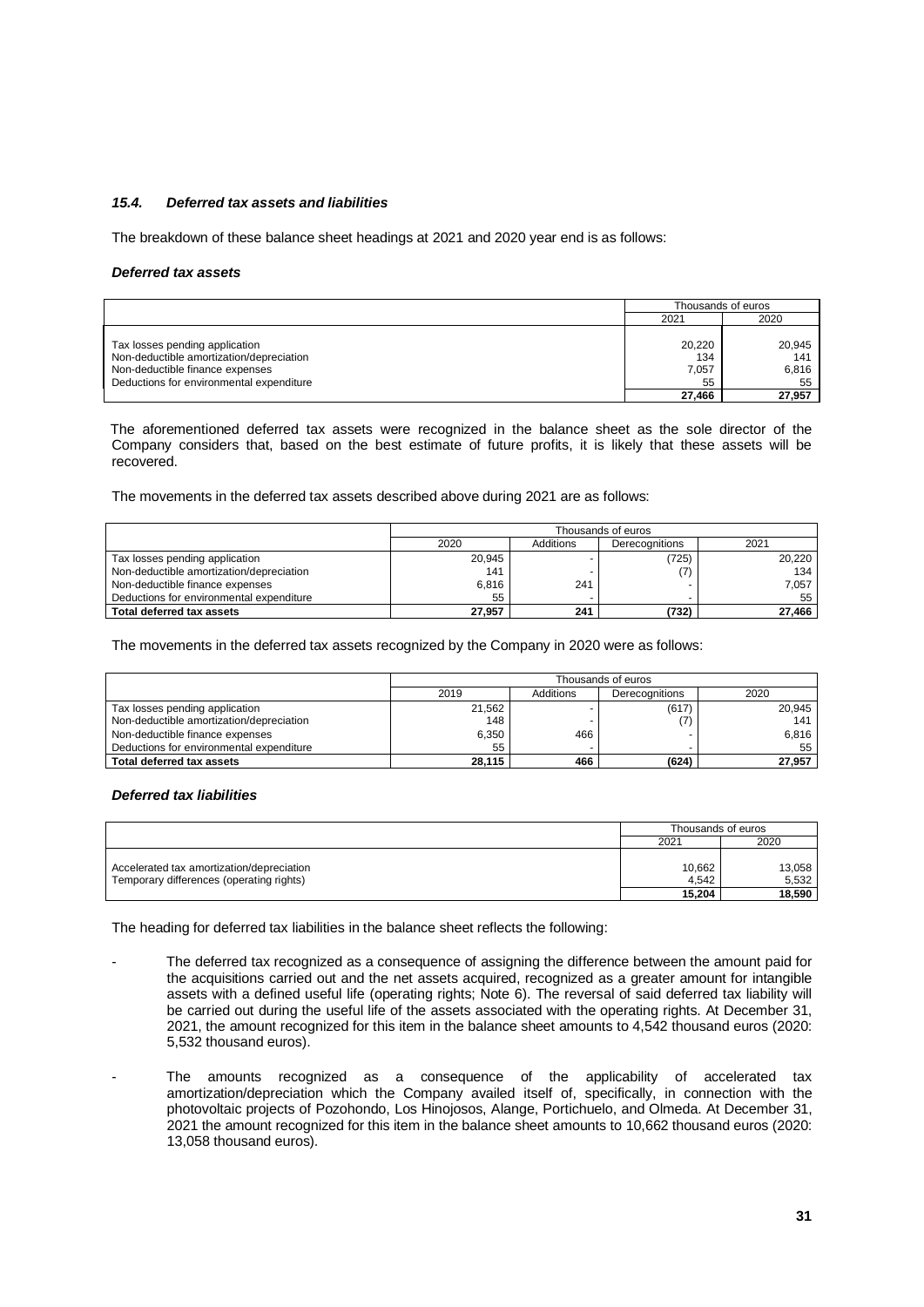### *15.4. Deferred tax assets and liabilities*

The breakdown of these balance sheet headings at 2021 and 2020 year end is as follows:

***Deferred tax assets***

| | Thousands of euros | |
|---|---|---|
| | 2021 | 2020 |
| Tax losses pending application | 20,220 | 20,945 |
| Non-deductible amortization/depreciation | 134 | 141 |
| Non-deductible finance expenses | 7,057 | 6,816 |
| Deductions for environmental expenditure | 55 | 55 |
| | **27,466** | **27,957** |

The aforementioned deferred tax assets were recognized in the balance sheet as the sole director of the Company considers that, based on the best estimate of future profits, it is likely that these assets will be recovered.

The movements in the deferred tax assets described above during 2021 are as follows:

| | Thousands of euros | | | |
|---|---|---|---|---|
| | 2020 | Additions | Derecognitions | 2021 |
| Tax losses pending application | 20,945 | - | (725) | 20,220 |
| Non-deductible amortization/depreciation | 141 | - | (7) | 134 |
| Non-deductible finance expenses | 6,816 | 241 | - | 7,057 |
| Deductions for environmental expenditure | 55 | - | - | 55 |
| **Total deferred tax assets** | **27,957** | **241** | **(732)** | **27,466** |

The movements in the deferred tax assets recognized by the Company in 2020 were as follows:

| | Thousands of euros | | | |
|---|---|---|---|---|
| | 2019 | Additions | Derecognitions | 2020 |
| Tax losses pending application | 21,562 | - | (617) | 20,945 |
| Non-deductible amortization/depreciation | 148 | - | (7) | 141 |
| Non-deductible finance expenses | 6,350 | 466 | - | 6,816 |
| Deductions for environmental expenditure | 55 | - | - | 55 |
| **Total deferred tax assets** | **28,115** | **466** | **(624)** | **27,957** |

***Deferred tax liabilities***

| | Thousands of euros | |
|---|---|---|
| | 2021 | 2020 |
| Accelerated tax amortization/depreciation | 10,662 | 13,058 |
| Temporary differences (operating rights) | 4,542 | 5,532 |
| | **15,204** | **18,590** |

The heading for deferred tax liabilities in the balance sheet reflects the following:

- The deferred tax recognized as a consequence of assigning the difference between the amount paid for the acquisitions carried out and the net assets acquired, recognized as a greater amount for intangible assets with a defined useful life (operating rights; Note 6). The reversal of said deferred tax liability will be carried out during the useful life of the assets associated with the operating rights. At December 31, 2021, the amount recognized for this item in the balance sheet amounts to 4,542 thousand euros (2020: 5,532 thousand euros).

- The amounts recognized as a consequence of the applicability of accelerated tax amortization/depreciation which the Company availed itself of, specifically, in connection with the photovoltaic projects of Pozohondo, Los Hinojosos, Alange, Portichuelo, and Olmeda. At December 31, 2021 the amount recognized for this item in the balance sheet amounts to 10,662 thousand euros (2020: 13,058 thousand euros).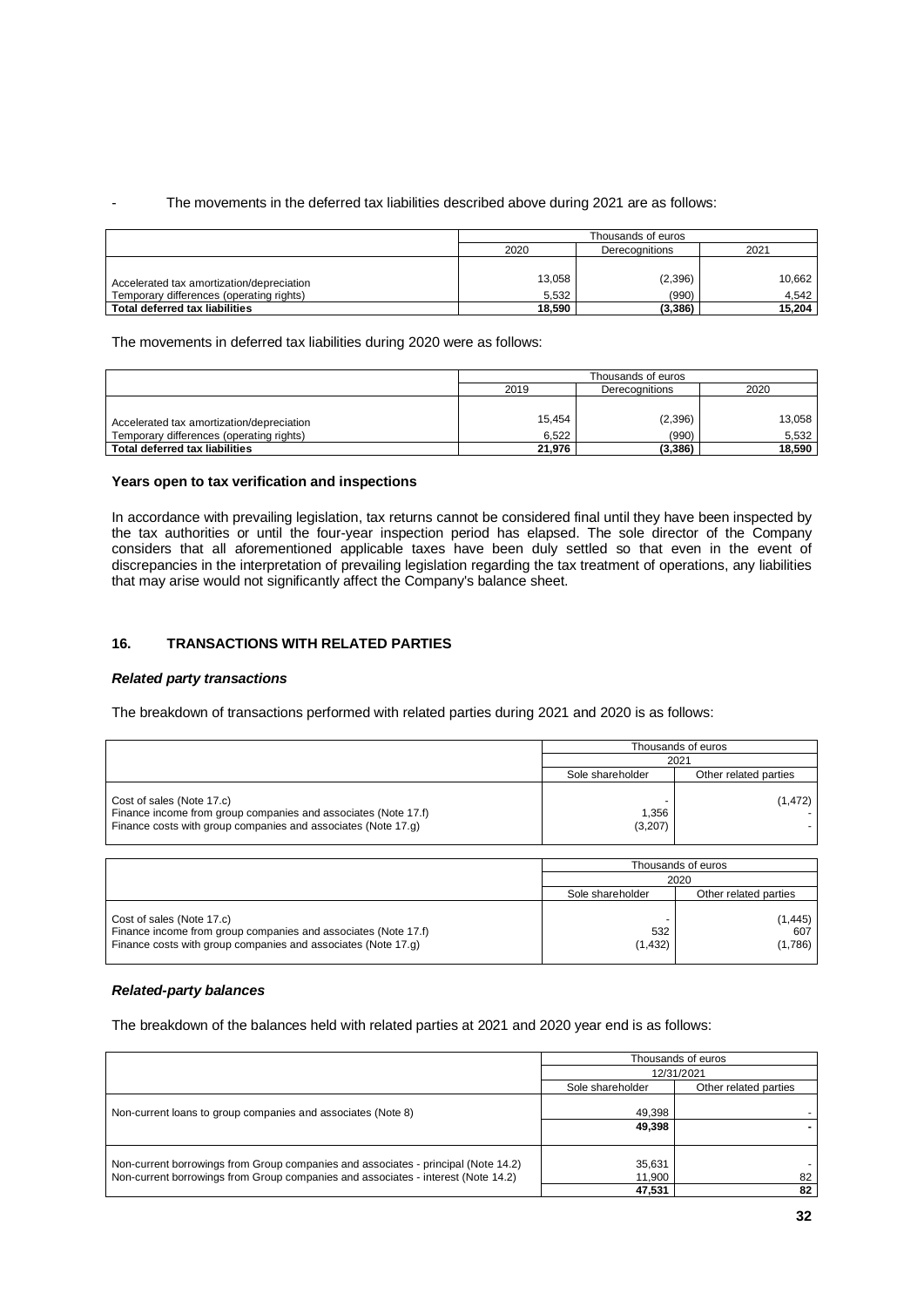- The movements in the deferred tax liabilities described above during 2021 are as follows:

| | Thousands of euros | | |
|---|---|---|---|
| | 2020 | Derecognitions | 2021 |
| Accelerated tax amortization/depreciation | 13,058 | (2,396) | 10,662 |
| Temporary differences (operating rights) | 5,532 | (990) | 4,542 |
| **Total deferred tax liabilities** | **18,590** | **(3,386)** | **15,204** |

The movements in deferred tax liabilities during 2020 were as follows:

| | Thousands of euros | | |
|---|---|---|---|
| | 2019 | Derecognitions | 2020 |
| Accelerated tax amortization/depreciation | 15,454 | (2,396) | 13,058 |
| Temporary differences (operating rights) | 6,522 | (990) | 5,532 |
| **Total deferred tax liabilities** | **21,976** | **(3,386)** | **18,590** |

**Years open to tax verification and inspections**

In accordance with prevailing legislation, tax returns cannot be considered final until they have been inspected by the tax authorities or until the four-year inspection period has elapsed. The sole director of the Company considers that all aforementioned applicable taxes have been duly settled so that even in the event of discrepancies in the interpretation of prevailing legislation regarding the tax treatment of operations, any liabilities that may arise would not significantly affect the Company's balance sheet.

## 16. TRANSACTIONS WITH RELATED PARTIES

***Related party transactions***

The breakdown of transactions performed with related parties during 2021 and 2020 is as follows:

| | Thousands of euros | |
|---|---|---|
| | 2021 | |
| | Sole shareholder | Other related parties |
| Cost of sales (Note 17.c) | - | (1,472) |
| Finance income from group companies and associates (Note 17.f) | 1,356 | - |
| Finance costs with group companies and associates (Note 17.g) | (3,207) | - |

| | Thousands of euros | |
|---|---|---|
| | 2020 | |
| | Sole shareholder | Other related parties |
| Cost of sales (Note 17.c) | - | (1,445) |
| Finance income from group companies and associates (Note 17.f) | 532 | 607 |
| Finance costs with group companies and associates (Note 17.g) | (1,432) | (1,786) |

***Related-party balances***

The breakdown of the balances held with related parties at 2021 and 2020 year end is as follows:

| | Thousands of euros | |
|---|---|---|
| | 12/31/2021 | |
| | Sole shareholder | Other related parties |
| Non-current loans to group companies and associates (Note 8) | 49,398 | - |
| | **49,398** | **-** |
| Non-current borrowings from Group companies and associates - principal (Note 14.2) | 35,631 | - |
| Non-current borrowings from Group companies and associates - interest (Note 14.2) | 11,900 | 82 |
| | **47,531** | **82** |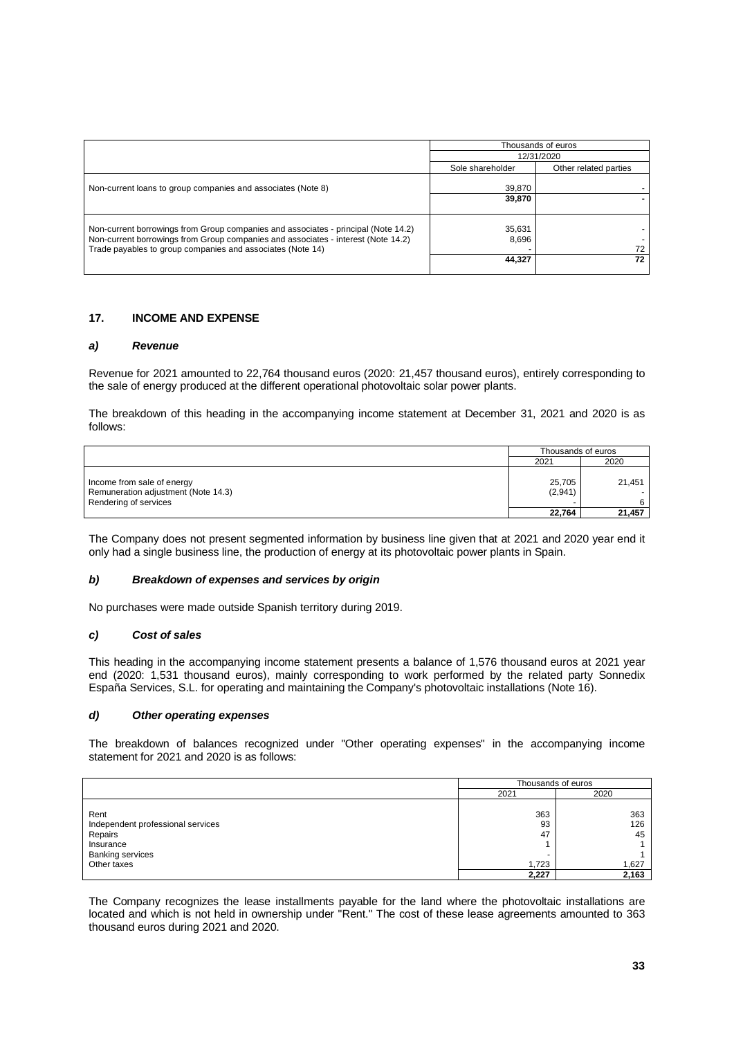| | Thousands of euros | |
|---|---|---|
| | 12/31/2020 | |
| | Sole shareholder | Other related parties |
| Non-current loans to group companies and associates (Note 8) | 39,870 | - |
| | **39,870** | **-** |
| Non-current borrowings from Group companies and associates - principal (Note 14.2) | 35,631 | - |
| Non-current borrowings from Group companies and associates - interest (Note 14.2) | 8,696 | - |
| Trade payables to group companies and associates (Note 14) | - | 72 |
| | **44,327** | **72** |

## 17. INCOME AND EXPENSE

### *a) Revenue*

Revenue for 2021 amounted to 22,764 thousand euros (2020: 21,457 thousand euros), entirely corresponding to the sale of energy produced at the different operational photovoltaic solar power plants.

The breakdown of this heading in the accompanying income statement at December 31, 2021 and 2020 is as follows:

| | Thousands of euros | |
|---|---|---|
| | 2021 | 2020 |
| Income from sale of energy | 25,705 | 21,451 |
| Remuneration adjustment (Note 14.3) | (2,941) | - |
| Rendering of services | - | 6 |
| | **22,764** | **21,457** |

The Company does not present segmented information by business line given that at 2021 and 2020 year end it only had a single business line, the production of energy at its photovoltaic power plants in Spain.

### *b) Breakdown of expenses and services by origin*

No purchases were made outside Spanish territory during 2019.

### *c) Cost of sales*

This heading in the accompanying income statement presents a balance of 1,576 thousand euros at 2021 year end (2020: 1,531 thousand euros), mainly corresponding to work performed by the related party Sonnedix España Services, S.L. for operating and maintaining the Company's photovoltaic installations (Note 16).

### *d) Other operating expenses*

The breakdown of balances recognized under "Other operating expenses" in the accompanying income statement for 2021 and 2020 is as follows:

| | Thousands of euros | |
|---|---|---|
| | 2021 | 2020 |
| Rent | 363 | 363 |
| Independent professional services | 93 | 126 |
| Repairs | 47 | 45 |
| Insurance | 1 | 1 |
| Banking services | - | 1 |
| Other taxes | 1,723 | 1,627 |
| | **2,227** | **2,163** |

The Company recognizes the lease installments payable for the land where the photovoltaic installations are located and which is not held in ownership under "Rent." The cost of these lease agreements amounted to 363 thousand euros during 2021 and 2020.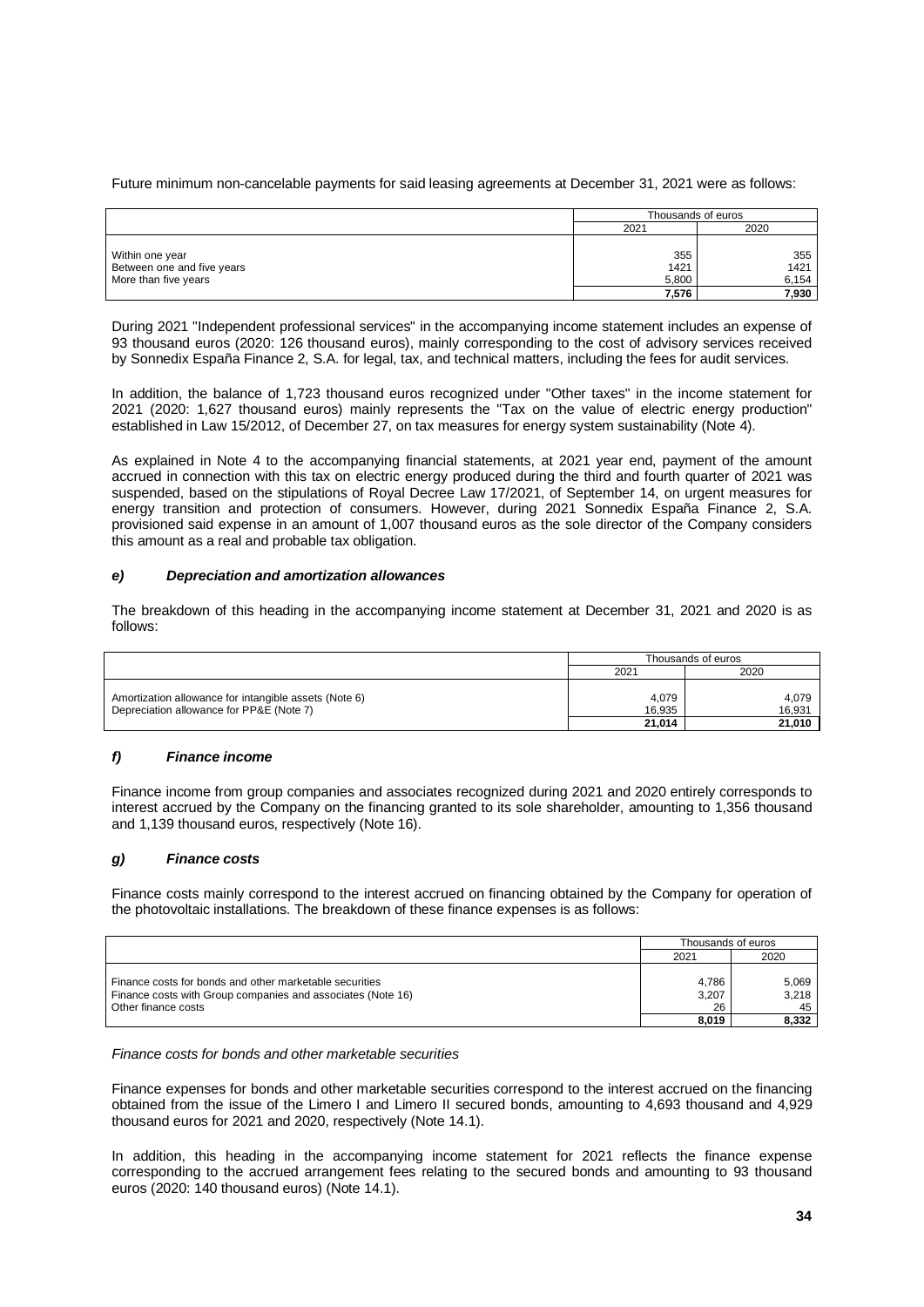Future minimum non-cancelable payments for said leasing agreements at December 31, 2021 were as follows:

| | Thousands of euros | |
|---|---|---|
| | 2021 | 2020 |
| Within one year | 355 | 355 |
| Between one and five years | 1421 | 1421 |
| More than five years | 5,800 | 6,154 |
| | **7,576** | **7,930** |

During 2021 "Independent professional services" in the accompanying income statement includes an expense of 93 thousand euros (2020: 126 thousand euros), mainly corresponding to the cost of advisory services received by Sonnedix España Finance 2, S.A. for legal, tax, and technical matters, including the fees for audit services.

In addition, the balance of 1,723 thousand euros recognized under "Other taxes" in the income statement for 2021 (2020: 1,627 thousand euros) mainly represents the "Tax on the value of electric energy production" established in Law 15/2012, of December 27, on tax measures for energy system sustainability (Note 4).

As explained in Note 4 to the accompanying financial statements, at 2021 year end, payment of the amount accrued in connection with this tax on electric energy produced during the third and fourth quarter of 2021 was suspended, based on the stipulations of Royal Decree Law 17/2021, of September 14, on urgent measures for energy transition and protection of consumers. However, during 2021 Sonnedix España Finance 2, S.A. provisioned said expense in an amount of 1,007 thousand euros as the sole director of the Company considers this amount as a real and probable tax obligation.

### *e) Depreciation and amortization allowances*

The breakdown of this heading in the accompanying income statement at December 31, 2021 and 2020 is as follows:

| | Thousands of euros | |
|---|---|---|
| | 2021 | 2020 |
| Amortization allowance for intangible assets (Note 6) | 4,079 | 4,079 |
| Depreciation allowance for PP&E (Note 7) | 16,935 | 16,931 |
| | **21,014** | **21,010** |

### *f) Finance income*

Finance income from group companies and associates recognized during 2021 and 2020 entirely corresponds to interest accrued by the Company on the financing granted to its sole shareholder, amounting to 1,356 thousand and 1,139 thousand euros, respectively (Note 16).

### *g) Finance costs*

Finance costs mainly correspond to the interest accrued on financing obtained by the Company for operation of the photovoltaic installations. The breakdown of these finance expenses is as follows:

| | Thousands of euros | |
|---|---|---|
| | 2021 | 2020 |
| Finance costs for bonds and other marketable securities | 4,786 | 5,069 |
| Finance costs with Group companies and associates (Note 16) | 3,207 | 3,218 |
| Other finance costs | 26 | 45 |
| | **8,019** | **8,332** |

*Finance costs for bonds and other marketable securities*

Finance expenses for bonds and other marketable securities correspond to the interest accrued on the financing obtained from the issue of the Limero I and Limero II secured bonds, amounting to 4,693 thousand and 4,929 thousand euros for 2021 and 2020, respectively (Note 14.1).

In addition, this heading in the accompanying income statement for 2021 reflects the finance expense corresponding to the accrued arrangement fees relating to the secured bonds and amounting to 93 thousand euros (2020: 140 thousand euros) (Note 14.1).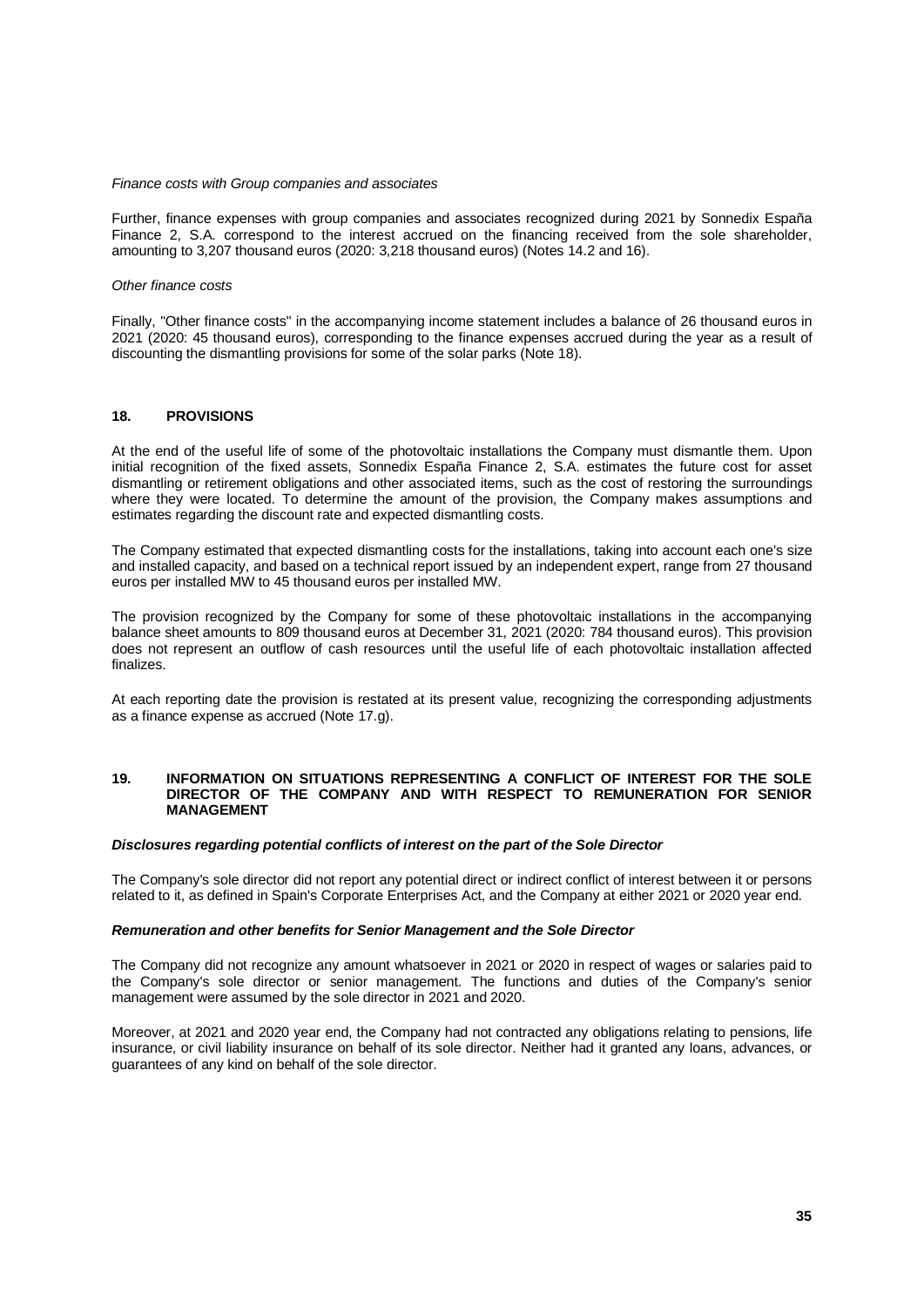*Finance costs with Group companies and associates*

Further, finance expenses with group companies and associates recognized during 2021 by Sonnedix España Finance 2, S.A. correspond to the interest accrued on the financing received from the sole shareholder, amounting to 3,207 thousand euros (2020: 3,218 thousand euros) (Notes 14.2 and 16).

*Other finance costs*

Finally, "Other finance costs" in the accompanying income statement includes a balance of 26 thousand euros in 2021 (2020: 45 thousand euros), corresponding to the finance expenses accrued during the year as a result of discounting the dismantling provisions for some of the solar parks (Note 18).

## 18. PROVISIONS

At the end of the useful life of some of the photovoltaic installations the Company must dismantle them. Upon initial recognition of the fixed assets, Sonnedix España Finance 2, S.A. estimates the future cost for asset dismantling or retirement obligations and other associated items, such as the cost of restoring the surroundings where they were located. To determine the amount of the provision, the Company makes assumptions and estimates regarding the discount rate and expected dismantling costs.

The Company estimated that expected dismantling costs for the installations, taking into account each one's size and installed capacity, and based on a technical report issued by an independent expert, range from 27 thousand euros per installed MW to 45 thousand euros per installed MW.

The provision recognized by the Company for some of these photovoltaic installations in the accompanying balance sheet amounts to 809 thousand euros at December 31, 2021 (2020: 784 thousand euros). This provision does not represent an outflow of cash resources until the useful life of each photovoltaic installation affected finalizes.

At each reporting date the provision is restated at its present value, recognizing the corresponding adjustments as a finance expense as accrued (Note 17.g).

## 19. INFORMATION ON SITUATIONS REPRESENTING A CONFLICT OF INTEREST FOR THE SOLE DIRECTOR OF THE COMPANY AND WITH RESPECT TO REMUNERATION FOR SENIOR MANAGEMENT

***Disclosures regarding potential conflicts of interest on the part of the Sole Director***

The Company's sole director did not report any potential direct or indirect conflict of interest between it or persons related to it, as defined in Spain's Corporate Enterprises Act, and the Company at either 2021 or 2020 year end.

***Remuneration and other benefits for Senior Management and the Sole Director***

The Company did not recognize any amount whatsoever in 2021 or 2020 in respect of wages or salaries paid to the Company's sole director or senior management. The functions and duties of the Company's senior management were assumed by the sole director in 2021 and 2020.

Moreover, at 2021 and 2020 year end, the Company had not contracted any obligations relating to pensions, life insurance, or civil liability insurance on behalf of its sole director. Neither had it granted any loans, advances, or guarantees of any kind on behalf of the sole director.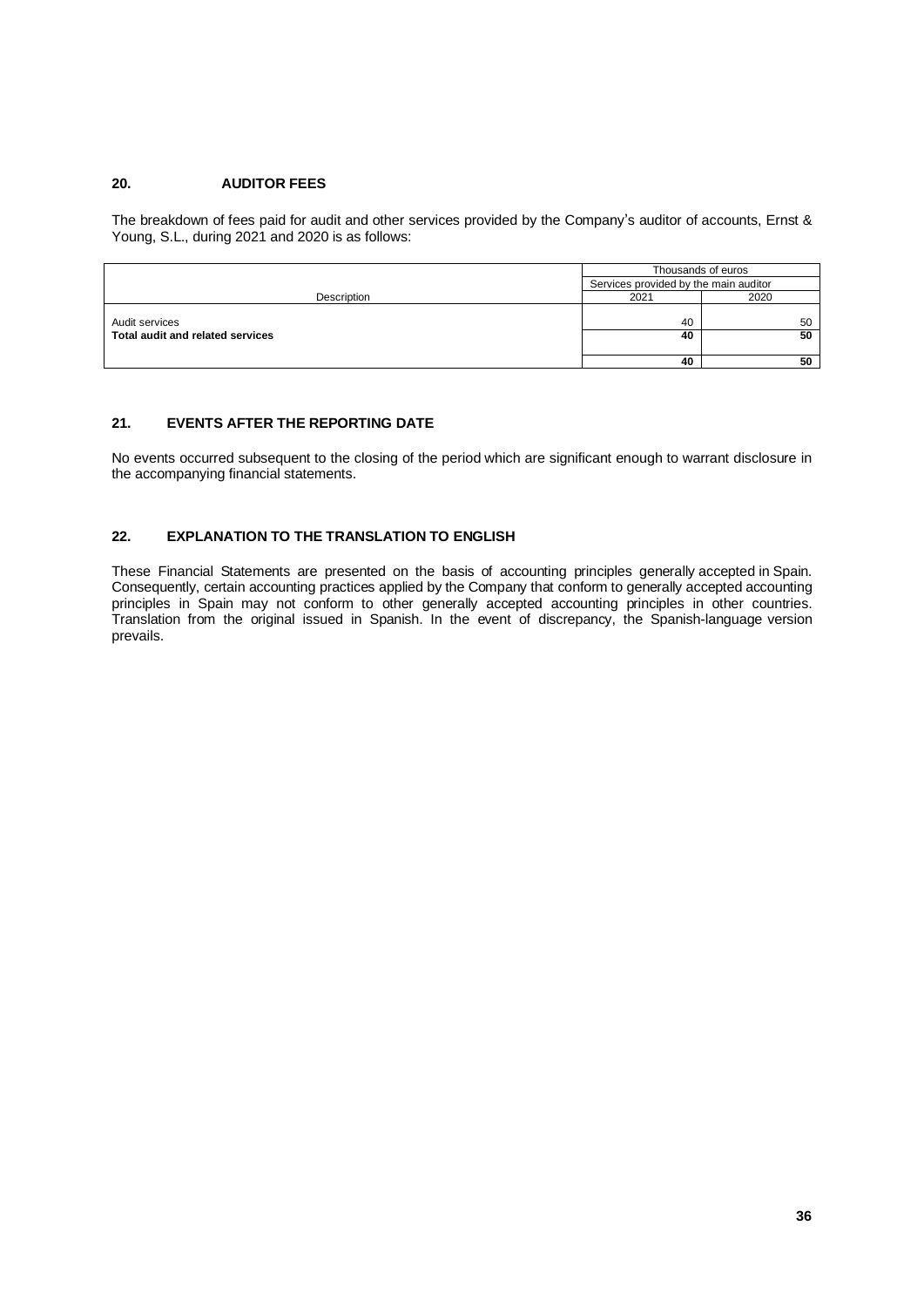## 20. AUDITOR FEES

The breakdown of fees paid for audit and other services provided by the Company's auditor of accounts, Ernst & Young, S.L., during 2021 and 2020 is as follows:

| | Thousands of euros | |
|---|---|---|
| | Services provided by the main auditor | |
| Description | 2021 | 2020 |
| Audit services | 40 | 50 |
| **Total audit and related services** | **40** | **50** |
| | **40** | **50** |

## 21. EVENTS AFTER THE REPORTING DATE

No events occurred subsequent to the closing of the period which are significant enough to warrant disclosure in the accompanying financial statements.

## 22. EXPLANATION TO THE TRANSLATION TO ENGLISH

These Financial Statements are presented on the basis of accounting principles generally accepted in Spain. Consequently, certain accounting practices applied by the Company that conform to generally accepted accounting principles in Spain may not conform to other generally accepted accounting principles in other countries. Translation from the original issued in Spanish. In the event of discrepancy, the Spanish-language version prevails.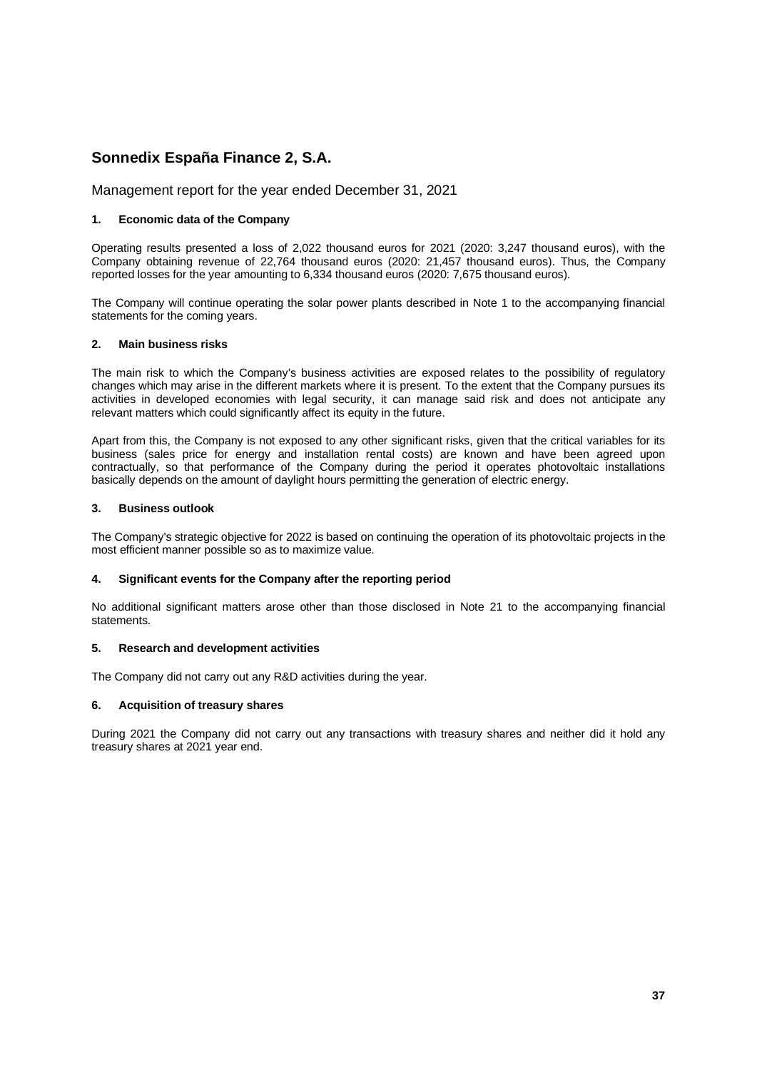# Sonnedix España Finance 2, S.A.

Management report for the year ended December 31, 2021

## 1. Economic data of the Company

Operating results presented a loss of 2,022 thousand euros for 2021 (2020: 3,247 thousand euros), with the Company obtaining revenue of 22,764 thousand euros (2020: 21,457 thousand euros). Thus, the Company reported losses for the year amounting to 6,334 thousand euros (2020: 7,675 thousand euros).

The Company will continue operating the solar power plants described in Note 1 to the accompanying financial statements for the coming years.

## 2. Main business risks

The main risk to which the Company's business activities are exposed relates to the possibility of regulatory changes which may arise in the different markets where it is present. To the extent that the Company pursues its activities in developed economies with legal security, it can manage said risk and does not anticipate any relevant matters which could significantly affect its equity in the future.

Apart from this, the Company is not exposed to any other significant risks, given that the critical variables for its business (sales price for energy and installation rental costs) are known and have been agreed upon contractually, so that performance of the Company during the period it operates photovoltaic installations basically depends on the amount of daylight hours permitting the generation of electric energy.

## 3. Business outlook

The Company's strategic objective for 2022 is based on continuing the operation of its photovoltaic projects in the most efficient manner possible so as to maximize value.

## 4. Significant events for the Company after the reporting period

No additional significant matters arose other than those disclosed in Note 21 to the accompanying financial statements.

## 5. Research and development activities

The Company did not carry out any R&D activities during the year.

## 6. Acquisition of treasury shares

During 2021 the Company did not carry out any transactions with treasury shares and neither did it hold any treasury shares at 2021 year end.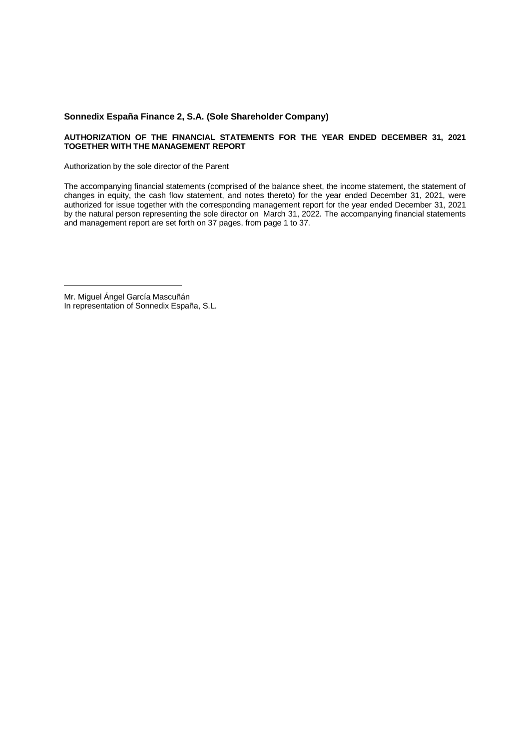**Sonnedix España Finance 2, S.A. (Sole Shareholder Company)**

**AUTHORIZATION OF THE FINANCIAL STATEMENTS FOR THE YEAR ENDED DECEMBER 31, 2021 TOGETHER WITH THE MANAGEMENT REPORT**

Authorization by the sole director of the Parent

The accompanying financial statements (comprised of the balance sheet, the income statement, the statement of changes in equity, the cash flow statement, and notes thereto) for the year ended December 31, 2021, were authorized for issue together with the corresponding management report for the year ended December 31, 2021 by the natural person representing the sole director on March 31, 2022. The accompanying financial statements and management report are set forth on 37 pages, from page 1 to 37.

\_\_\_\_\_\_\_\_\_\_\_\_\_\_\_\_\_\_\_\_\_\_\_\_\_\_\_\_

Mr. Miguel Ángel García Mascuñán
In representation of Sonnedix España, S.L.